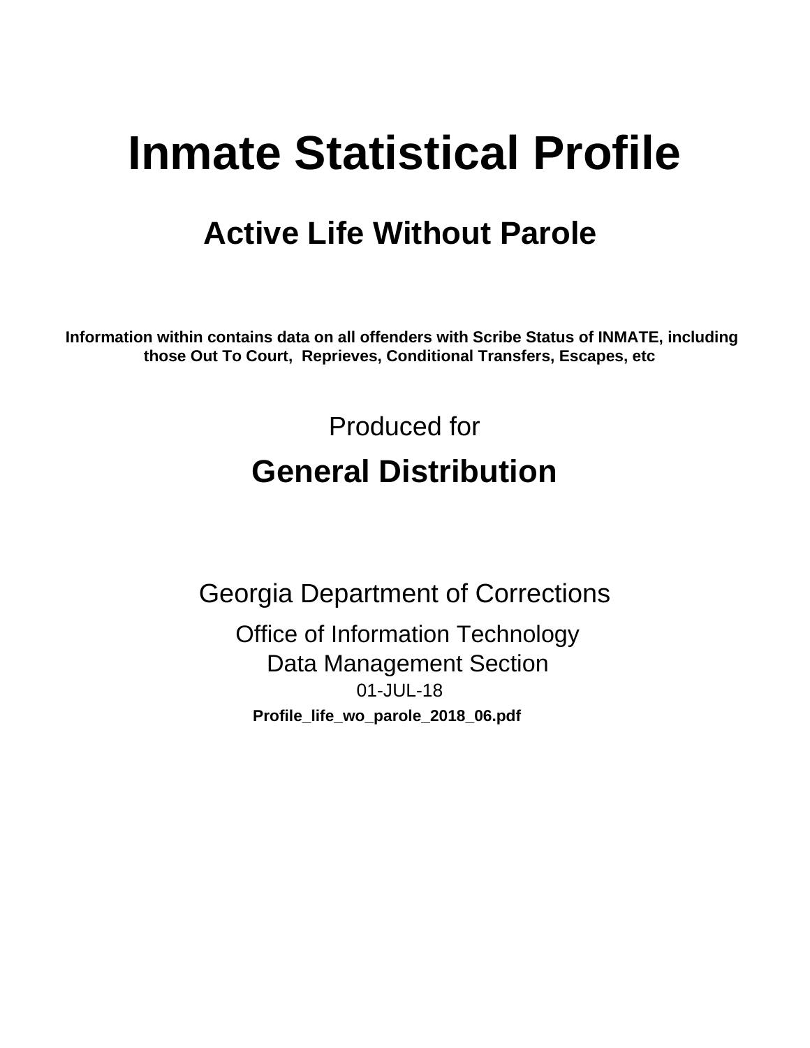# Inmate Statistical Profile

## Active Life Without Parole

**Information within contains data on all offenders with Scribe Status of INMATE, including those Out To Court, Reprieves, Conditional Transfers, Escapes, etc**

Produced for

## General Distribution

Georgia Department of Corrections

Office of Information Technology

Data Management Section

01-JUL-18

**Profile_life_wo_parole_2018_06.pdf**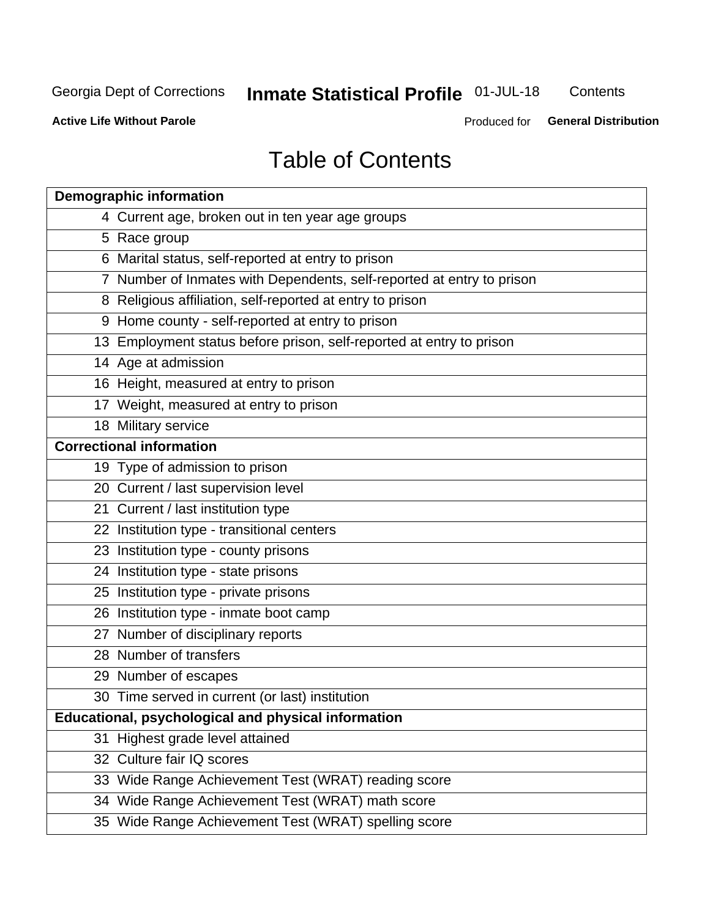# Table of Contents

| Demographic information | |
|---|---|
| 4 | Current age, broken out in ten year age groups |
| 5 | Race group |
| 6 | Marital status, self-reported at entry to prison |
| 7 | Number of Inmates with Dependents, self-reported at entry to prison |
| 8 | Religious affiliation, self-reported at entry to prison |
| 9 | Home county - self-reported at entry to prison |
| 13 | Employment status before prison, self-reported at entry to prison |
| 14 | Age at admission |
| 16 | Height, measured at entry to prison |
| 17 | Weight, measured at entry to prison |
| 18 | Military service |
| **Correctional information** | |
| 19 | Type of admission to prison |
| 20 | Current / last supervision level |
| 21 | Current / last institution type |
| 22 | Institution type - transitional centers |
| 23 | Institution type - county prisons |
| 24 | Institution type - state prisons |
| 25 | Institution type - private prisons |
| 26 | Institution type - inmate boot camp |
| 27 | Number of disciplinary reports |
| 28 | Number of transfers |
| 29 | Number of escapes |
| 30 | Time served in current (or last) institution |
| **Educational, psychological and physical information** | |
| 31 | Highest grade level attained |
| 32 | Culture fair IQ scores |
| 33 | Wide Range Achievement Test (WRAT) reading score |
| 34 | Wide Range Achievement Test (WRAT) math score |
| 35 | Wide Range Achievement Test (WRAT) spelling score |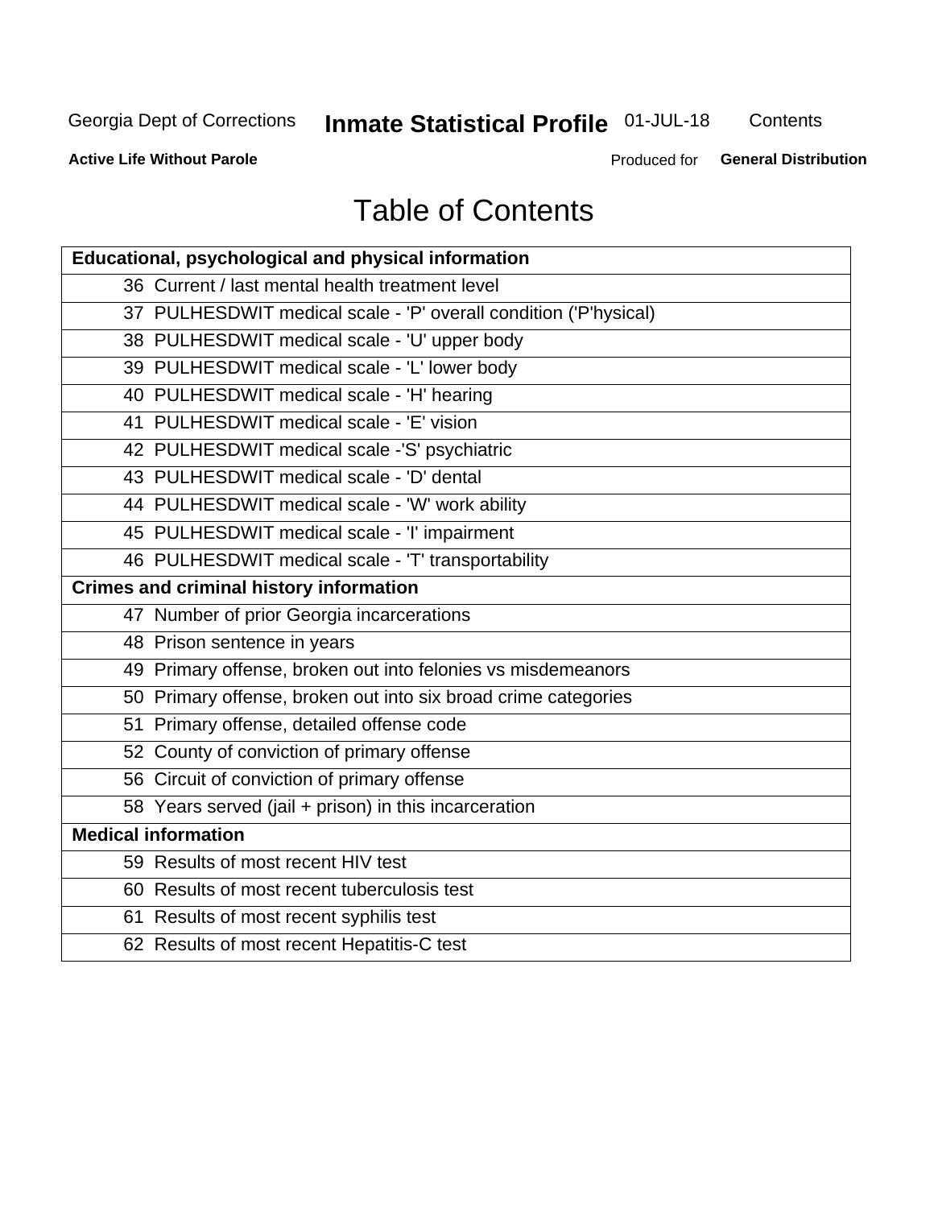# Table of Contents

| Educational, psychological and physical information | |
|---|---|
| 36 | Current / last mental health treatment level |
| 37 | PULHESDWIT medical scale - 'P' overall condition ('P'hysical) |
| 38 | PULHESDWIT medical scale - 'U' upper body |
| 39 | PULHESDWIT medical scale - 'L' lower body |
| 40 | PULHESDWIT medical scale - 'H' hearing |
| 41 | PULHESDWIT medical scale - 'E' vision |
| 42 | PULHESDWIT medical scale -'S' psychiatric |
| 43 | PULHESDWIT medical scale - 'D' dental |
| 44 | PULHESDWIT medical scale - 'W' work ability |
| 45 | PULHESDWIT medical scale - 'I' impairment |
| 46 | PULHESDWIT medical scale - 'T' transportability |
| **Crimes and criminal history information** | |
| 47 | Number of prior Georgia incarcerations |
| 48 | Prison sentence in years |
| 49 | Primary offense, broken out into felonies vs misdemeanors |
| 50 | Primary offense, broken out into six broad crime categories |
| 51 | Primary offense, detailed offense code |
| 52 | County of conviction of primary offense |
| 56 | Circuit of conviction of primary offense |
| 58 | Years served (jail + prison) in this incarceration |
| **Medical information** | |
| 59 | Results of most recent HIV test |
| 60 | Results of most recent tuberculosis test |
| 61 | Results of most recent syphilis test |
| 62 | Results of most recent Hepatitis-C test |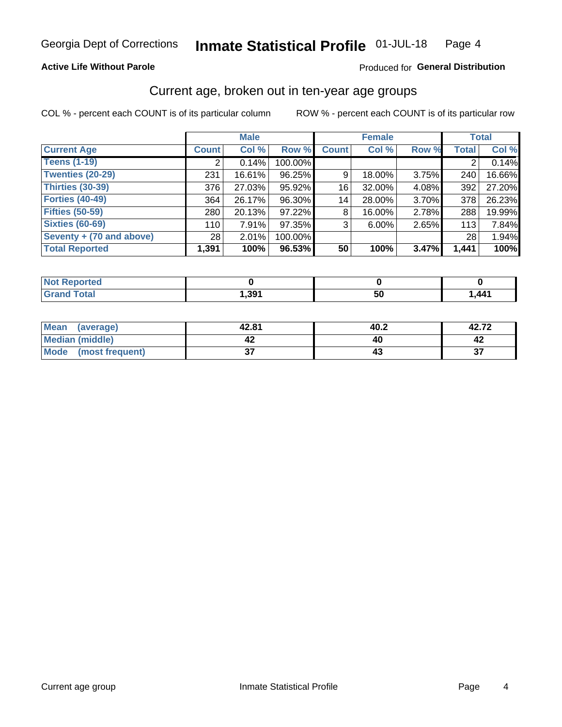Georgia Dept of Corrections **Inmate Statistical Profile** 01-JUL-18

**Active Life Without Parole**

Produced for **General Distribution**

## Current age, broken out in ten-year age groups

COL % - percent each COUNT is of its particular column    ROW % - percent each COUNT is of its particular row

| | Male | | | Female | | | Total | |
|---|---|---|---|---|---|---|---|---|
| **Current Age** | **Count** | **Col %** | **Row %** | **Count** | **Col %** | **Row %** | **Total** | **Col %** |
| **Teens (1-19)** | 2 | 0.14% | 100.00% | | | | 2 | 0.14% |
| **Twenties (20-29)** | 231 | 16.61% | 96.25% | 9 | 18.00% | 3.75% | 240 | 16.66% |
| **Thirties (30-39)** | 376 | 27.03% | 95.92% | 16 | 32.00% | 4.08% | 392 | 27.20% |
| **Forties (40-49)** | 364 | 26.17% | 96.30% | 14 | 28.00% | 3.70% | 378 | 26.23% |
| **Fifties (50-59)** | 280 | 20.13% | 97.22% | 8 | 16.00% | 2.78% | 288 | 19.99% |
| **Sixties (60-69)** | 110 | 7.91% | 97.35% | 3 | 6.00% | 2.65% | 113 | 7.84% |
| **Seventy + (70 and above)** | 28 | 2.01% | 100.00% | | | | 28 | 1.94% |
| **Total Reported** | **1,391** | **100%** | **96.53%** | **50** | **100%** | **3.47%** | **1,441** | **100%** |

| | Male | Female | Total |
|---|---|---|---|
| **Not Reported** | **0** | **0** | **0** |
| **Grand Total** | **1,391** | **50** | **1,441** |

| | Male | Female | Total |
|---|---|---|---|
| **Mean (average)** | **42.81** | **40.2** | **42.72** |
| **Median (middle)** | **42** | **40** | **42** |
| **Mode (most frequent)** | **37** | **43** | **37** |

Current age group    Inmate Statistical Profile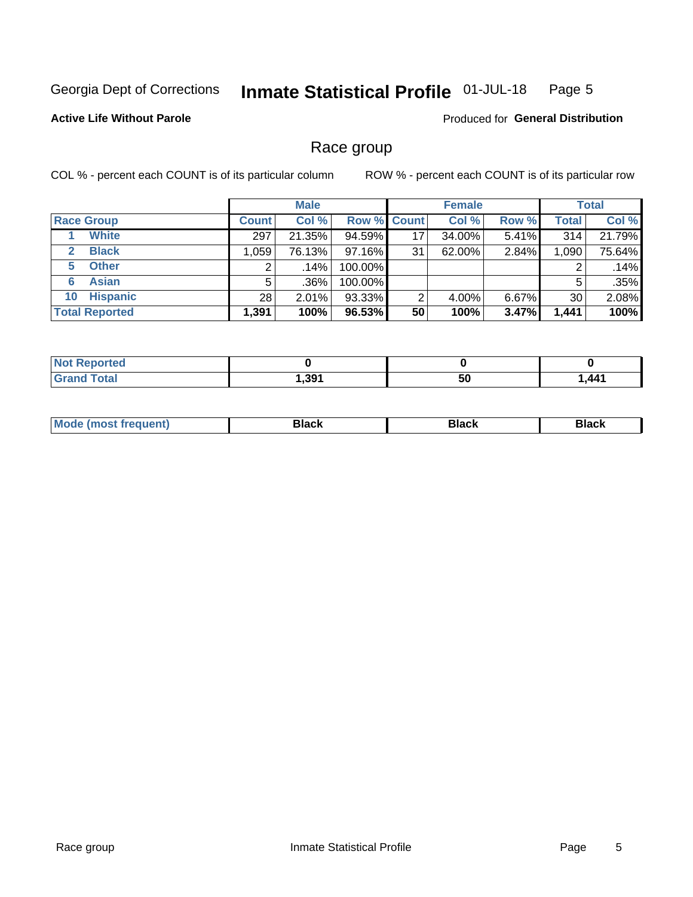Georgia Dept of Corrections **Inmate Statistical Profile** 01-JUL-18

**Active Life Without Parole**

Produced for **General Distribution**

## Race group

COL % - percent each COUNT is of its particular column

ROW % - percent each COUNT is of its particular row

| | Male | | | Female | | | Total | |
|---|---|---|---|---|---|---|---|---|
| **Race Group** | **Count** | **Col %** | **Row %** | **Count** | **Col %** | **Row %** | **Total** | **Col %** |
| 1 **White** | 297 | 21.35% | 94.59% | 17 | 34.00% | 5.41% | 314 | 21.79% |
| 2 **Black** | 1,059 | 76.13% | 97.16% | 31 | 62.00% | 2.84% | 1,090 | 75.64% |
| 5 **Other** | 2 | .14% | 100.00% | | | | 2 | .14% |
| 6 **Asian** | 5 | .36% | 100.00% | | | | 5 | .35% |
| 10 **Hispanic** | 28 | 2.01% | 93.33% | 2 | 4.00% | 6.67% | 30 | 2.08% |
| **Total Reported** | **1,391** | **100%** | **96.53%** | **50** | **100%** | **3.47%** | **1,441** | **100%** |

| | Male | Female | Total |
|---|---|---|---|
| **Not Reported** | **0** | **0** | **0** |
| **Grand Total** | **1,391** | **50** | **1,441** |

| | Male | Female | Total |
|---|---|---|---|
| **Mode (most frequent)** | **Black** | **Black** | **Black** |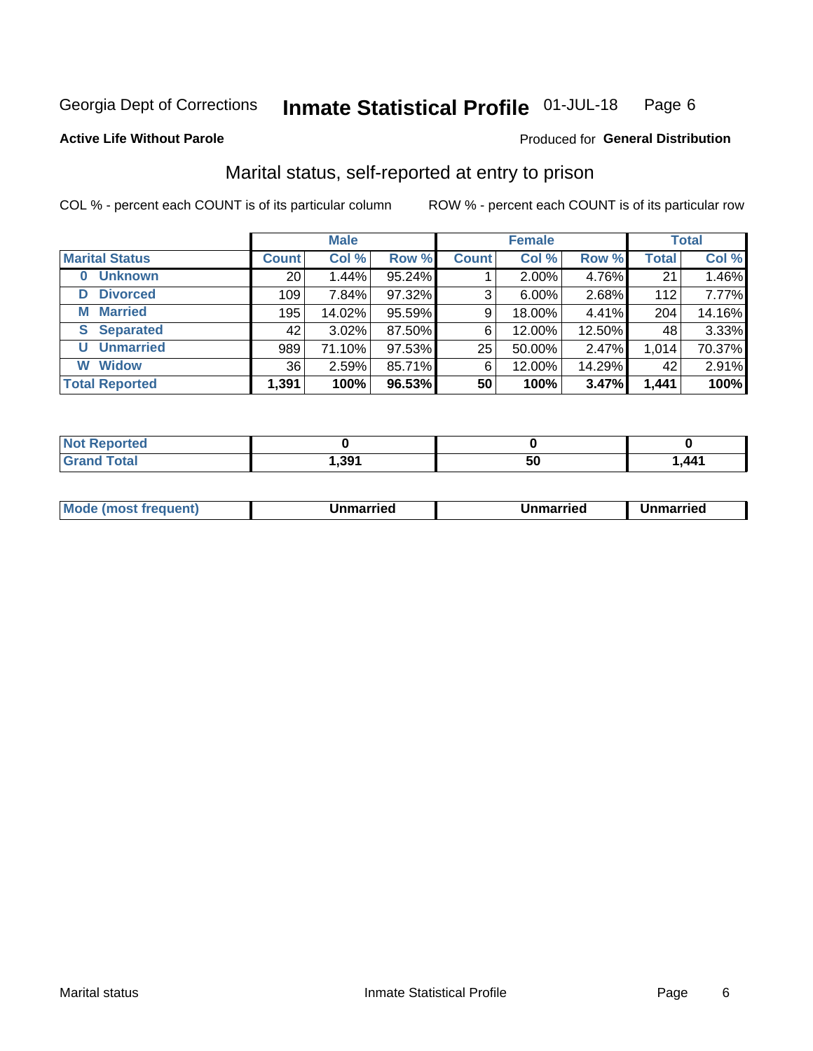Georgia Dept of Corrections **Inmate Statistical Profile** 01-JUL-18

**Active Life Without Parole**

Produced for **General Distribution**

## Marital status, self-reported at entry to prison

COL % - percent each COUNT is of its particular column

ROW % - percent each COUNT is of its particular row

| | Male | | | Female | | | Total | |
|---|---|---|---|---|---|---|---|---|
| **Marital Status** | **Count** | **Col %** | **Row %** | **Count** | **Col %** | **Row %** | **Total** | **Col %** |
| **0 Unknown** | 20 | 1.44% | 95.24% | 1 | 2.00% | 4.76% | 21 | 1.46% |
| **D Divorced** | 109 | 7.84% | 97.32% | 3 | 6.00% | 2.68% | 112 | 7.77% |
| **M Married** | 195 | 14.02% | 95.59% | 9 | 18.00% | 4.41% | 204 | 14.16% |
| **S Separated** | 42 | 3.02% | 87.50% | 6 | 12.00% | 12.50% | 48 | 3.33% |
| **U Unmarried** | 989 | 71.10% | 97.53% | 25 | 50.00% | 2.47% | 1,014 | 70.37% |
| **W Widow** | 36 | 2.59% | 85.71% | 6 | 12.00% | 14.29% | 42 | 2.91% |
| **Total Reported** | **1,391** | **100%** | **96.53%** | **50** | **100%** | **3.47%** | **1,441** | **100%** |

| | Male | Female | Total |
|---|---|---|---|
| **Not Reported** | **0** | **0** | **0** |
| **Grand Total** | **1,391** | **50** | **1,441** |

| | Male | Female | Total |
|---|---|---|---|
| **Mode (most frequent)** | **Unmarried** | **Unmarried** | **Unmarried** |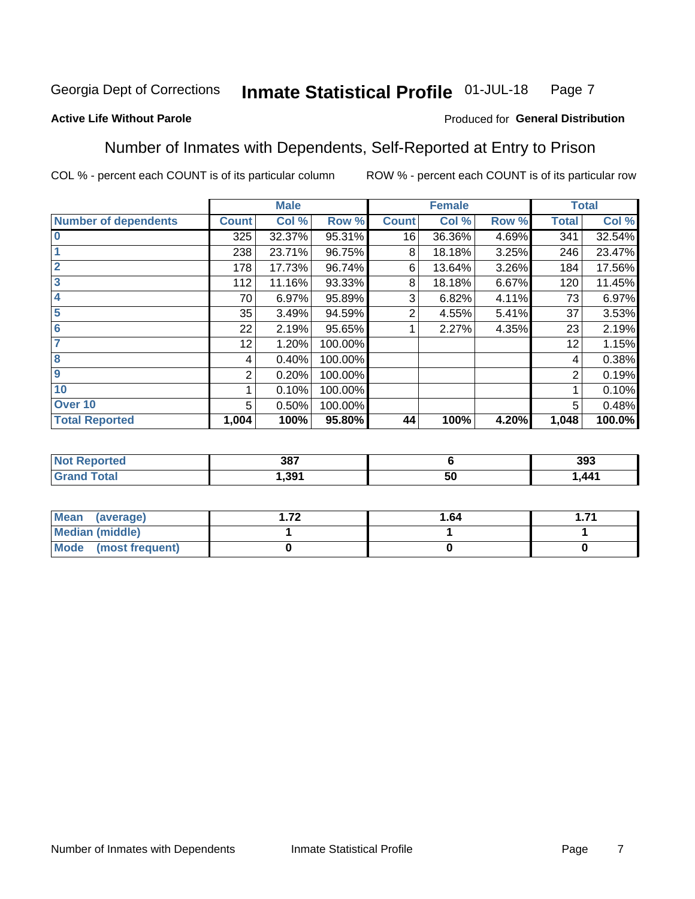Georgia Dept of Corrections **Inmate Statistical Profile** 01-JUL-18

**Active Life Without Parole**

Produced for **General Distribution**

## Number of Inmates with Dependents, Self-Reported at Entry to Prison

COL % - percent each COUNT is of its particular column

ROW % - percent each COUNT is of its particular row

| | Male | | | Female | | | Total | |
|---|---|---|---|---|---|---|---|---|
| **Number of dependents** | **Count** | **Col %** | **Row %** | **Count** | **Col %** | **Row %** | **Total** | **Col %** |
| **0** | 325 | 32.37% | 95.31% | 16 | 36.36% | 4.69% | 341 | 32.54% |
| **1** | 238 | 23.71% | 96.75% | 8 | 18.18% | 3.25% | 246 | 23.47% |
| **2** | 178 | 17.73% | 96.74% | 6 | 13.64% | 3.26% | 184 | 17.56% |
| **3** | 112 | 11.16% | 93.33% | 8 | 18.18% | 6.67% | 120 | 11.45% |
| **4** | 70 | 6.97% | 95.89% | 3 | 6.82% | 4.11% | 73 | 6.97% |
| **5** | 35 | 3.49% | 94.59% | 2 | 4.55% | 5.41% | 37 | 3.53% |
| **6** | 22 | 2.19% | 95.65% | 1 | 2.27% | 4.35% | 23 | 2.19% |
| **7** | 12 | 1.20% | 100.00% | | | | 12 | 1.15% |
| **8** | 4 | 0.40% | 100.00% | | | | 4 | 0.38% |
| **9** | 2 | 0.20% | 100.00% | | | | 2 | 0.19% |
| **10** | 1 | 0.10% | 100.00% | | | | 1 | 0.10% |
| **Over 10** | 5 | 0.50% | 100.00% | | | | 5 | 0.48% |
| **Total Reported** | **1,004** | **100%** | **95.80%** | **44** | **100%** | **4.20%** | **1,048** | **100.0%** |

| | Male | Female | Total |
|---|---|---|---|
| **Not Reported** | **387** | **6** | **393** |
| **Grand Total** | **1,391** | **50** | **1,441** |

| | Male | Female | Total |
|---|---|---|---|
| **Mean (average)** | **1.72** | **1.64** | **1.71** |
| **Median (middle)** | **1** | **1** | **1** |
| **Mode (most frequent)** | **0** | **0** | **0** |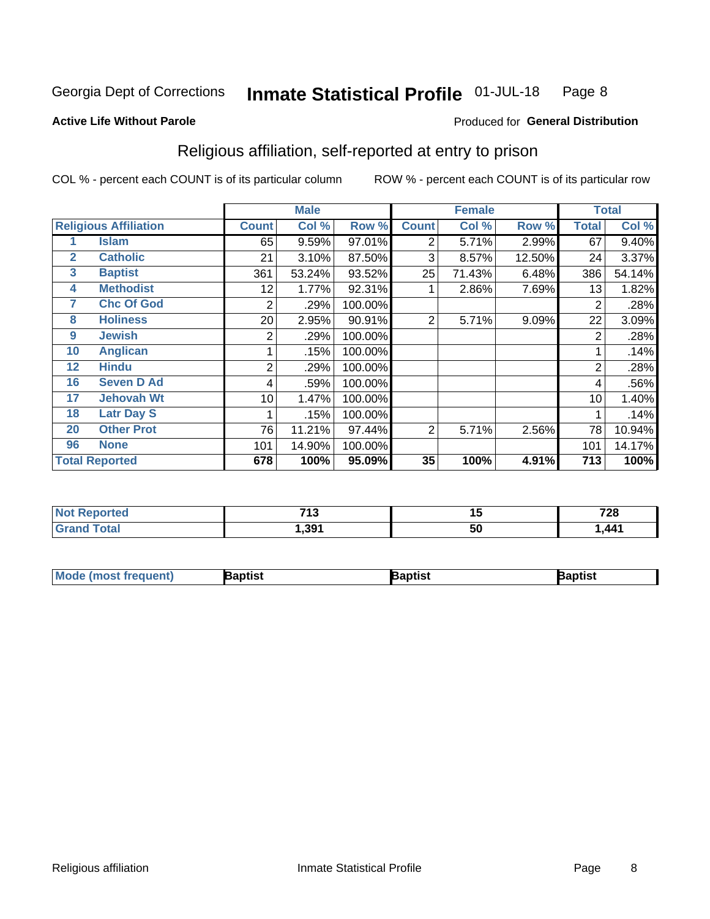Georgia Dept of Corrections **Inmate Statistical Profile** 01-JUL-18

**Active Life Without Parole**

Produced for **General Distribution**

## Religious affiliation, self-reported at entry to prison

COL % - percent each COUNT is of its particular column ROW % - percent each COUNT is of its particular row

| Religious Affiliation | | Male | | | Female | | | Total | |
|---|---|---|---|---|---|---|---|---|---|
| | | Count | Col % | Row % | Count | Col % | Row % | Total | Col % |
| 1 | Islam | 65 | 9.59% | 97.01% | 2 | 5.71% | 2.99% | 67 | 9.40% |
| 2 | Catholic | 21 | 3.10% | 87.50% | 3 | 8.57% | 12.50% | 24 | 3.37% |
| 3 | Baptist | 361 | 53.24% | 93.52% | 25 | 71.43% | 6.48% | 386 | 54.14% |
| 4 | Methodist | 12 | 1.77% | 92.31% | 1 | 2.86% | 7.69% | 13 | 1.82% |
| 7 | Chc Of God | 2 | .29% | 100.00% | | | | 2 | .28% |
| 8 | Holiness | 20 | 2.95% | 90.91% | 2 | 5.71% | 9.09% | 22 | 3.09% |
| 9 | Jewish | 2 | .29% | 100.00% | | | | 2 | .28% |
| 10 | Anglican | 1 | .15% | 100.00% | | | | 1 | .14% |
| 12 | Hindu | 2 | .29% | 100.00% | | | | 2 | .28% |
| 16 | Seven D Ad | 4 | .59% | 100.00% | | | | 4 | .56% |
| 17 | Jehovah Wt | 10 | 1.47% | 100.00% | | | | 10 | 1.40% |
| 18 | Latr Day S | 1 | .15% | 100.00% | | | | 1 | .14% |
| 20 | Other Prot | 76 | 11.21% | 97.44% | 2 | 5.71% | 2.56% | 78 | 10.94% |
| 96 | None | 101 | 14.90% | 100.00% | | | | 101 | 14.17% |
| **Total Reported** | | **678** | **100%** | **95.09%** | **35** | **100%** | **4.91%** | **713** | **100%** |

| | Male | Female | Total |
|---|---|---|---|
| Not Reported | 713 | 15 | 728 |
| Grand Total | 1,391 | 50 | 1,441 |

| | Male | Female | Total |
|---|---|---|---|
| Mode (most frequent) | Baptist | Baptist | Baptist |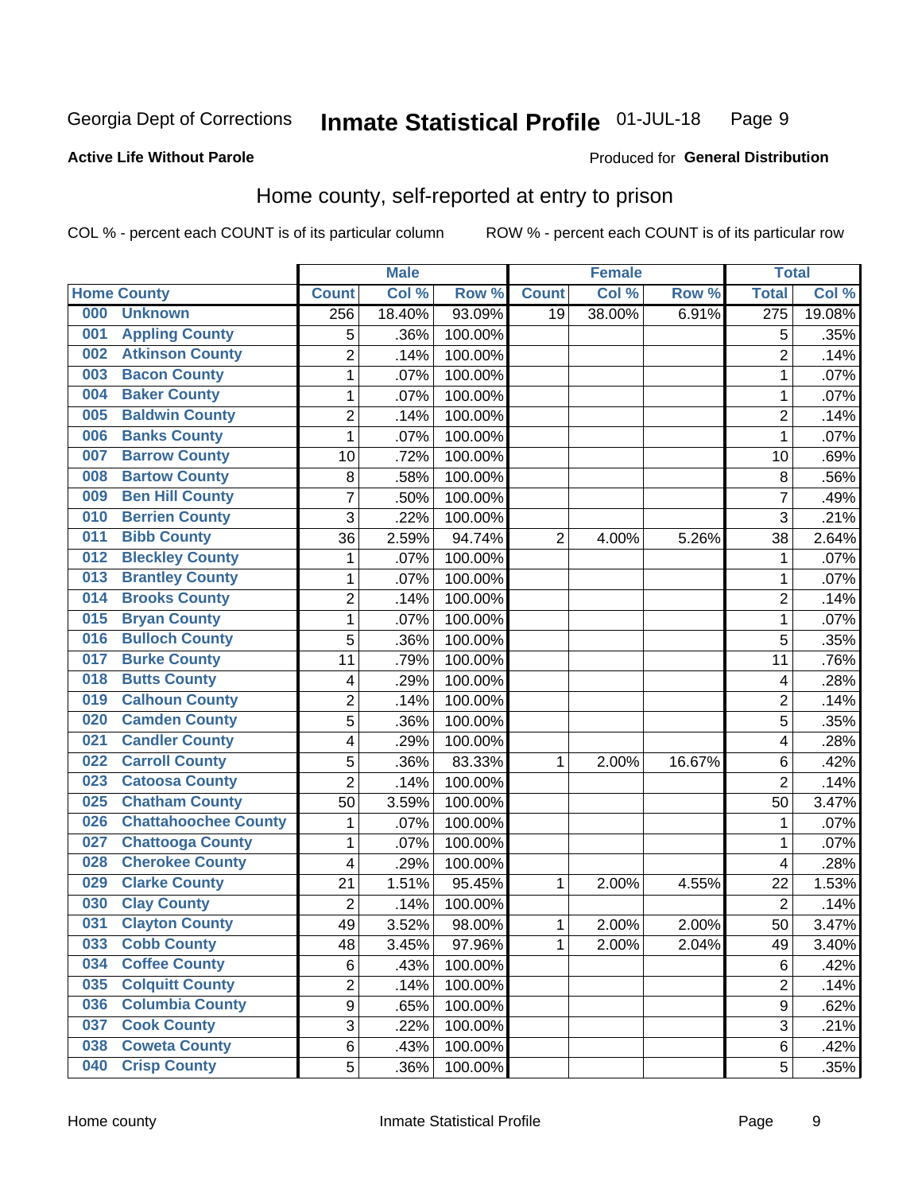Georgia Dept of Corrections **Inmate Statistical Profile** 01-JUL-18

**Active Life Without Parole**

Produced for **General Distribution**

## Home county, self-reported at entry to prison

COL % - percent each COUNT is of its particular column ROW % - percent each COUNT is of its particular row

| Home County | Male | | | Female | | | Total | |
|---|---|---|---|---|---|---|---|---|
| | Count | Col % | Row % | Count | Col % | Row % | Total | Col % |
| 000 Unknown | 256 | 18.40% | 93.09% | 19 | 38.00% | 6.91% | 275 | 19.08% |
| 001 Appling County | 5 | .36% | 100.00% | | | | 5 | .35% |
| 002 Atkinson County | 2 | .14% | 100.00% | | | | 2 | .14% |
| 003 Bacon County | 1 | .07% | 100.00% | | | | 1 | .07% |
| 004 Baker County | 1 | .07% | 100.00% | | | | 1 | .07% |
| 005 Baldwin County | 2 | .14% | 100.00% | | | | 2 | .14% |
| 006 Banks County | 1 | .07% | 100.00% | | | | 1 | .07% |
| 007 Barrow County | 10 | .72% | 100.00% | | | | 10 | .69% |
| 008 Bartow County | 8 | .58% | 100.00% | | | | 8 | .56% |
| 009 Ben Hill County | 7 | .50% | 100.00% | | | | 7 | .49% |
| 010 Berrien County | 3 | .22% | 100.00% | | | | 3 | .21% |
| 011 Bibb County | 36 | 2.59% | 94.74% | 2 | 4.00% | 5.26% | 38 | 2.64% |
| 012 Bleckley County | 1 | .07% | 100.00% | | | | 1 | .07% |
| 013 Brantley County | 1 | .07% | 100.00% | | | | 1 | .07% |
| 014 Brooks County | 2 | .14% | 100.00% | | | | 2 | .14% |
| 015 Bryan County | 1 | .07% | 100.00% | | | | 1 | .07% |
| 016 Bulloch County | 5 | .36% | 100.00% | | | | 5 | .35% |
| 017 Burke County | 11 | .79% | 100.00% | | | | 11 | .76% |
| 018 Butts County | 4 | .29% | 100.00% | | | | 4 | .28% |
| 019 Calhoun County | 2 | .14% | 100.00% | | | | 2 | .14% |
| 020 Camden County | 5 | .36% | 100.00% | | | | 5 | .35% |
| 021 Candler County | 4 | .29% | 100.00% | | | | 4 | .28% |
| 022 Carroll County | 5 | .36% | 83.33% | 1 | 2.00% | 16.67% | 6 | .42% |
| 023 Catoosa County | 2 | .14% | 100.00% | | | | 2 | .14% |
| 025 Chatham County | 50 | 3.59% | 100.00% | | | | 50 | 3.47% |
| 026 Chattahoochee County | 1 | .07% | 100.00% | | | | 1 | .07% |
| 027 Chattooga County | 1 | .07% | 100.00% | | | | 1 | .07% |
| 028 Cherokee County | 4 | .29% | 100.00% | | | | 4 | .28% |
| 029 Clarke County | 21 | 1.51% | 95.45% | 1 | 2.00% | 4.55% | 22 | 1.53% |
| 030 Clay County | 2 | .14% | 100.00% | | | | 2 | .14% |
| 031 Clayton County | 49 | 3.52% | 98.00% | 1 | 2.00% | 2.00% | 50 | 3.47% |
| 033 Cobb County | 48 | 3.45% | 97.96% | 1 | 2.00% | 2.04% | 49 | 3.40% |
| 034 Coffee County | 6 | .43% | 100.00% | | | | 6 | .42% |
| 035 Colquitt County | 2 | .14% | 100.00% | | | | 2 | .14% |
| 036 Columbia County | 9 | .65% | 100.00% | | | | 9 | .62% |
| 037 Cook County | 3 | .22% | 100.00% | | | | 3 | .21% |
| 038 Coweta County | 6 | .43% | 100.00% | | | | 6 | .42% |
| 040 Crisp County | 5 | .36% | 100.00% | | | | 5 | .35% |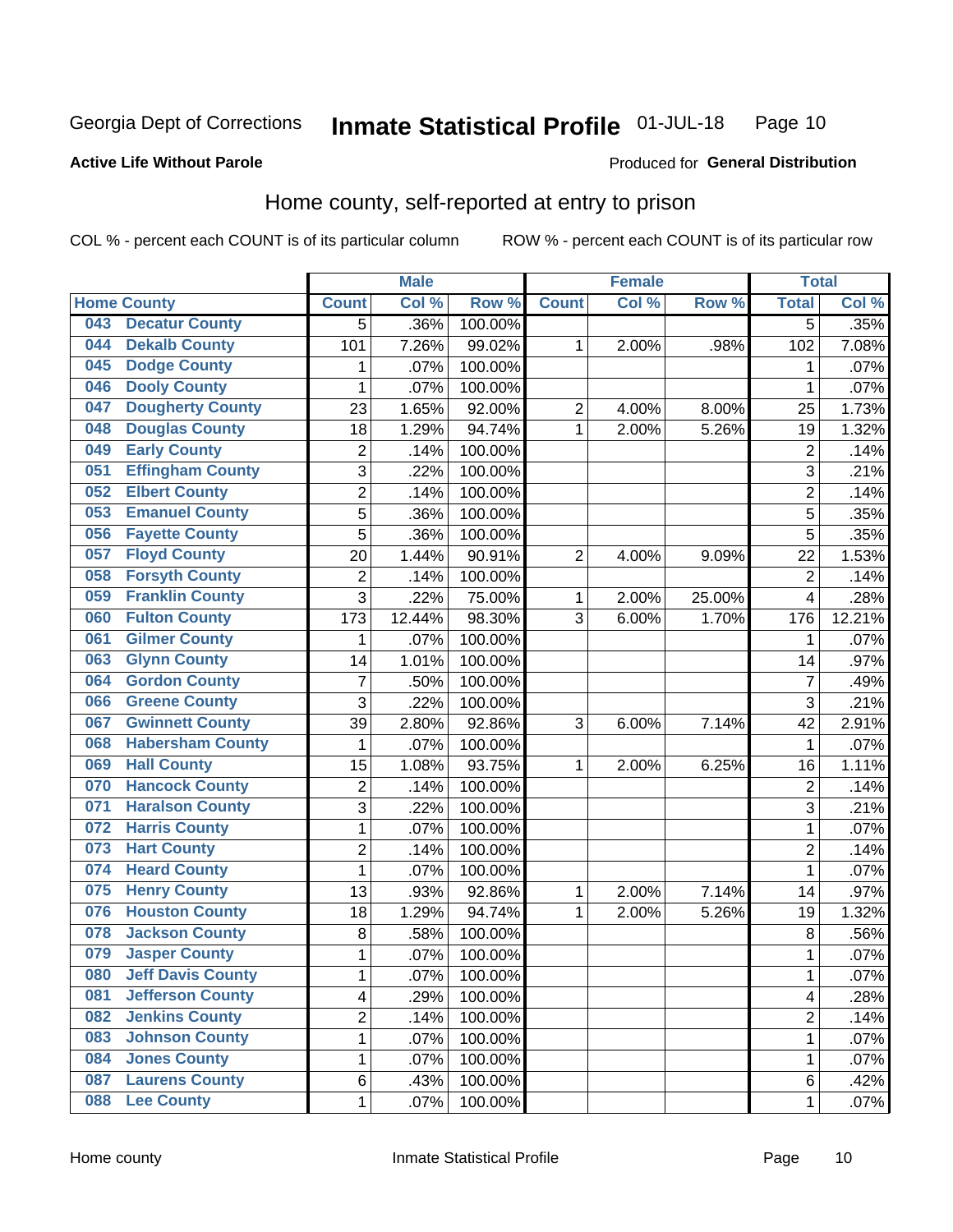Georgia Dept of Corrections **Inmate Statistical Profile** 01-JUL-18

**Active Life Without Parole**

Produced for **General Distribution**

## Home county, self-reported at entry to prison

COL % - percent each COUNT is of its particular column ROW % - percent each COUNT is of its particular row

| Home County | | Male | | | Female | | | Total | |
|---|---|---|---|---|---|---|---|---|---|
| | | Count | Col % | Row % | Count | Col % | Row % | Total | Col % |
| 043 | Decatur County | 5 | .36% | 100.00% | | | | 5 | .35% |
| 044 | Dekalb County | 101 | 7.26% | 99.02% | 1 | 2.00% | .98% | 102 | 7.08% |
| 045 | Dodge County | 1 | .07% | 100.00% | | | | 1 | .07% |
| 046 | Dooly County | 1 | .07% | 100.00% | | | | 1 | .07% |
| 047 | Dougherty County | 23 | 1.65% | 92.00% | 2 | 4.00% | 8.00% | 25 | 1.73% |
| 048 | Douglas County | 18 | 1.29% | 94.74% | 1 | 2.00% | 5.26% | 19 | 1.32% |
| 049 | Early County | 2 | .14% | 100.00% | | | | 2 | .14% |
| 051 | Effingham County | 3 | .22% | 100.00% | | | | 3 | .21% |
| 052 | Elbert County | 2 | .14% | 100.00% | | | | 2 | .14% |
| 053 | Emanuel County | 5 | .36% | 100.00% | | | | 5 | .35% |
| 056 | Fayette County | 5 | .36% | 100.00% | | | | 5 | .35% |
| 057 | Floyd County | 20 | 1.44% | 90.91% | 2 | 4.00% | 9.09% | 22 | 1.53% |
| 058 | Forsyth County | 2 | .14% | 100.00% | | | | 2 | .14% |
| 059 | Franklin County | 3 | .22% | 75.00% | 1 | 2.00% | 25.00% | 4 | .28% |
| 060 | Fulton County | 173 | 12.44% | 98.30% | 3 | 6.00% | 1.70% | 176 | 12.21% |
| 061 | Gilmer County | 1 | .07% | 100.00% | | | | 1 | .07% |
| 063 | Glynn County | 14 | 1.01% | 100.00% | | | | 14 | .97% |
| 064 | Gordon County | 7 | .50% | 100.00% | | | | 7 | .49% |
| 066 | Greene County | 3 | .22% | 100.00% | | | | 3 | .21% |
| 067 | Gwinnett County | 39 | 2.80% | 92.86% | 3 | 6.00% | 7.14% | 42 | 2.91% |
| 068 | Habersham County | 1 | .07% | 100.00% | | | | 1 | .07% |
| 069 | Hall County | 15 | 1.08% | 93.75% | 1 | 2.00% | 6.25% | 16 | 1.11% |
| 070 | Hancock County | 2 | .14% | 100.00% | | | | 2 | .14% |
| 071 | Haralson County | 3 | .22% | 100.00% | | | | 3 | .21% |
| 072 | Harris County | 1 | .07% | 100.00% | | | | 1 | .07% |
| 073 | Hart County | 2 | .14% | 100.00% | | | | 2 | .14% |
| 074 | Heard County | 1 | .07% | 100.00% | | | | 1 | .07% |
| 075 | Henry County | 13 | .93% | 92.86% | 1 | 2.00% | 7.14% | 14 | .97% |
| 076 | Houston County | 18 | 1.29% | 94.74% | 1 | 2.00% | 5.26% | 19 | 1.32% |
| 078 | Jackson County | 8 | .58% | 100.00% | | | | 8 | .56% |
| 079 | Jasper County | 1 | .07% | 100.00% | | | | 1 | .07% |
| 080 | Jeff Davis County | 1 | .07% | 100.00% | | | | 1 | .07% |
| 081 | Jefferson County | 4 | .29% | 100.00% | | | | 4 | .28% |
| 082 | Jenkins County | 2 | .14% | 100.00% | | | | 2 | .14% |
| 083 | Johnson County | 1 | .07% | 100.00% | | | | 1 | .07% |
| 084 | Jones County | 1 | .07% | 100.00% | | | | 1 | .07% |
| 087 | Laurens County | 6 | .43% | 100.00% | | | | 6 | .42% |
| 088 | Lee County | 1 | .07% | 100.00% | | | | 1 | .07% |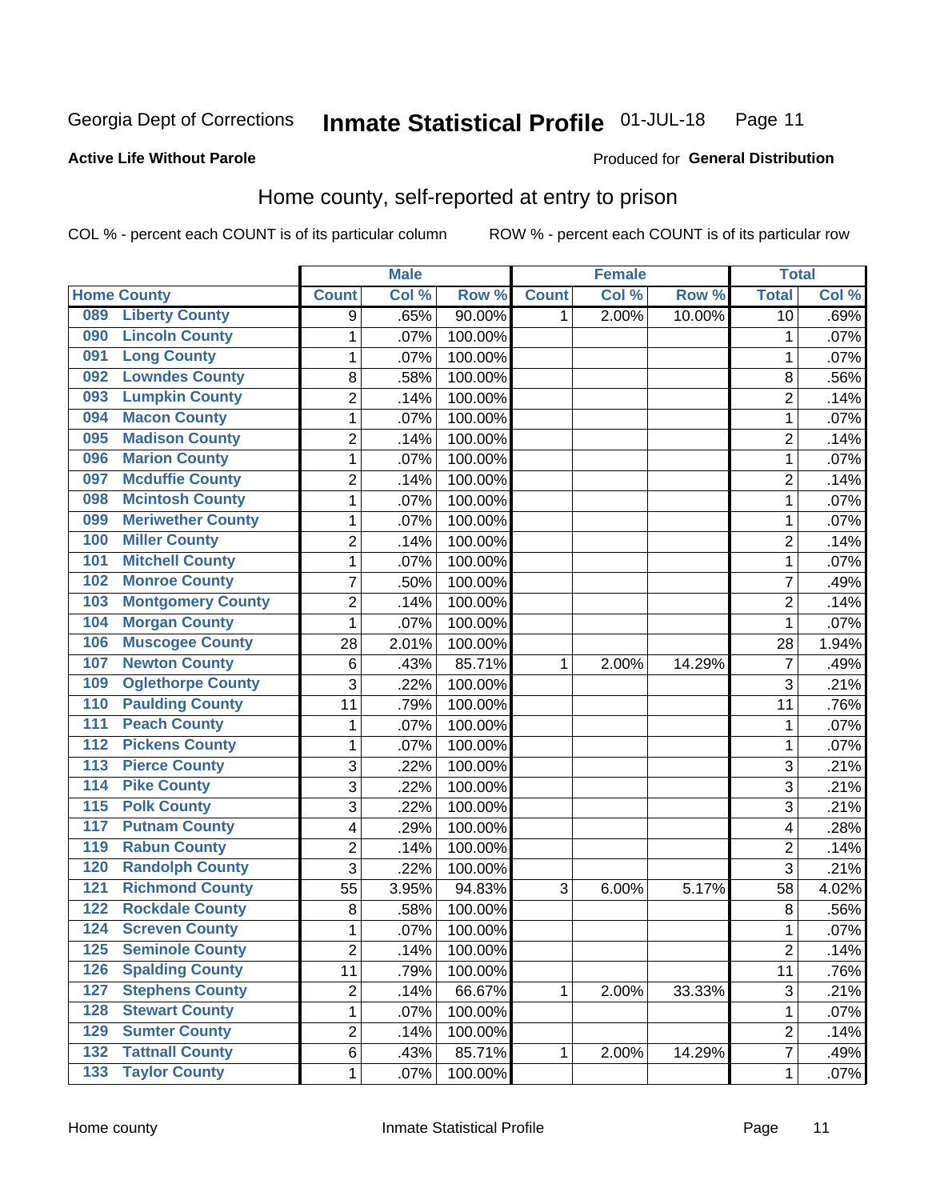Georgia Dept of Corrections **Inmate Statistical Profile** 01-JUL-18 Page 11

**Active Life Without Parole**

Produced for **General Distribution**

## Home county, self-reported at entry to prison

COL % - percent each COUNT is of its particular column ROW % - percent each COUNT is of its particular row

| Home County | | Male | | | Female | | | Total | |
|---|---|---|---|---|---|---|---|---|---|
| | | Count | Col % | Row % | Count | Col % | Row % | Total | Col % |
| 089 | Liberty County | 9 | .65% | 90.00% | 1 | 2.00% | 10.00% | 10 | .69% |
| 090 | Lincoln County | 1 | .07% | 100.00% | | | | 1 | .07% |
| 091 | Long County | 1 | .07% | 100.00% | | | | 1 | .07% |
| 092 | Lowndes County | 8 | .58% | 100.00% | | | | 8 | .56% |
| 093 | Lumpkin County | 2 | .14% | 100.00% | | | | 2 | .14% |
| 094 | Macon County | 1 | .07% | 100.00% | | | | 1 | .07% |
| 095 | Madison County | 2 | .14% | 100.00% | | | | 2 | .14% |
| 096 | Marion County | 1 | .07% | 100.00% | | | | 1 | .07% |
| 097 | Mcduffie County | 2 | .14% | 100.00% | | | | 2 | .14% |
| 098 | Mcintosh County | 1 | .07% | 100.00% | | | | 1 | .07% |
| 099 | Meriwether County | 1 | .07% | 100.00% | | | | 1 | .07% |
| 100 | Miller County | 2 | .14% | 100.00% | | | | 2 | .14% |
| 101 | Mitchell County | 1 | .07% | 100.00% | | | | 1 | .07% |
| 102 | Monroe County | 7 | .50% | 100.00% | | | | 7 | .49% |
| 103 | Montgomery County | 2 | .14% | 100.00% | | | | 2 | .14% |
| 104 | Morgan County | 1 | .07% | 100.00% | | | | 1 | .07% |
| 106 | Muscogee County | 28 | 2.01% | 100.00% | | | | 28 | 1.94% |
| 107 | Newton County | 6 | .43% | 85.71% | 1 | 2.00% | 14.29% | 7 | .49% |
| 109 | Oglethorpe County | 3 | .22% | 100.00% | | | | 3 | .21% |
| 110 | Paulding County | 11 | .79% | 100.00% | | | | 11 | .76% |
| 111 | Peach County | 1 | .07% | 100.00% | | | | 1 | .07% |
| 112 | Pickens County | 1 | .07% | 100.00% | | | | 1 | .07% |
| 113 | Pierce County | 3 | .22% | 100.00% | | | | 3 | .21% |
| 114 | Pike County | 3 | .22% | 100.00% | | | | 3 | .21% |
| 115 | Polk County | 3 | .22% | 100.00% | | | | 3 | .21% |
| 117 | Putnam County | 4 | .29% | 100.00% | | | | 4 | .28% |
| 119 | Rabun County | 2 | .14% | 100.00% | | | | 2 | .14% |
| 120 | Randolph County | 3 | .22% | 100.00% | | | | 3 | .21% |
| 121 | Richmond County | 55 | 3.95% | 94.83% | 3 | 6.00% | 5.17% | 58 | 4.02% |
| 122 | Rockdale County | 8 | .58% | 100.00% | | | | 8 | .56% |
| 124 | Screven County | 1 | .07% | 100.00% | | | | 1 | .07% |
| 125 | Seminole County | 2 | .14% | 100.00% | | | | 2 | .14% |
| 126 | Spalding County | 11 | .79% | 100.00% | | | | 11 | .76% |
| 127 | Stephens County | 2 | .14% | 66.67% | 1 | 2.00% | 33.33% | 3 | .21% |
| 128 | Stewart County | 1 | .07% | 100.00% | | | | 1 | .07% |
| 129 | Sumter County | 2 | .14% | 100.00% | | | | 2 | .14% |
| 132 | Tattnall County | 6 | .43% | 85.71% | 1 | 2.00% | 14.29% | 7 | .49% |
| 133 | Taylor County | 1 | .07% | 100.00% | | | | 1 | .07% |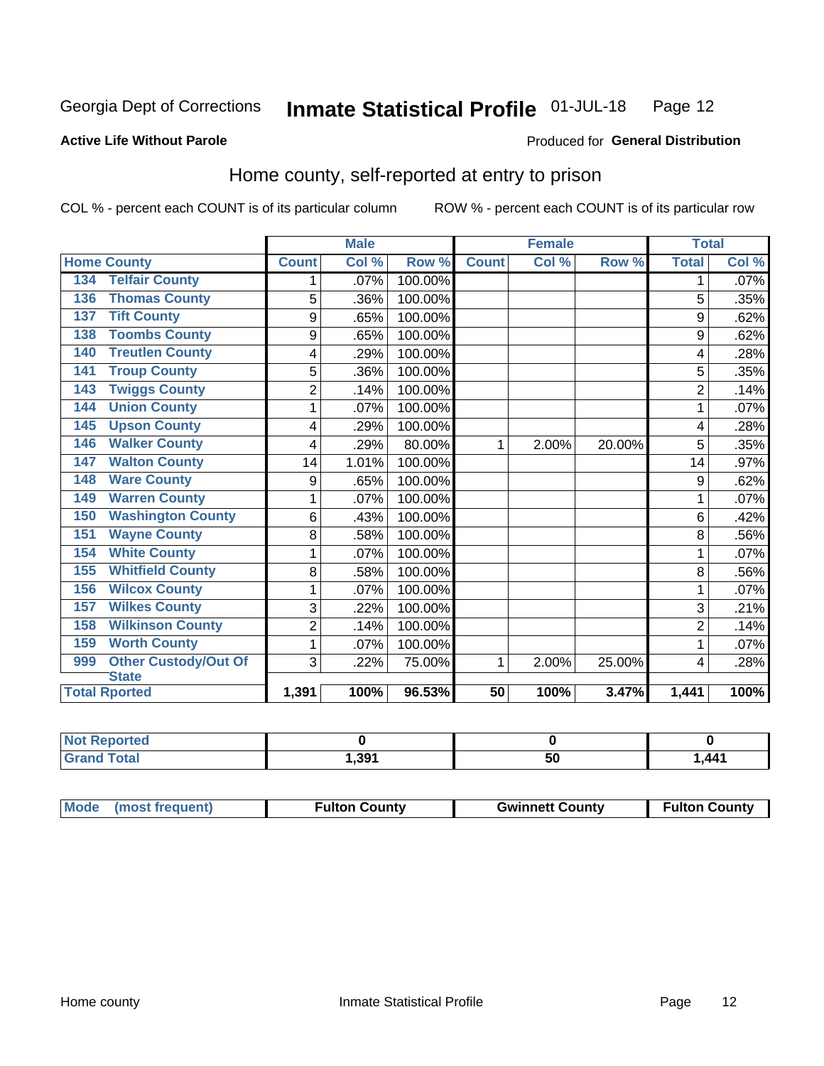Georgia Dept of Corrections **Inmate Statistical Profile** 01-JUL-18

**Active Life Without Parole**

Produced for **General Distribution**

## Home county, self-reported at entry to prison

COL % - percent each COUNT is of its particular column ROW % - percent each COUNT is of its particular row

| Home County | | Male | | | Female | | | Total | |
|---|---|---|---|---|---|---|---|---|---|
| | | Count | Col % | Row % | Count | Col % | Row % | Total | Col % |
| 134 | Telfair County | 1 | .07% | 100.00% | | | | 1 | .07% |
| 136 | Thomas County | 5 | .36% | 100.00% | | | | 5 | .35% |
| 137 | Tift County | 9 | .65% | 100.00% | | | | 9 | .62% |
| 138 | Toombs County | 9 | .65% | 100.00% | | | | 9 | .62% |
| 140 | Treutlen County | 4 | .29% | 100.00% | | | | 4 | .28% |
| 141 | Troup County | 5 | .36% | 100.00% | | | | 5 | .35% |
| 143 | Twiggs County | 2 | .14% | 100.00% | | | | 2 | .14% |
| 144 | Union County | 1 | .07% | 100.00% | | | | 1 | .07% |
| 145 | Upson County | 4 | .29% | 100.00% | | | | 4 | .28% |
| 146 | Walker County | 4 | .29% | 80.00% | 1 | 2.00% | 20.00% | 5 | .35% |
| 147 | Walton County | 14 | 1.01% | 100.00% | | | | 14 | .97% |
| 148 | Ware County | 9 | .65% | 100.00% | | | | 9 | .62% |
| 149 | Warren County | 1 | .07% | 100.00% | | | | 1 | .07% |
| 150 | Washington County | 6 | .43% | 100.00% | | | | 6 | .42% |
| 151 | Wayne County | 8 | .58% | 100.00% | | | | 8 | .56% |
| 154 | White County | 1 | .07% | 100.00% | | | | 1 | .07% |
| 155 | Whitfield County | 8 | .58% | 100.00% | | | | 8 | .56% |
| 156 | Wilcox County | 1 | .07% | 100.00% | | | | 1 | .07% |
| 157 | Wilkes County | 3 | .22% | 100.00% | | | | 3 | .21% |
| 158 | Wilkinson County | 2 | .14% | 100.00% | | | | 2 | .14% |
| 159 | Worth County | 1 | .07% | 100.00% | | | | 1 | .07% |
| 999 | Other Custody/Out Of State | 3 | .22% | 75.00% | 1 | 2.00% | 25.00% | 4 | .28% |
| Total Rported | | 1,391 | 100% | 96.53% | 50 | 100% | 3.47% | 1,441 | 100% |

| | Male | Female | Total |
|---|---|---|---|
| Not Reported | 0 | 0 | 0 |
| Grand Total | 1,391 | 50 | 1,441 |

| | Male | Female | Total |
|---|---|---|---|
| Mode (most frequent) | Fulton County | Gwinnett County | Fulton County |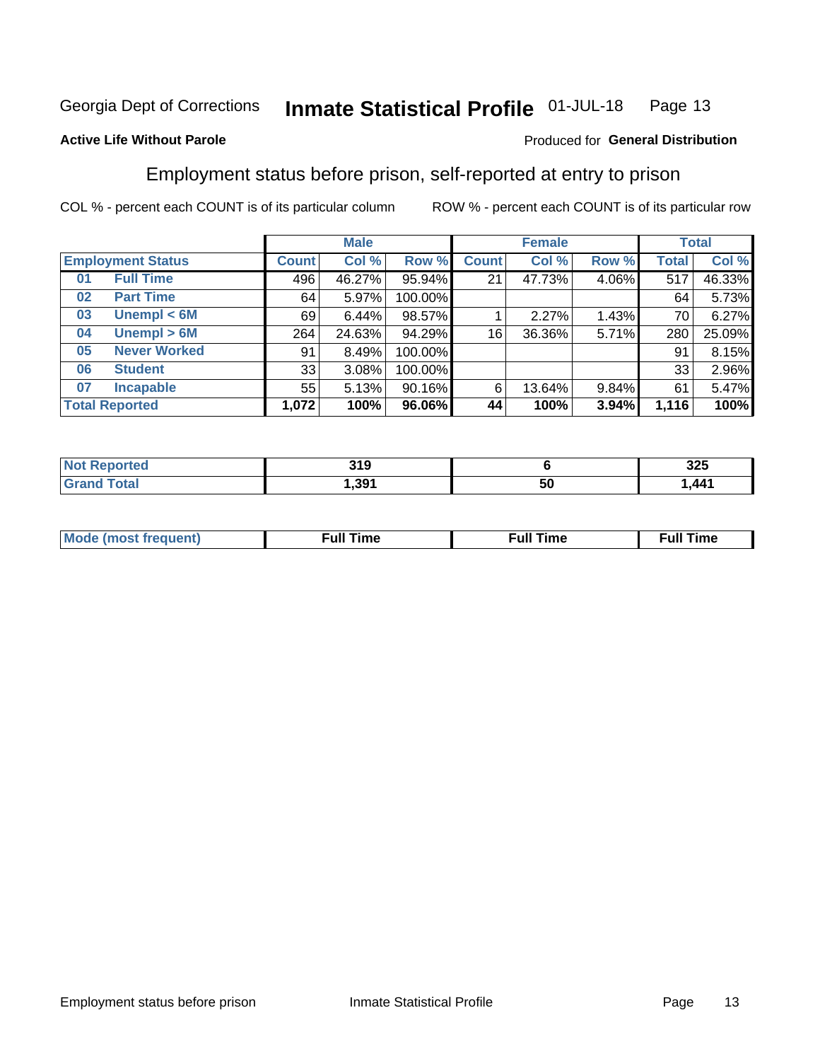Georgia Dept of Corrections **Inmate Statistical Profile** 01-JUL-18

**Active Life Without Parole**

Produced for **General Distribution**

## Employment status before prison, self-reported at entry to prison

COL % - percent each COUNT is of its particular column ROW % - percent each COUNT is of its particular row

| | | Male | | | Female | | | Total | |
|---|---|---|---|---|---|---|---|---|---|
| **Employment Status** | | **Count** | **Col %** | **Row %** | **Count** | **Col %** | **Row %** | **Total** | **Col %** |
| 01 | Full Time | 496 | 46.27% | 95.94% | 21 | 47.73% | 4.06% | 517 | 46.33% |
| 02 | Part Time | 64 | 5.97% | 100.00% | | | | 64 | 5.73% |
| 03 | Unempl < 6M | 69 | 6.44% | 98.57% | 1 | 2.27% | 1.43% | 70 | 6.27% |
| 04 | Unempl > 6M | 264 | 24.63% | 94.29% | 16 | 36.36% | 5.71% | 280 | 25.09% |
| 05 | Never Worked | 91 | 8.49% | 100.00% | | | | 91 | 8.15% |
| 06 | Student | 33 | 3.08% | 100.00% | | | | 33 | 2.96% |
| 07 | Incapable | 55 | 5.13% | 90.16% | 6 | 13.64% | 9.84% | 61 | 5.47% |
| **Total Reported** | | **1,072** | **100%** | **96.06%** | **44** | **100%** | **3.94%** | **1,116** | **100%** |

| | Male | Female | Total |
|---|---|---|---|
| Not Reported | 319 | 6 | 325 |
| Grand Total | 1,391 | 50 | 1,441 |

| | Male | Female | Total |
|---|---|---|---|
| Mode (most frequent) | Full Time | Full Time | Full Time |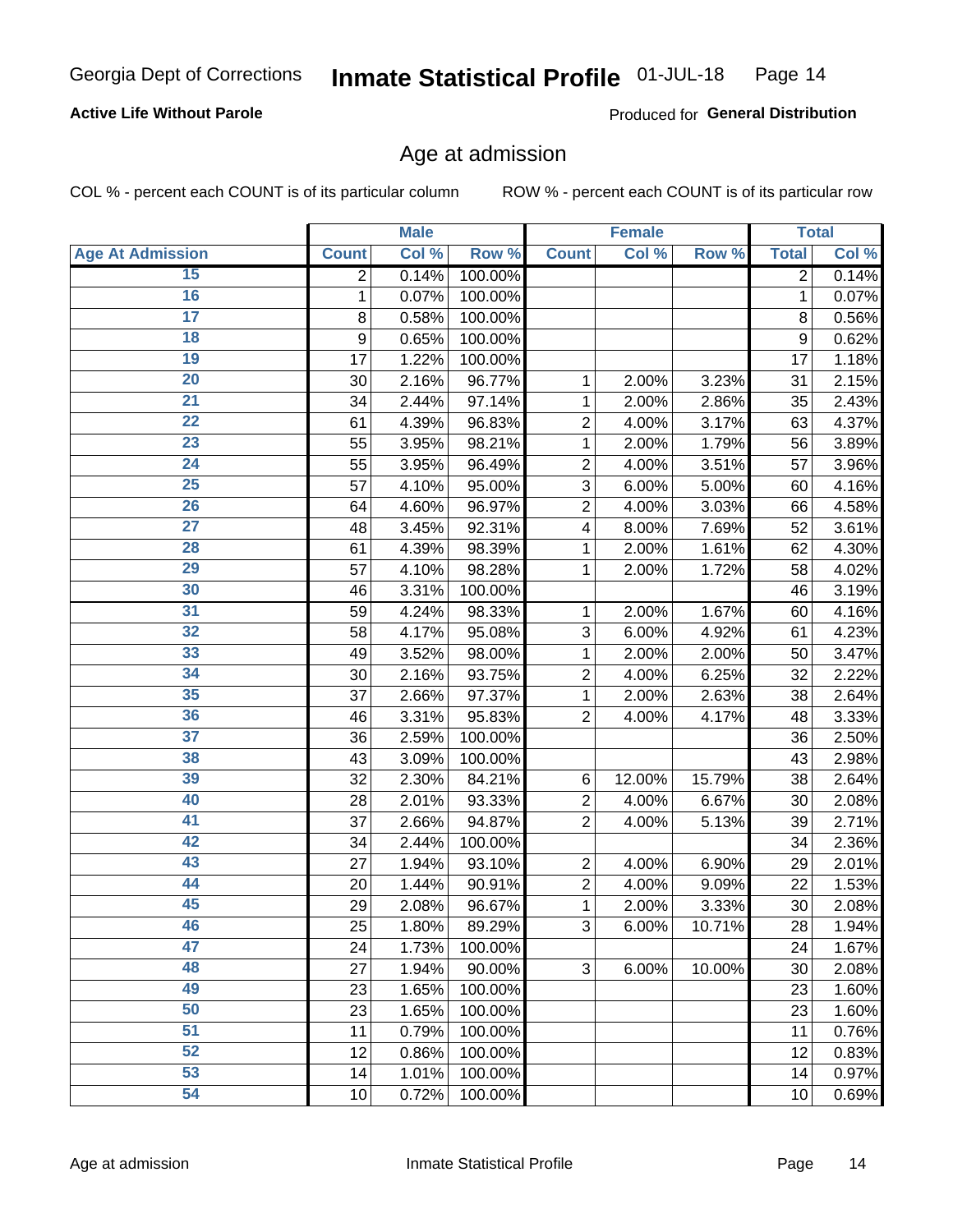Georgia Dept of Corrections **Inmate Statistical Profile** 01-JUL-18

**Active Life Without Parole**

Produced for **General Distribution**

## Age at admission

COL % - percent each COUNT is of its particular column    ROW % - percent each COUNT is of its particular row

| | Male | | | Female | | | Total | |
|---|---|---|---|---|---|---|---|---|
| **Age At Admission** | **Count** | **Col %** | **Row %** | **Count** | **Col %** | **Row %** | **Total** | **Col %** |
| 15 | 2 | 0.14% | 100.00% | | | | 2 | 0.14% |
| 16 | 1 | 0.07% | 100.00% | | | | 1 | 0.07% |
| 17 | 8 | 0.58% | 100.00% | | | | 8 | 0.56% |
| 18 | 9 | 0.65% | 100.00% | | | | 9 | 0.62% |
| 19 | 17 | 1.22% | 100.00% | | | | 17 | 1.18% |
| 20 | 30 | 2.16% | 96.77% | 1 | 2.00% | 3.23% | 31 | 2.15% |
| 21 | 34 | 2.44% | 97.14% | 1 | 2.00% | 2.86% | 35 | 2.43% |
| 22 | 61 | 4.39% | 96.83% | 2 | 4.00% | 3.17% | 63 | 4.37% |
| 23 | 55 | 3.95% | 98.21% | 1 | 2.00% | 1.79% | 56 | 3.89% |
| 24 | 55 | 3.95% | 96.49% | 2 | 4.00% | 3.51% | 57 | 3.96% |
| 25 | 57 | 4.10% | 95.00% | 3 | 6.00% | 5.00% | 60 | 4.16% |
| 26 | 64 | 4.60% | 96.97% | 2 | 4.00% | 3.03% | 66 | 4.58% |
| 27 | 48 | 3.45% | 92.31% | 4 | 8.00% | 7.69% | 52 | 3.61% |
| 28 | 61 | 4.39% | 98.39% | 1 | 2.00% | 1.61% | 62 | 4.30% |
| 29 | 57 | 4.10% | 98.28% | 1 | 2.00% | 1.72% | 58 | 4.02% |
| 30 | 46 | 3.31% | 100.00% | | | | 46 | 3.19% |
| 31 | 59 | 4.24% | 98.33% | 1 | 2.00% | 1.67% | 60 | 4.16% |
| 32 | 58 | 4.17% | 95.08% | 3 | 6.00% | 4.92% | 61 | 4.23% |
| 33 | 49 | 3.52% | 98.00% | 1 | 2.00% | 2.00% | 50 | 3.47% |
| 34 | 30 | 2.16% | 93.75% | 2 | 4.00% | 6.25% | 32 | 2.22% |
| 35 | 37 | 2.66% | 97.37% | 1 | 2.00% | 2.63% | 38 | 2.64% |
| 36 | 46 | 3.31% | 95.83% | 2 | 4.00% | 4.17% | 48 | 3.33% |
| 37 | 36 | 2.59% | 100.00% | | | | 36 | 2.50% |
| 38 | 43 | 3.09% | 100.00% | | | | 43 | 2.98% |
| 39 | 32 | 2.30% | 84.21% | 6 | 12.00% | 15.79% | 38 | 2.64% |
| 40 | 28 | 2.01% | 93.33% | 2 | 4.00% | 6.67% | 30 | 2.08% |
| 41 | 37 | 2.66% | 94.87% | 2 | 4.00% | 5.13% | 39 | 2.71% |
| 42 | 34 | 2.44% | 100.00% | | | | 34 | 2.36% |
| 43 | 27 | 1.94% | 93.10% | 2 | 4.00% | 6.90% | 29 | 2.01% |
| 44 | 20 | 1.44% | 90.91% | 2 | 4.00% | 9.09% | 22 | 1.53% |
| 45 | 29 | 2.08% | 96.67% | 1 | 2.00% | 3.33% | 30 | 2.08% |
| 46 | 25 | 1.80% | 89.29% | 3 | 6.00% | 10.71% | 28 | 1.94% |
| 47 | 24 | 1.73% | 100.00% | | | | 24 | 1.67% |
| 48 | 27 | 1.94% | 90.00% | 3 | 6.00% | 10.00% | 30 | 2.08% |
| 49 | 23 | 1.65% | 100.00% | | | | 23 | 1.60% |
| 50 | 23 | 1.65% | 100.00% | | | | 23 | 1.60% |
| 51 | 11 | 0.79% | 100.00% | | | | 11 | 0.76% |
| 52 | 12 | 0.86% | 100.00% | | | | 12 | 0.83% |
| 53 | 14 | 1.01% | 100.00% | | | | 14 | 0.97% |
| 54 | 10 | 0.72% | 100.00% | | | | 10 | 0.69% |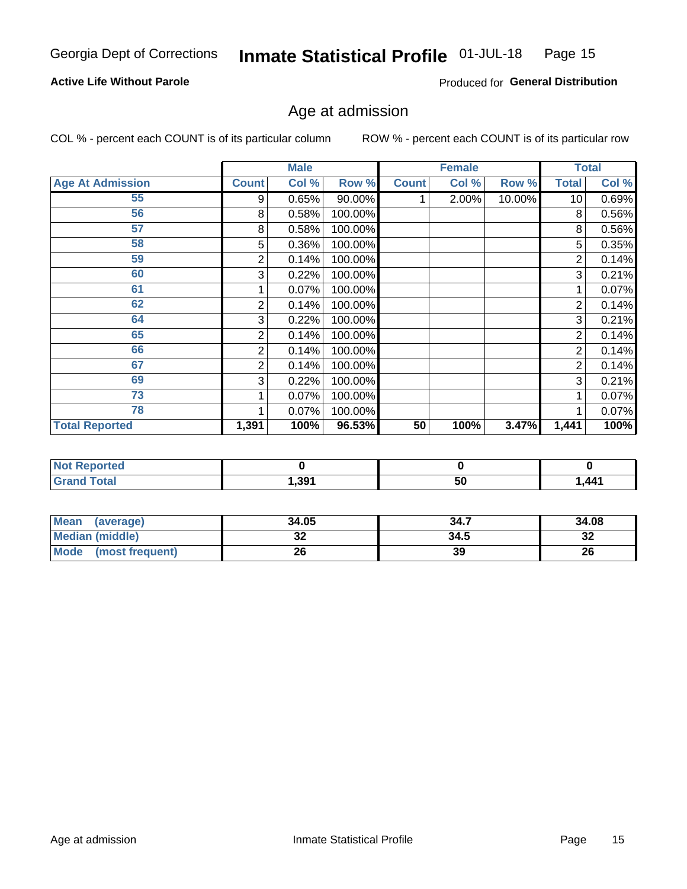Georgia Dept of Corrections **Inmate Statistical Profile** 01-JUL-18

**Active Life Without Parole**

Produced for **General Distribution**

## Age at admission

COL % - percent each COUNT is of its particular column     ROW % - percent each COUNT is of its particular row

| | Male | | | Female | | | Total | |
|---|---|---|---|---|---|---|---|---|
| **Age At Admission** | **Count** | **Col %** | **Row %** | **Count** | **Col %** | **Row %** | **Total** | **Col %** |
| 55 | 9 | 0.65% | 90.00% | 1 | 2.00% | 10.00% | 10 | 0.69% |
| 56 | 8 | 0.58% | 100.00% | | | | 8 | 0.56% |
| 57 | 8 | 0.58% | 100.00% | | | | 8 | 0.56% |
| 58 | 5 | 0.36% | 100.00% | | | | 5 | 0.35% |
| 59 | 2 | 0.14% | 100.00% | | | | 2 | 0.14% |
| 60 | 3 | 0.22% | 100.00% | | | | 3 | 0.21% |
| 61 | 1 | 0.07% | 100.00% | | | | 1 | 0.07% |
| 62 | 2 | 0.14% | 100.00% | | | | 2 | 0.14% |
| 64 | 3 | 0.22% | 100.00% | | | | 3 | 0.21% |
| 65 | 2 | 0.14% | 100.00% | | | | 2 | 0.14% |
| 66 | 2 | 0.14% | 100.00% | | | | 2 | 0.14% |
| 67 | 2 | 0.14% | 100.00% | | | | 2 | 0.14% |
| 69 | 3 | 0.22% | 100.00% | | | | 3 | 0.21% |
| 73 | 1 | 0.07% | 100.00% | | | | 1 | 0.07% |
| 78 | 1 | 0.07% | 100.00% | | | | 1 | 0.07% |
| **Total Reported** | **1,391** | **100%** | **96.53%** | **50** | **100%** | **3.47%** | **1,441** | **100%** |

| | Male | Female | Total |
|---|---|---|---|
| **Not Reported** | **0** | **0** | **0** |
| **Grand Total** | **1,391** | **50** | **1,441** |

| | Male | Female | Total |
|---|---|---|---|
| **Mean (average)** | **34.05** | **34.7** | **34.08** |
| **Median (middle)** | **32** | **34.5** | **32** |
| **Mode (most frequent)** | **26** | **39** | **26** |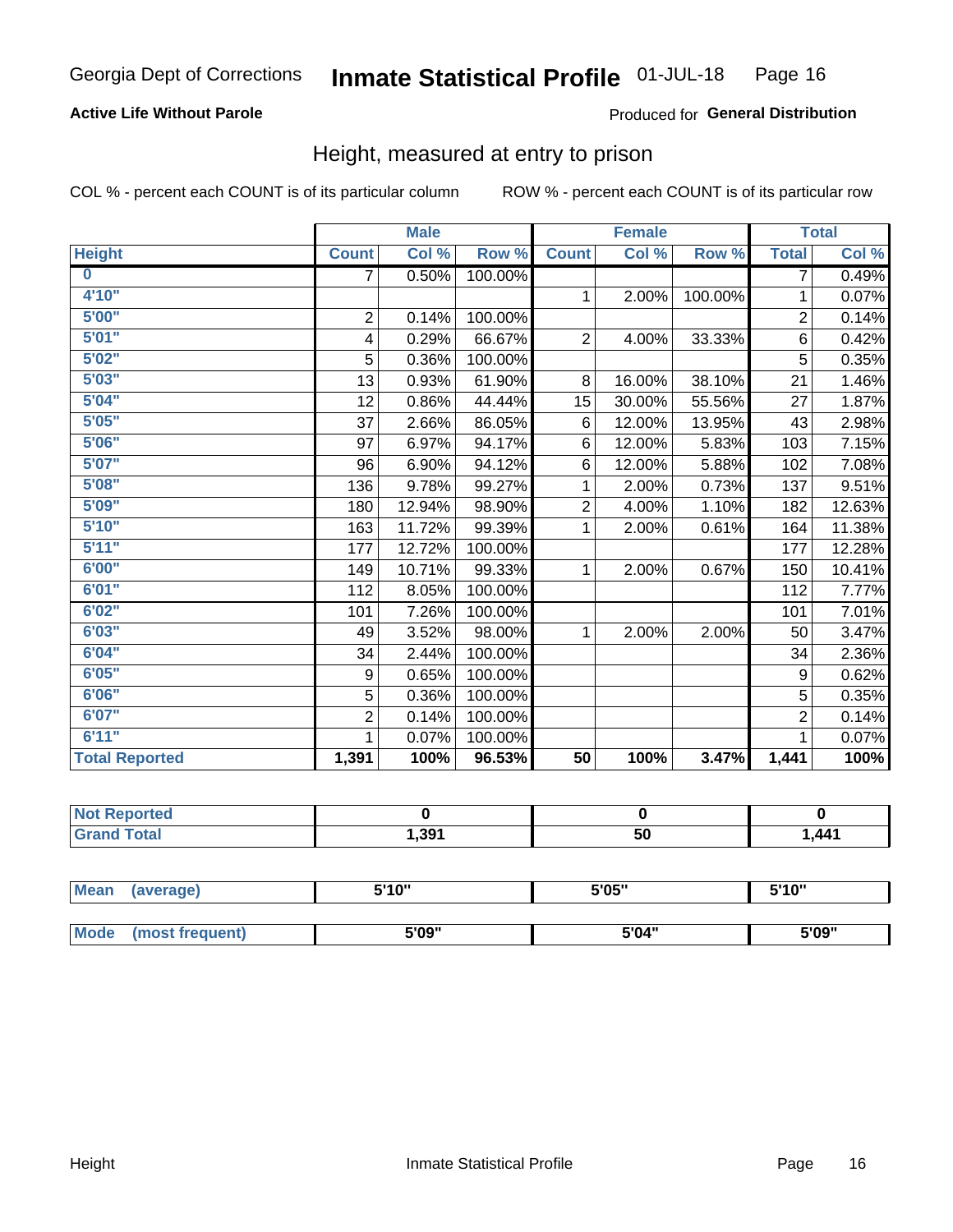Georgia Dept of Corrections **Inmate Statistical Profile** 01-JUL-18

**Active Life Without Parole**

Produced for **General Distribution**

## Height, measured at entry to prison

COL % - percent each COUNT is of its particular column ROW % - percent each COUNT is of its particular row

| | Male | | | Female | | | Total | |
|---|---|---|---|---|---|---|---|---|
| **Height** | **Count** | **Col %** | **Row %** | **Count** | **Col %** | **Row %** | **Total** | **Col %** |
| **0** | 7 | 0.50% | 100.00% | | | | 7 | 0.49% |
| **4'10"** | | | | 1 | 2.00% | 100.00% | 1 | 0.07% |
| **5'00"** | 2 | 0.14% | 100.00% | | | | 2 | 0.14% |
| **5'01"** | 4 | 0.29% | 66.67% | 2 | 4.00% | 33.33% | 6 | 0.42% |
| **5'02"** | 5 | 0.36% | 100.00% | | | | 5 | 0.35% |
| **5'03"** | 13 | 0.93% | 61.90% | 8 | 16.00% | 38.10% | 21 | 1.46% |
| **5'04"** | 12 | 0.86% | 44.44% | 15 | 30.00% | 55.56% | 27 | 1.87% |
| **5'05"** | 37 | 2.66% | 86.05% | 6 | 12.00% | 13.95% | 43 | 2.98% |
| **5'06"** | 97 | 6.97% | 94.17% | 6 | 12.00% | 5.83% | 103 | 7.15% |
| **5'07"** | 96 | 6.90% | 94.12% | 6 | 12.00% | 5.88% | 102 | 7.08% |
| **5'08"** | 136 | 9.78% | 99.27% | 1 | 2.00% | 0.73% | 137 | 9.51% |
| **5'09"** | 180 | 12.94% | 98.90% | 2 | 4.00% | 1.10% | 182 | 12.63% |
| **5'10"** | 163 | 11.72% | 99.39% | 1 | 2.00% | 0.61% | 164 | 11.38% |
| **5'11"** | 177 | 12.72% | 100.00% | | | | 177 | 12.28% |
| **6'00"** | 149 | 10.71% | 99.33% | 1 | 2.00% | 0.67% | 150 | 10.41% |
| **6'01"** | 112 | 8.05% | 100.00% | | | | 112 | 7.77% |
| **6'02"** | 101 | 7.26% | 100.00% | | | | 101 | 7.01% |
| **6'03"** | 49 | 3.52% | 98.00% | 1 | 2.00% | 2.00% | 50 | 3.47% |
| **6'04"** | 34 | 2.44% | 100.00% | | | | 34 | 2.36% |
| **6'05"** | 9 | 0.65% | 100.00% | | | | 9 | 0.62% |
| **6'06"** | 5 | 0.36% | 100.00% | | | | 5 | 0.35% |
| **6'07"** | 2 | 0.14% | 100.00% | | | | 2 | 0.14% |
| **6'11"** | 1 | 0.07% | 100.00% | | | | 1 | 0.07% |
| **Total Reported** | **1,391** | **100%** | **96.53%** | **50** | **100%** | **3.47%** | **1,441** | **100%** |

| | Male | Female | Total |
|---|---|---|---|
| **Not Reported** | **0** | **0** | **0** |
| **Grand Total** | **1,391** | **50** | **1,441** |

| | Male | Female | Total |
|---|---|---|---|
| **Mean (average)** | **5'10"** | **5'05"** | **5'10"** |
| **Mode (most frequent)** | **5'09"** | **5'04"** | **5'09"** |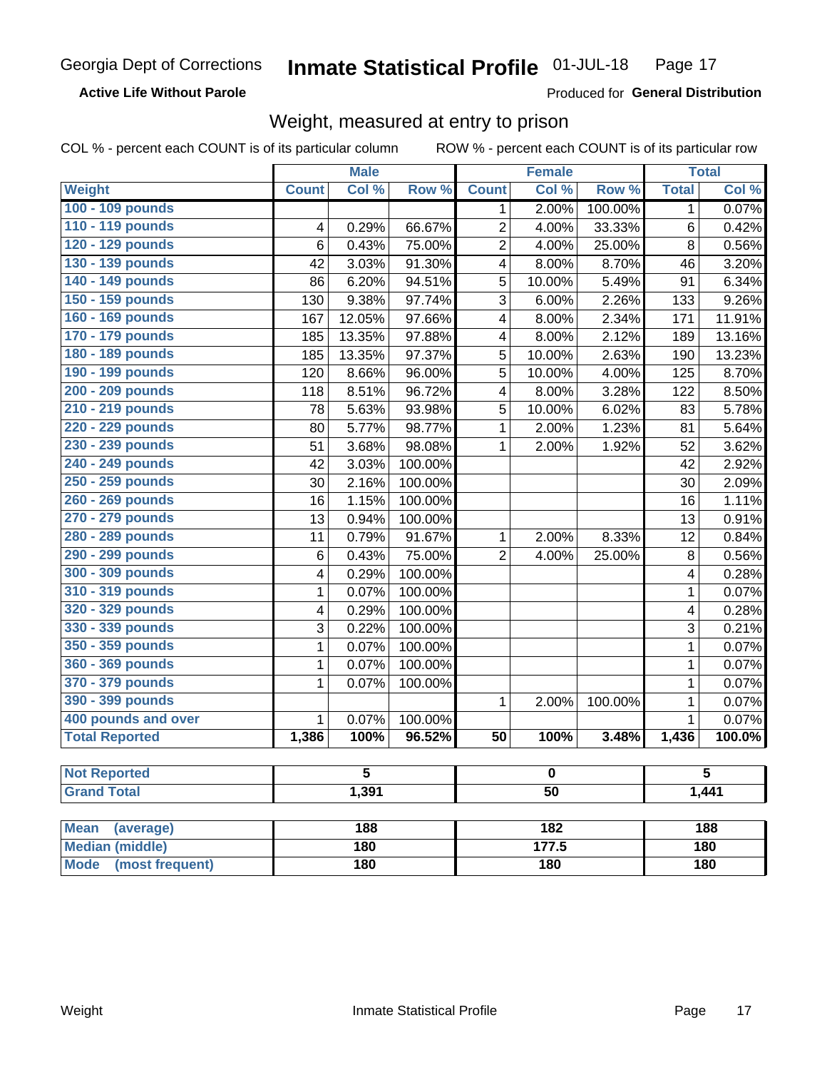Georgia Dept of Corrections **Inmate Statistical Profile** 01-JUL-18

**Active Life Without Parole**

Produced for **General Distribution**

## Weight, measured at entry to prison

COL % - percent each COUNT is of its particular column ROW % - percent each COUNT is of its particular row

| Weight | Male | | | Female | | | Total | |
|---|---|---|---|---|---|---|---|---|
| | Count | Col % | Row % | Count | Col % | Row % | Total | Col % |
| 100 - 109 pounds | | | | 1 | 2.00% | 100.00% | 1 | 0.07% |
| 110 - 119 pounds | 4 | 0.29% | 66.67% | 2 | 4.00% | 33.33% | 6 | 0.42% |
| 120 - 129 pounds | 6 | 0.43% | 75.00% | 2 | 4.00% | 25.00% | 8 | 0.56% |
| 130 - 139 pounds | 42 | 3.03% | 91.30% | 4 | 8.00% | 8.70% | 46 | 3.20% |
| 140 - 149 pounds | 86 | 6.20% | 94.51% | 5 | 10.00% | 5.49% | 91 | 6.34% |
| 150 - 159 pounds | 130 | 9.38% | 97.74% | 3 | 6.00% | 2.26% | 133 | 9.26% |
| 160 - 169 pounds | 167 | 12.05% | 97.66% | 4 | 8.00% | 2.34% | 171 | 11.91% |
| 170 - 179 pounds | 185 | 13.35% | 97.88% | 4 | 8.00% | 2.12% | 189 | 13.16% |
| 180 - 189 pounds | 185 | 13.35% | 97.37% | 5 | 10.00% | 2.63% | 190 | 13.23% |
| 190 - 199 pounds | 120 | 8.66% | 96.00% | 5 | 10.00% | 4.00% | 125 | 8.70% |
| 200 - 209 pounds | 118 | 8.51% | 96.72% | 4 | 8.00% | 3.28% | 122 | 8.50% |
| 210 - 219 pounds | 78 | 5.63% | 93.98% | 5 | 10.00% | 6.02% | 83 | 5.78% |
| 220 - 229 pounds | 80 | 5.77% | 98.77% | 1 | 2.00% | 1.23% | 81 | 5.64% |
| 230 - 239 pounds | 51 | 3.68% | 98.08% | 1 | 2.00% | 1.92% | 52 | 3.62% |
| 240 - 249 pounds | 42 | 3.03% | 100.00% | | | | 42 | 2.92% |
| 250 - 259 pounds | 30 | 2.16% | 100.00% | | | | 30 | 2.09% |
| 260 - 269 pounds | 16 | 1.15% | 100.00% | | | | 16 | 1.11% |
| 270 - 279 pounds | 13 | 0.94% | 100.00% | | | | 13 | 0.91% |
| 280 - 289 pounds | 11 | 0.79% | 91.67% | 1 | 2.00% | 8.33% | 12 | 0.84% |
| 290 - 299 pounds | 6 | 0.43% | 75.00% | 2 | 4.00% | 25.00% | 8 | 0.56% |
| 300 - 309 pounds | 4 | 0.29% | 100.00% | | | | 4 | 0.28% |
| 310 - 319 pounds | 1 | 0.07% | 100.00% | | | | 1 | 0.07% |
| 320 - 329 pounds | 4 | 0.29% | 100.00% | | | | 4 | 0.28% |
| 330 - 339 pounds | 3 | 0.22% | 100.00% | | | | 3 | 0.21% |
| 350 - 359 pounds | 1 | 0.07% | 100.00% | | | | 1 | 0.07% |
| 360 - 369 pounds | 1 | 0.07% | 100.00% | | | | 1 | 0.07% |
| 370 - 379 pounds | 1 | 0.07% | 100.00% | | | | 1 | 0.07% |
| 390 - 399 pounds | | | | 1 | 2.00% | 100.00% | 1 | 0.07% |
| 400 pounds and over | 1 | 0.07% | 100.00% | | | | 1 | 0.07% |
| **Total Reported** | **1,386** | **100%** | **96.52%** | **50** | **100%** | **3.48%** | **1,436** | **100.0%** |

| | Male | Female | Total |
|---|---|---|---|
| **Not Reported** | 5 | 0 | 5 |
| **Grand Total** | 1,391 | 50 | 1,441 |

| | Male | Female | Total |
|---|---|---|---|
| **Mean (average)** | 188 | 182 | 188 |
| **Median (middle)** | 180 | 177.5 | 180 |
| **Mode (most frequent)** | 180 | 180 | 180 |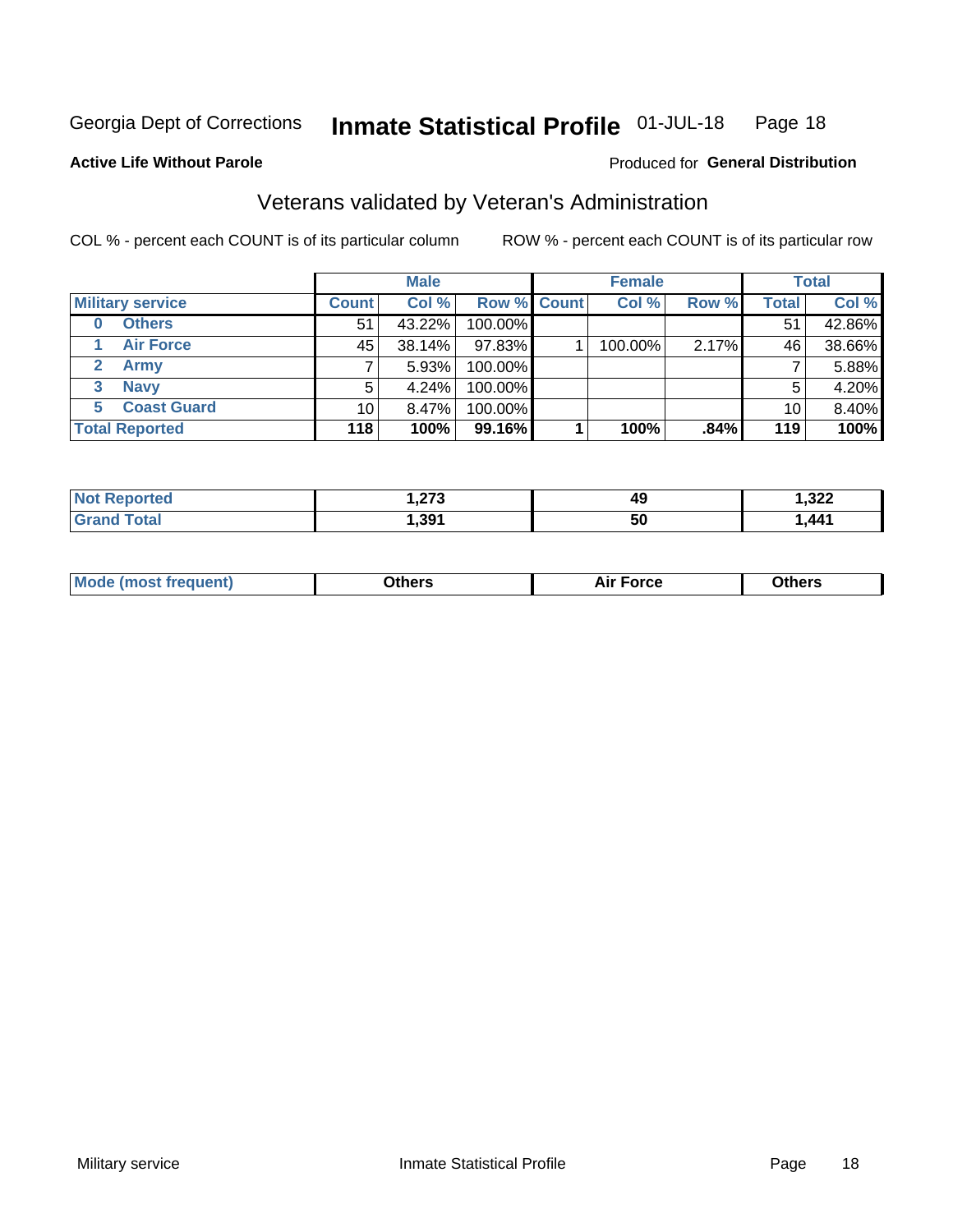Georgia Dept of Corrections **Inmate Statistical Profile** 01-JUL-18

**Active Life Without Parole**

Produced for **General Distribution**

## Veterans validated by Veteran's Administration

COL % - percent each COUNT is of its particular column

ROW % - percent each COUNT is of its particular row

| | Male | | | Female | | | Total | |
|---|---|---|---|---|---|---|---|---|
| **Military service** | **Count** | **Col %** | **Row %** | **Count** | **Col %** | **Row %** | **Total** | **Col %** |
| **0 Others** | 51 | 43.22% | 100.00% | | | | 51 | 42.86% |
| **1 Air Force** | 45 | 38.14% | 97.83% | 1 | 100.00% | 2.17% | 46 | 38.66% |
| **2 Army** | 7 | 5.93% | 100.00% | | | | 7 | 5.88% |
| **3 Navy** | 5 | 4.24% | 100.00% | | | | 5 | 4.20% |
| **5 Coast Guard** | 10 | 8.47% | 100.00% | | | | 10 | 8.40% |
| **Total Reported** | **118** | **100%** | **99.16%** | **1** | **100%** | **.84%** | **119** | **100%** |

| | Male | Female | Total |
|---|---|---|---|
| **Not Reported** | **1,273** | **49** | **1,322** |
| **Grand Total** | **1,391** | **50** | **1,441** |

| | Male | Female | Total |
|---|---|---|---|
| **Mode (most frequent)** | **Others** | **Air Force** | **Others** |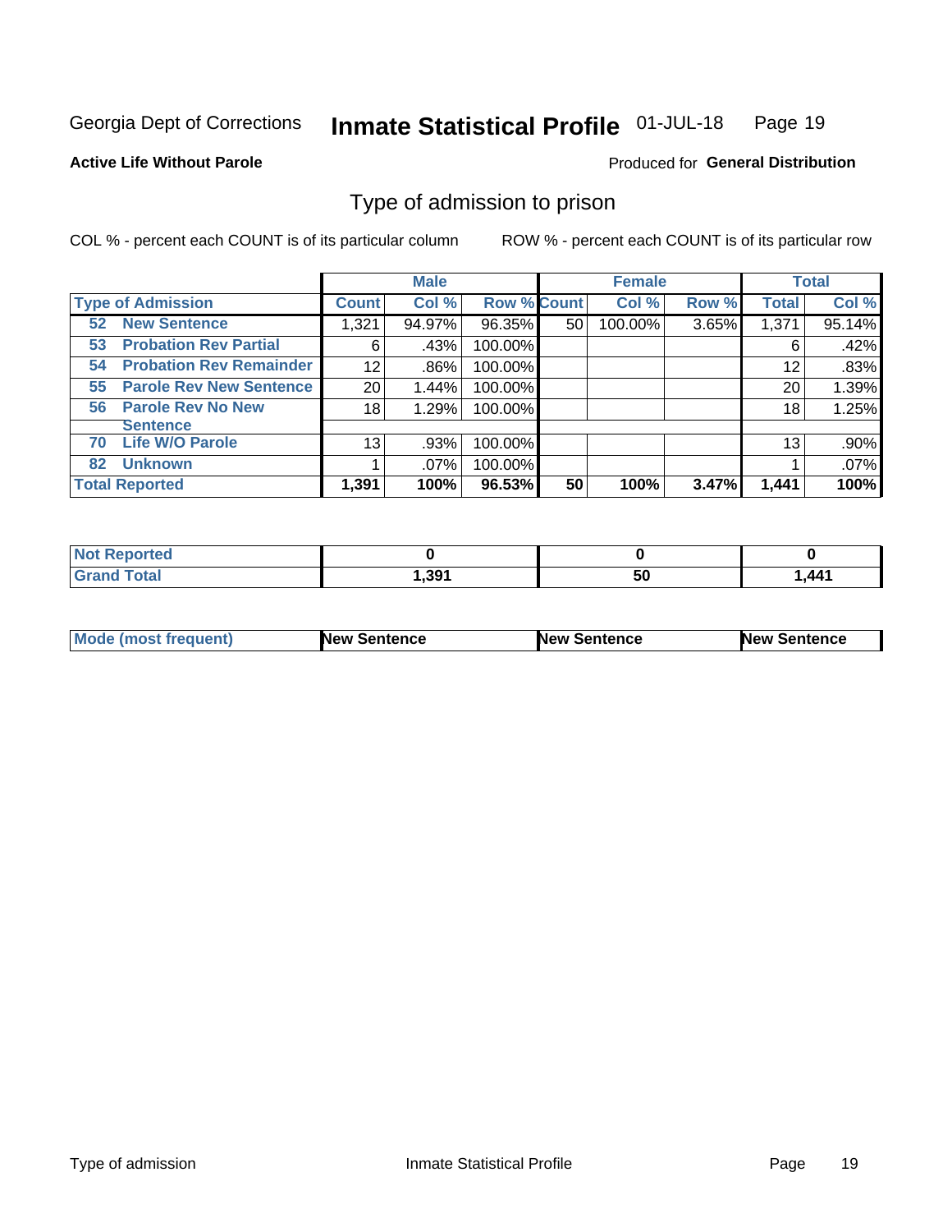Georgia Dept of Corrections **Inmate Statistical Profile** 01-JUL-18

**Active Life Without Parole**

Produced for **General Distribution**

## Type of admission to prison

COL % - percent each COUNT is of its particular column

ROW % - percent each COUNT is of its particular row

| | Male | | | Female | | | Total | |
|---|---|---|---|---|---|---|---|---|
| **Type of Admission** | **Count** | **Col %** | **Row %** | **Count** | **Col %** | **Row %** | **Total** | **Col %** |
| 52 **New Sentence** | 1,321 | 94.97% | 96.35% | 50 | 100.00% | 3.65% | 1,371 | 95.14% |
| 53 **Probation Rev Partial** | 6 | .43% | 100.00% | | | | 6 | .42% |
| 54 **Probation Rev Remainder** | 12 | .86% | 100.00% | | | | 12 | .83% |
| 55 **Parole Rev New Sentence** | 20 | 1.44% | 100.00% | | | | 20 | 1.39% |
| 56 **Parole Rev No New Sentence** | 18 | 1.29% | 100.00% | | | | 18 | 1.25% |
| 70 **Life W/O Parole** | 13 | .93% | 100.00% | | | | 13 | .90% |
| 82 **Unknown** | 1 | .07% | 100.00% | | | | 1 | .07% |
| **Total Reported** | **1,391** | **100%** | **96.53%** | **50** | **100%** | **3.47%** | **1,441** | **100%** |

| | Male | Female | Total |
|---|---|---|---|
| **Not Reported** | **0** | **0** | **0** |
| **Grand Total** | **1,391** | **50** | **1,441** |

| | Male | Female | Total |
|---|---|---|---|
| **Mode (most frequent)** | **New Sentence** | **New Sentence** | **New Sentence** |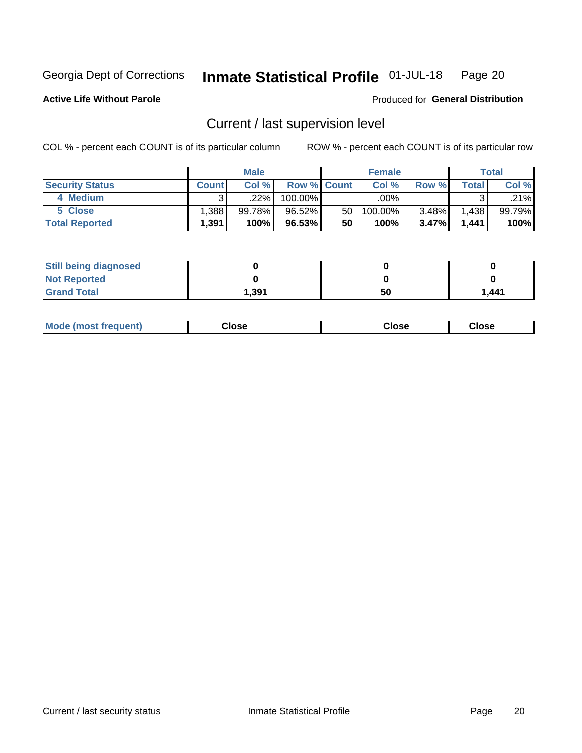Georgia Dept of Corrections **Inmate Statistical Profile** 01-JUL-18

**Active Life Without Parole**

Produced for **General Distribution**

## Current / last supervision level

COL % - percent each COUNT is of its particular column

ROW % - percent each COUNT is of its particular row

| | Male | | | Female | | | Total | |
|---|---|---|---|---|---|---|---|---|
| **Security Status** | **Count** | **Col %** | **Row %** | **Count** | **Col %** | **Row %** | **Total** | **Col %** |
| 4 Medium | 3 | .22% | 100.00% | | .00% | | 3 | .21% |
| 5 Close | 1,388 | 99.78% | 96.52% | 50 | 100.00% | 3.48% | 1,438 | 99.79% |
| **Total Reported** | **1,391** | **100%** | **96.53%** | **50** | **100%** | **3.47%** | **1,441** | **100%** |

| | Male | Female | Total |
|---|---|---|---|
| **Still being diagnosed** | **0** | **0** | **0** |
| **Not Reported** | **0** | **0** | **0** |
| **Grand Total** | **1,391** | **50** | **1,441** |

| | Male | Female | Total |
|---|---|---|---|
| **Mode (most frequent)** | **Close** | **Close** | **Close** |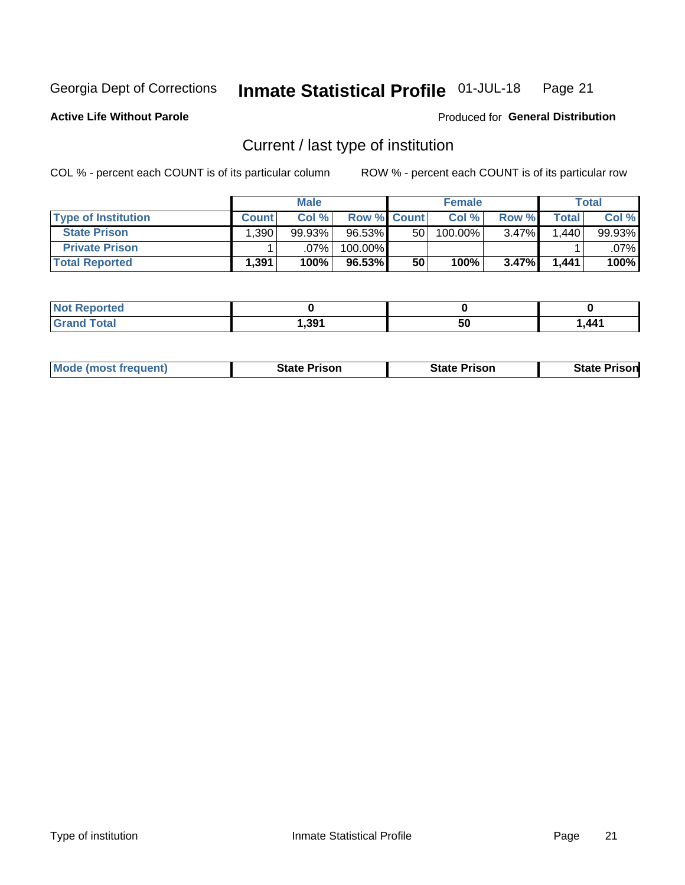Georgia Dept of Corrections **Inmate Statistical Profile** 01-JUL-18

**Active Life Without Parole**

Produced for **General Distribution**

## Current / last type of institution

COL % - percent each COUNT is of its particular column

ROW % - percent each COUNT is of its particular row

| | Male | | | Female | | | Total | |
|---|---|---|---|---|---|---|---|---|
| **Type of Institution** | **Count** | **Col %** | **Row %** | **Count** | **Col %** | **Row %** | **Total** | **Col %** |
| **State Prison** | 1,390 | 99.93% | 96.53% | 50 | 100.00% | 3.47% | 1,440 | 99.93% |
| **Private Prison** | 1 | .07% | 100.00% | | | | 1 | .07% |
| **Total Reported** | **1,391** | **100%** | **96.53%** | **50** | **100%** | **3.47%** | **1,441** | **100%** |

| | Male | Female | Total |
|---|---|---|---|
| **Not Reported** | **0** | **0** | **0** |
| **Grand Total** | **1,391** | **50** | **1,441** |

| | Male | Female | Total |
|---|---|---|---|
| **Mode (most frequent)** | **State Prison** | **State Prison** | **State Prison** |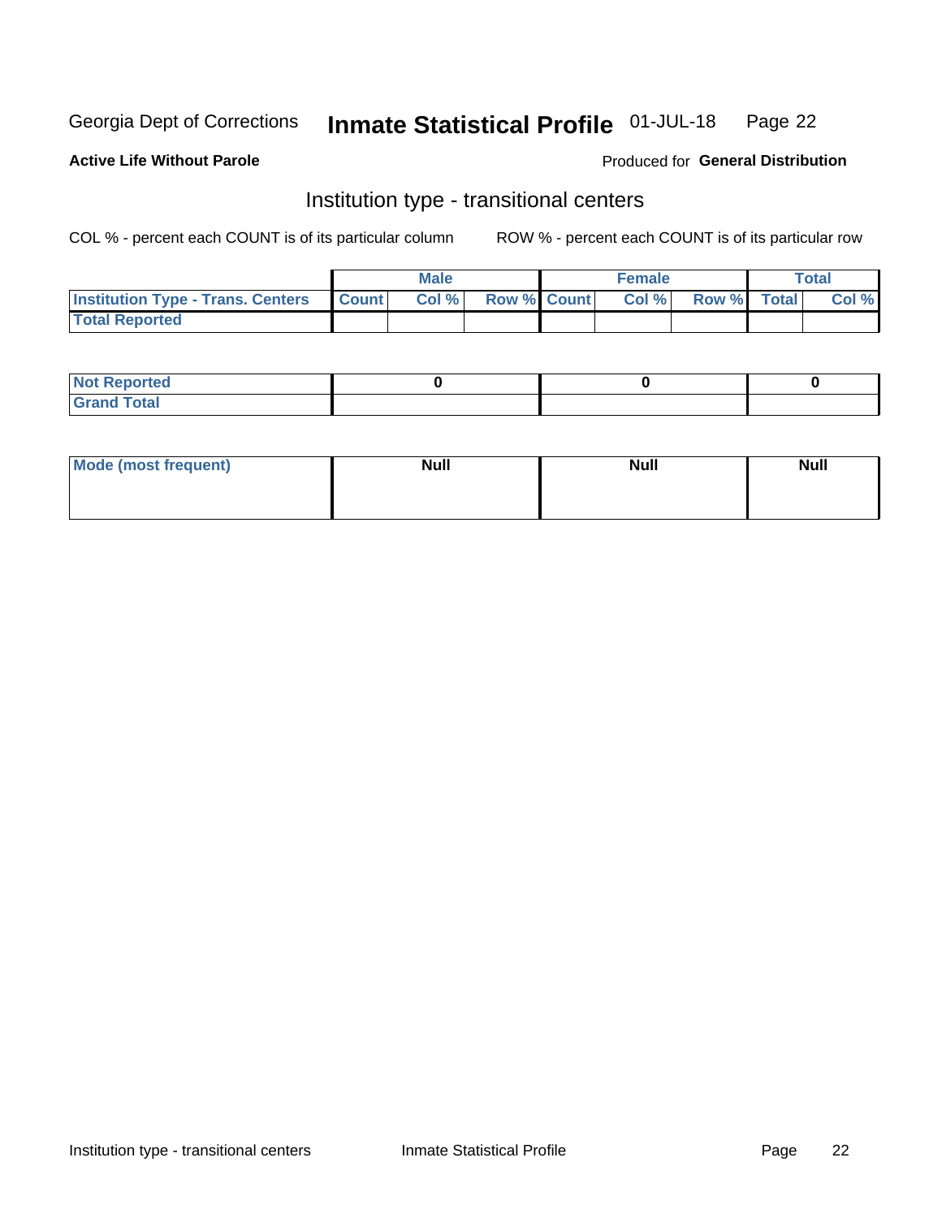Georgia Dept of Corrections **Inmate Statistical Profile** 01-JUL-18

**Active Life Without Parole**

Produced for **General Distribution**

## Institution type - transitional centers

COL % - percent each COUNT is of its particular column ROW % - percent each COUNT is of its particular row

| | Male | | | Female | | | Total | |
|---|---|---|---|---|---|---|---|---|
| **Institution Type - Trans. Centers** | **Count** | **Col %** | **Row %** | **Count** | **Col %** | **Row %** | **Total** | **Col %** |
| **Total Reported** | | | | | | | | |

| | Male | Female | Total |
|---|---|---|---|
| **Not Reported** | 0 | 0 | 0 |
| **Grand Total** | | | |

| | Male | Female | Total |
|---|---|---|---|
| **Mode (most frequent)** | Null | Null | Null |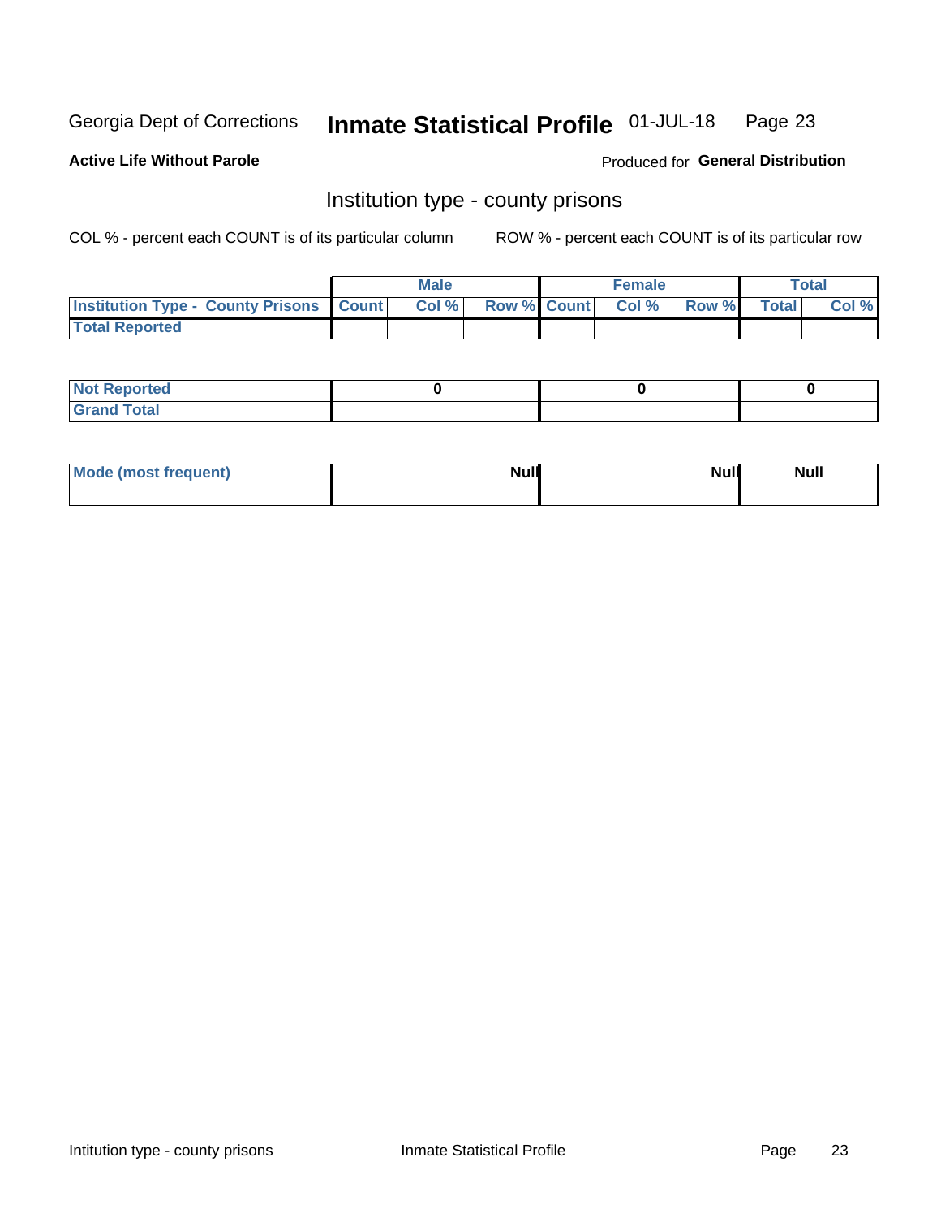Georgia Dept of Corrections **Inmate Statistical Profile** 01-JUL-18

**Active Life Without Parole**

Produced for **General Distribution**

## Institution type - county prisons

COL % - percent each COUNT is of its particular column ROW % - percent each COUNT is of its particular row

| | Male | | | Female | | | Total | |
|---|---|---|---|---|---|---|---|---|
| **Institution Type - County Prisons** | **Count** | **Col %** | **Row %** | **Count** | **Col %** | **Row %** | **Total** | **Col %** |
| **Total Reported** | | | | | | | | |

| | Male | Female | Total |
|---|---|---|---|
| **Not Reported** | **0** | **0** | **0** |
| **Grand Total** | | | |

| | Male | Female | Total |
|---|---|---|---|
| **Mode (most frequent)** | **Null** | **Null** | **Null** |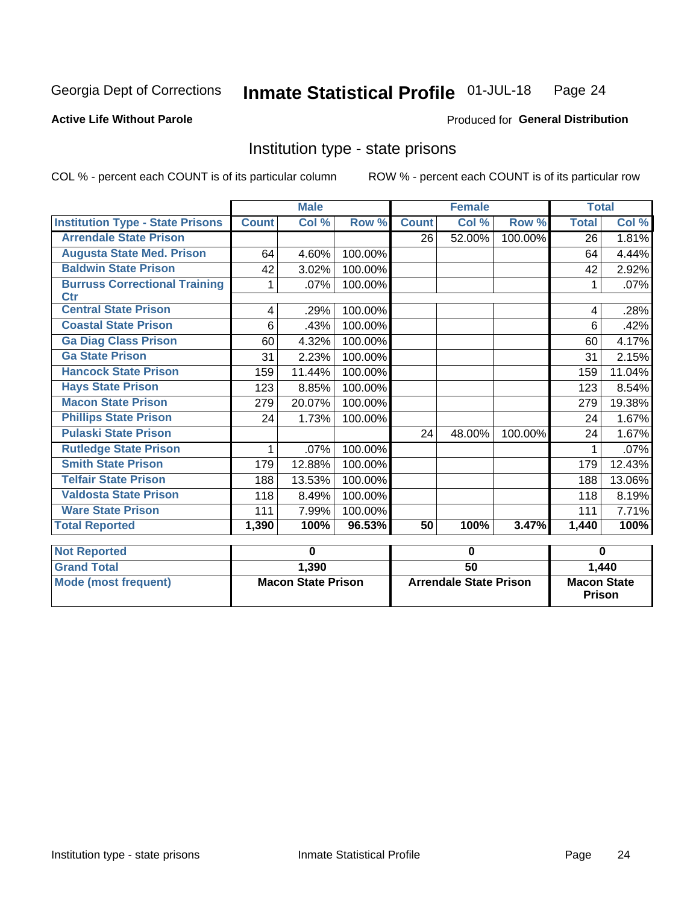Georgia Dept of Corrections **Inmate Statistical Profile** 01-JUL-18

**Active Life Without Parole**

Produced for **General Distribution**

## Institution type - state prisons

COL % - percent each COUNT is of its particular column ROW % - percent each COUNT is of its particular row

| | Male | | | Female | | | Total | |
|---|---|---|---|---|---|---|---|---|
| **Institution Type - State Prisons** | **Count** | **Col %** | **Row %** | **Count** | **Col %** | **Row %** | **Total** | **Col %** |
| **Arrendale State Prison** | | | | 26 | 52.00% | 100.00% | 26 | 1.81% |
| **Augusta State Med. Prison** | 64 | 4.60% | 100.00% | | | | 64 | 4.44% |
| **Baldwin State Prison** | 42 | 3.02% | 100.00% | | | | 42 | 2.92% |
| **Burruss Correctional Training Ctr** | 1 | .07% | 100.00% | | | | 1 | .07% |
| **Central State Prison** | 4 | .29% | 100.00% | | | | 4 | .28% |
| **Coastal State Prison** | 6 | .43% | 100.00% | | | | 6 | .42% |
| **Ga Diag Class Prison** | 60 | 4.32% | 100.00% | | | | 60 | 4.17% |
| **Ga State Prison** | 31 | 2.23% | 100.00% | | | | 31 | 2.15% |
| **Hancock State Prison** | 159 | 11.44% | 100.00% | | | | 159 | 11.04% |
| **Hays State Prison** | 123 | 8.85% | 100.00% | | | | 123 | 8.54% |
| **Macon State Prison** | 279 | 20.07% | 100.00% | | | | 279 | 19.38% |
| **Phillips State Prison** | 24 | 1.73% | 100.00% | | | | 24 | 1.67% |
| **Pulaski State Prison** | | | | 24 | 48.00% | 100.00% | 24 | 1.67% |
| **Rutledge State Prison** | 1 | .07% | 100.00% | | | | 1 | .07% |
| **Smith State Prison** | 179 | 12.88% | 100.00% | | | | 179 | 12.43% |
| **Telfair State Prison** | 188 | 13.53% | 100.00% | | | | 188 | 13.06% |
| **Valdosta State Prison** | 118 | 8.49% | 100.00% | | | | 118 | 8.19% |
| **Ware State Prison** | 111 | 7.99% | 100.00% | | | | 111 | 7.71% |
| **Total Reported** | **1,390** | **100%** | **96.53%** | **50** | **100%** | **3.47%** | **1,440** | **100%** |

| | Male | Female | Total |
|---|---|---|---|
| **Not Reported** | **0** | **0** | **0** |
| **Grand Total** | **1,390** | **50** | **1,440** |
| **Mode (most frequent)** | **Macon State Prison** | **Arrendale State Prison** | **Macon State Prison** |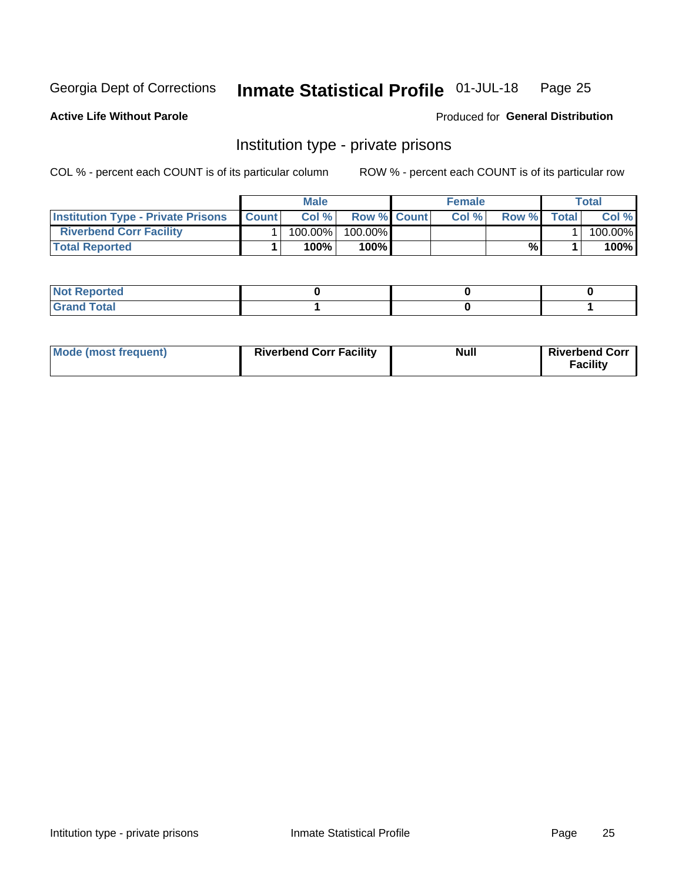Georgia Dept of Corrections **Inmate Statistical Profile** 01-JUL-18 Page 25

**Active Life Without Parole**

Produced for **General Distribution**

## Institution type - private prisons

COL % - percent each COUNT is of its particular column ROW % - percent each COUNT is of its particular row

| | Male | | | Female | | | Total | |
|---|---|---|---|---|---|---|---|---|
| Institution Type - Private Prisons | Count | Col % | Row % | Count | Col % | Row % | Total | Col % |
| Riverbend Corr Facility | 1 | 100.00% | 100.00% | | | | 1 | 100.00% |
| **Total Reported** | **1** | **100%** | **100%** | | | **%** | **1** | **100%** |

| | Male | Female | Total |
|---|---|---|---|
| Not Reported | 0 | 0 | 0 |
| Grand Total | 1 | 0 | 1 |

| | Male | Female | Total |
|---|---|---|---|
| Mode (most frequent) | Riverbend Corr Facility | Null | Riverbend Corr Facility |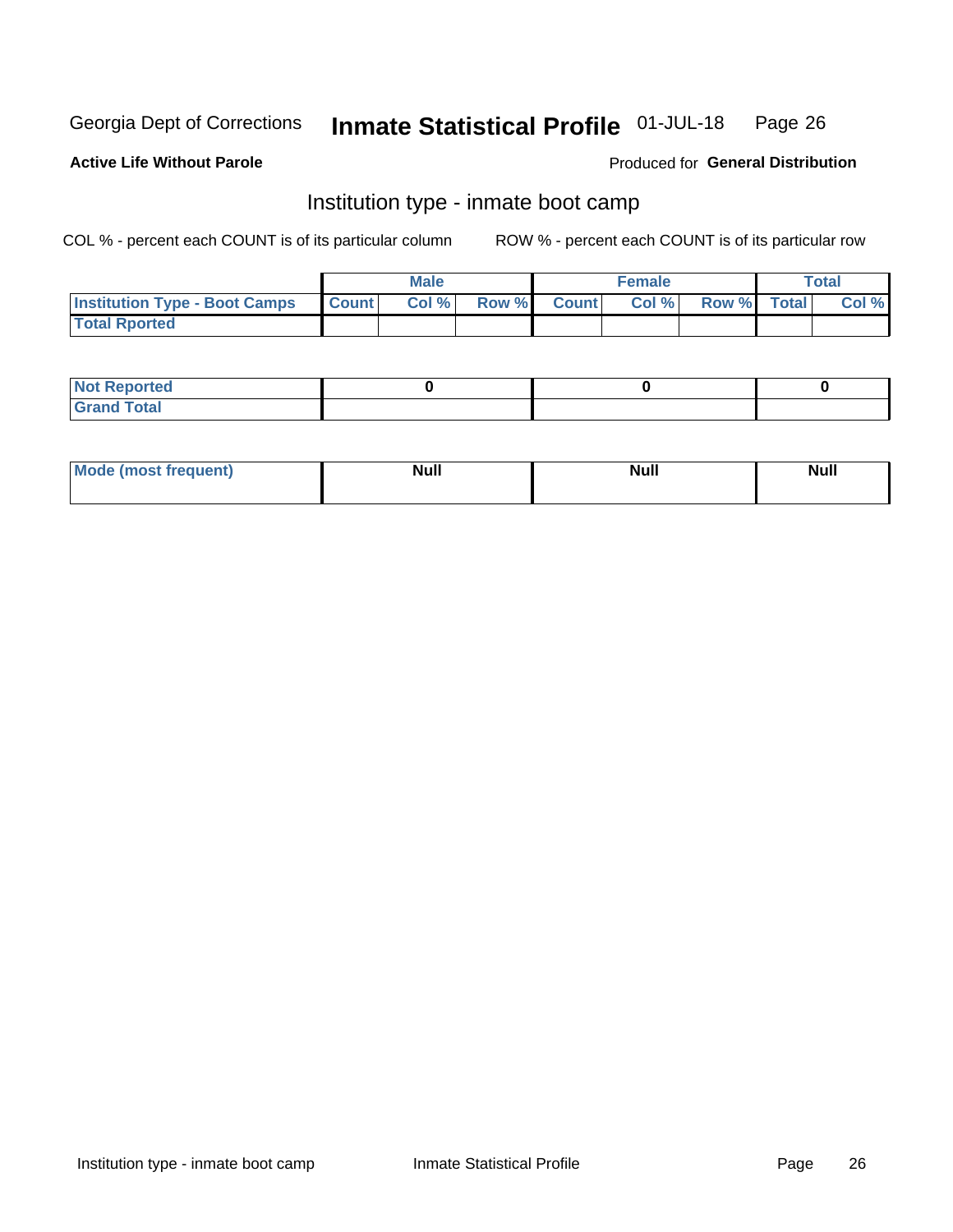Georgia Dept of Corrections **Inmate Statistical Profile** 01-JUL-18

**Active Life Without Parole**

Produced for **General Distribution**

## Institution type - inmate boot camp

COL % - percent each COUNT is of its particular column ROW % - percent each COUNT is of its particular row

| | Male | | | Female | | | Total | |
|---|---|---|---|---|---|---|---|---|
| **Institution Type - Boot Camps** | **Count** | **Col %** | **Row %** | **Count** | **Col %** | **Row %** | **Total** | **Col %** |
| **Total Rported** | | | | | | | | |

| | Male | Female | Total |
|---|---|---|---|
| **Not Reported** | 0 | 0 | 0 |
| **Grand Total** | | | |

| | Male | Female | Total |
|---|---|---|---|
| **Mode (most frequent)** | Null | Null | Null |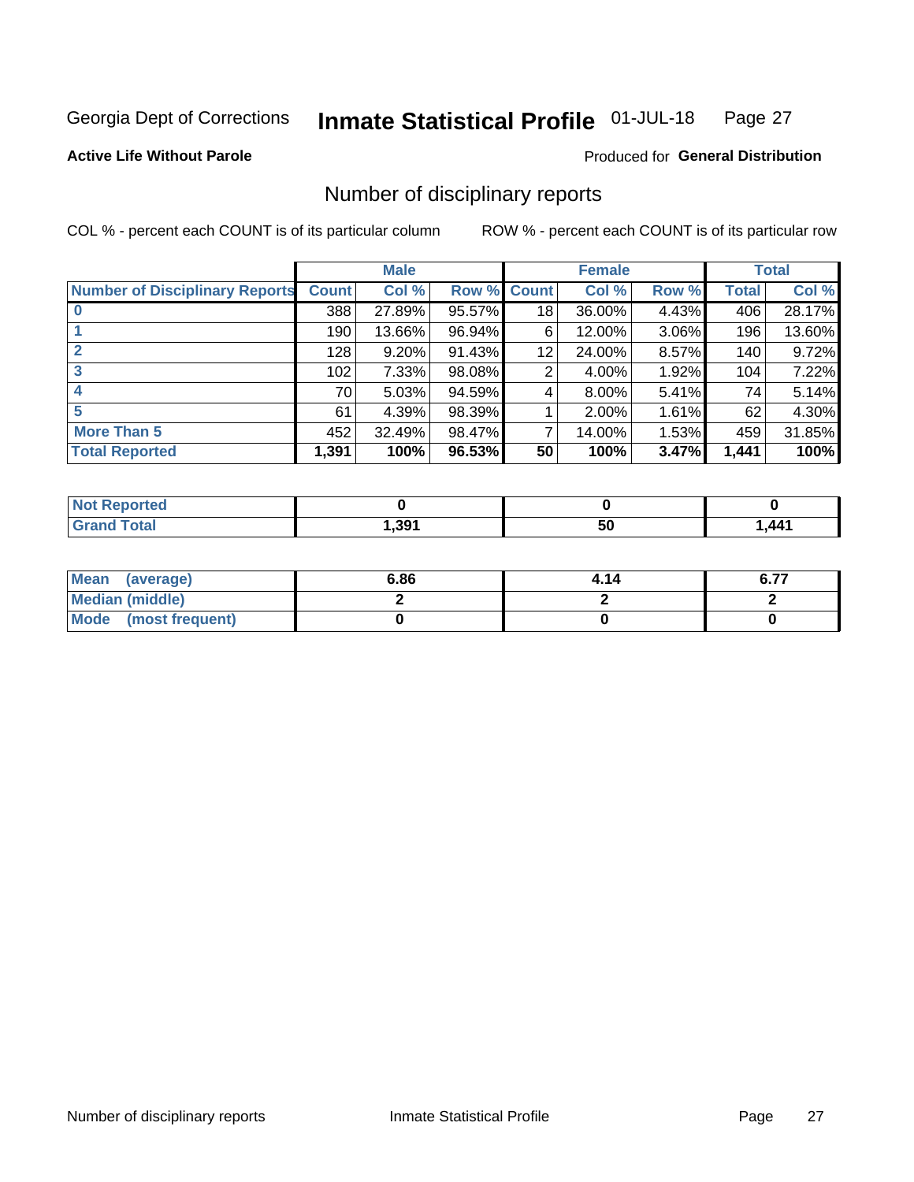Georgia Dept of Corrections **Inmate Statistical Profile** 01-JUL-18

**Active Life Without Parole**

Produced for **General Distribution**

## Number of disciplinary reports

COL % - percent each COUNT is of its particular column

ROW % - percent each COUNT is of its particular row

| | Male | | | Female | | | Total | |
|---|---|---|---|---|---|---|---|---|
| **Number of Disciplinary Reports** | **Count** | **Col %** | **Row %** | **Count** | **Col %** | **Row %** | **Total** | **Col %** |
| **0** | 388 | 27.89% | 95.57% | 18 | 36.00% | 4.43% | 406 | 28.17% |
| **1** | 190 | 13.66% | 96.94% | 6 | 12.00% | 3.06% | 196 | 13.60% |
| **2** | 128 | 9.20% | 91.43% | 12 | 24.00% | 8.57% | 140 | 9.72% |
| **3** | 102 | 7.33% | 98.08% | 2 | 4.00% | 1.92% | 104 | 7.22% |
| **4** | 70 | 5.03% | 94.59% | 4 | 8.00% | 5.41% | 74 | 5.14% |
| **5** | 61 | 4.39% | 98.39% | 1 | 2.00% | 1.61% | 62 | 4.30% |
| **More Than 5** | 452 | 32.49% | 98.47% | 7 | 14.00% | 1.53% | 459 | 31.85% |
| **Total Reported** | **1,391** | **100%** | **96.53%** | **50** | **100%** | **3.47%** | **1,441** | **100%** |

| | Male | Female | Total |
|---|---|---|---|
| **Not Reported** | **0** | **0** | **0** |
| **Grand Total** | **1,391** | **50** | **1,441** |

| | Male | Female | Total |
|---|---|---|---|
| **Mean (average)** | **6.86** | **4.14** | **6.77** |
| **Median (middle)** | **2** | **2** | **2** |
| **Mode (most frequent)** | **0** | **0** | **0** |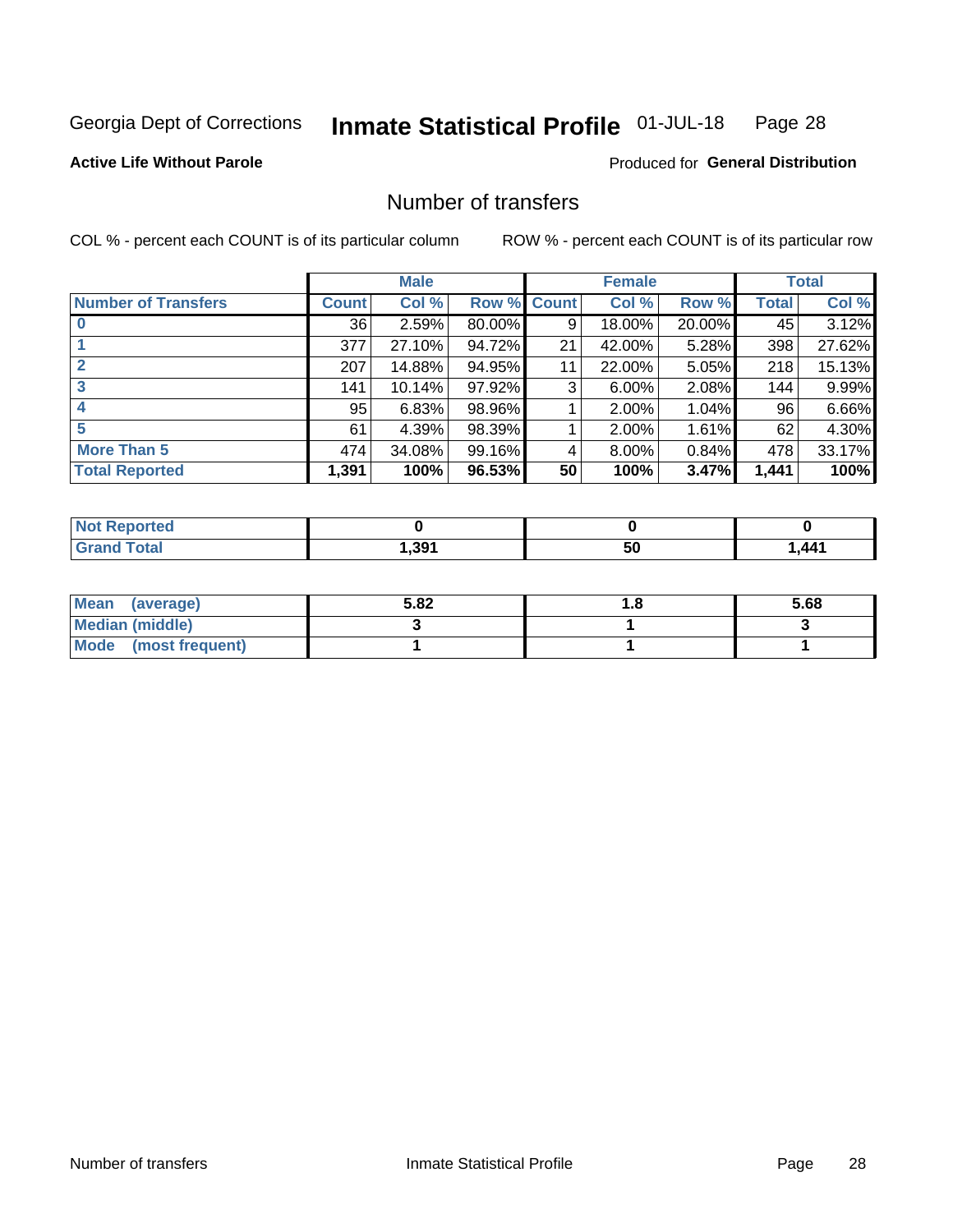Georgia Dept of Corrections **Inmate Statistical Profile** 01-JUL-18

**Active Life Without Parole**

Produced for **General Distribution**

## Number of transfers

COL % - percent each COUNT is of its particular column

ROW % - percent each COUNT is of its particular row

| | Male | | | Female | | | Total | |
|---|---|---|---|---|---|---|---|---|
| **Number of Transfers** | **Count** | **Col %** | **Row %** | **Count** | **Col %** | **Row %** | **Total** | **Col %** |
| **0** | 36 | 2.59% | 80.00% | 9 | 18.00% | 20.00% | 45 | 3.12% |
| **1** | 377 | 27.10% | 94.72% | 21 | 42.00% | 5.28% | 398 | 27.62% |
| **2** | 207 | 14.88% | 94.95% | 11 | 22.00% | 5.05% | 218 | 15.13% |
| **3** | 141 | 10.14% | 97.92% | 3 | 6.00% | 2.08% | 144 | 9.99% |
| **4** | 95 | 6.83% | 98.96% | 1 | 2.00% | 1.04% | 96 | 6.66% |
| **5** | 61 | 4.39% | 98.39% | 1 | 2.00% | 1.61% | 62 | 4.30% |
| **More Than 5** | 474 | 34.08% | 99.16% | 4 | 8.00% | 0.84% | 478 | 33.17% |
| **Total Reported** | **1,391** | **100%** | **96.53%** | **50** | **100%** | **3.47%** | **1,441** | **100%** |

| | Male | Female | Total |
|---|---|---|---|
| **Not Reported** | **0** | **0** | **0** |
| **Grand Total** | **1,391** | **50** | **1,441** |

| | Male | Female | Total |
|---|---|---|---|
| **Mean (average)** | **5.82** | **1.8** | **5.68** |
| **Median (middle)** | **3** | **1** | **3** |
| **Mode (most frequent)** | **1** | **1** | **1** |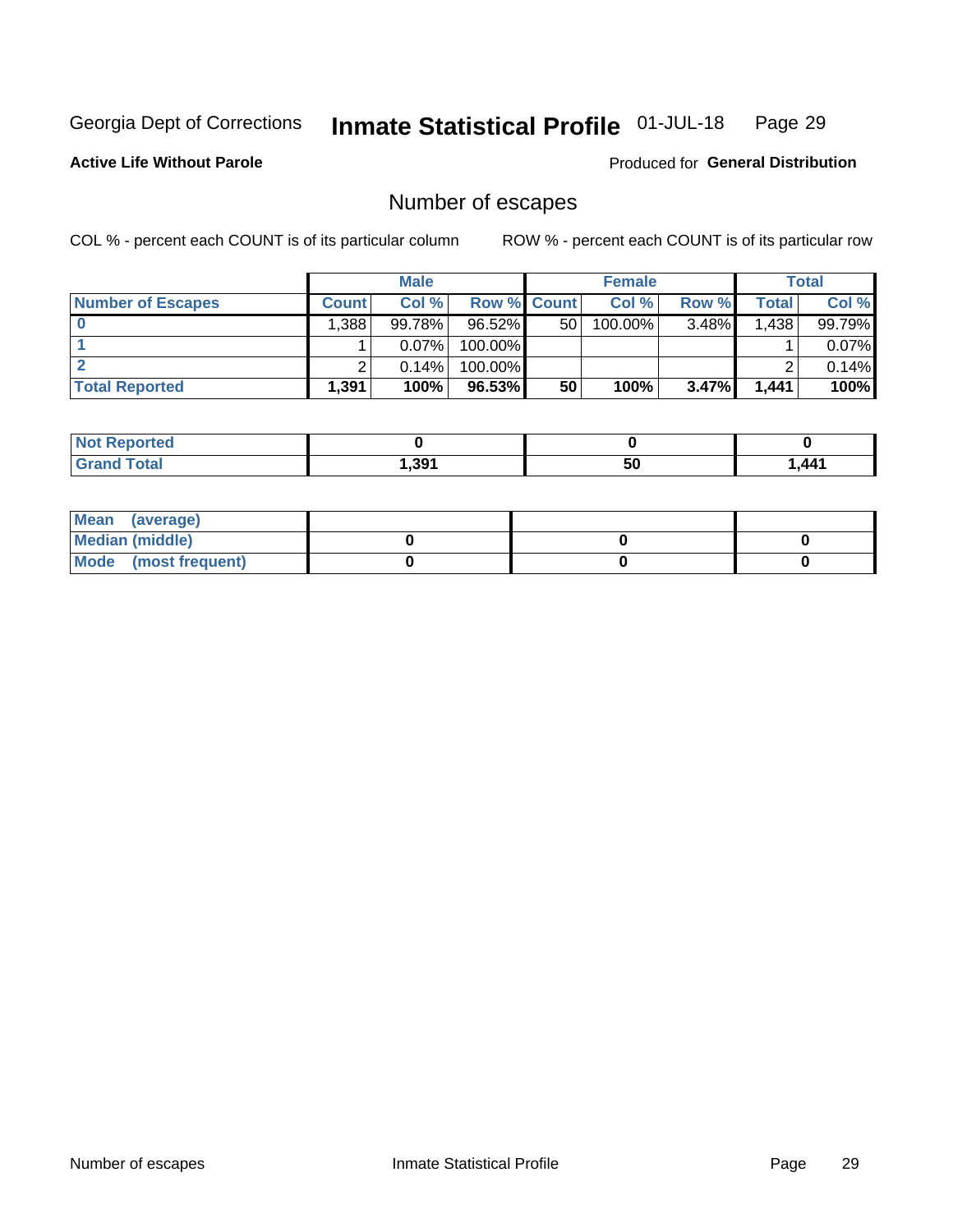Georgia Dept of Corrections **Inmate Statistical Profile** 01-JUL-18

**Active Life Without Parole**

Produced for **General Distribution**

## Number of escapes

COL % - percent each COUNT is of its particular column ROW % - percent each COUNT is of its particular row

| | Male | | | Female | | | Total | |
|---|---|---|---|---|---|---|---|---|
| **Number of Escapes** | **Count** | **Col %** | **Row %** | **Count** | **Col %** | **Row %** | **Total** | **Col %** |
| **0** | 1,388 | 99.78% | 96.52% | 50 | 100.00% | 3.48% | 1,438 | 99.79% |
| **1** | 1 | 0.07% | 100.00% | | | | 1 | 0.07% |
| **2** | 2 | 0.14% | 100.00% | | | | 2 | 0.14% |
| **Total Reported** | **1,391** | **100%** | **96.53%** | **50** | **100%** | **3.47%** | **1,441** | **100%** |

| | Male | Female | Total |
|---|---|---|---|
| **Not Reported** | **0** | **0** | **0** |
| **Grand Total** | **1,391** | **50** | **1,441** |

| | Male | Female | Total |
|---|---|---|---|
| **Mean (average)** | | | |
| **Median (middle)** | **0** | **0** | **0** |
| **Mode (most frequent)** | **0** | **0** | **0** |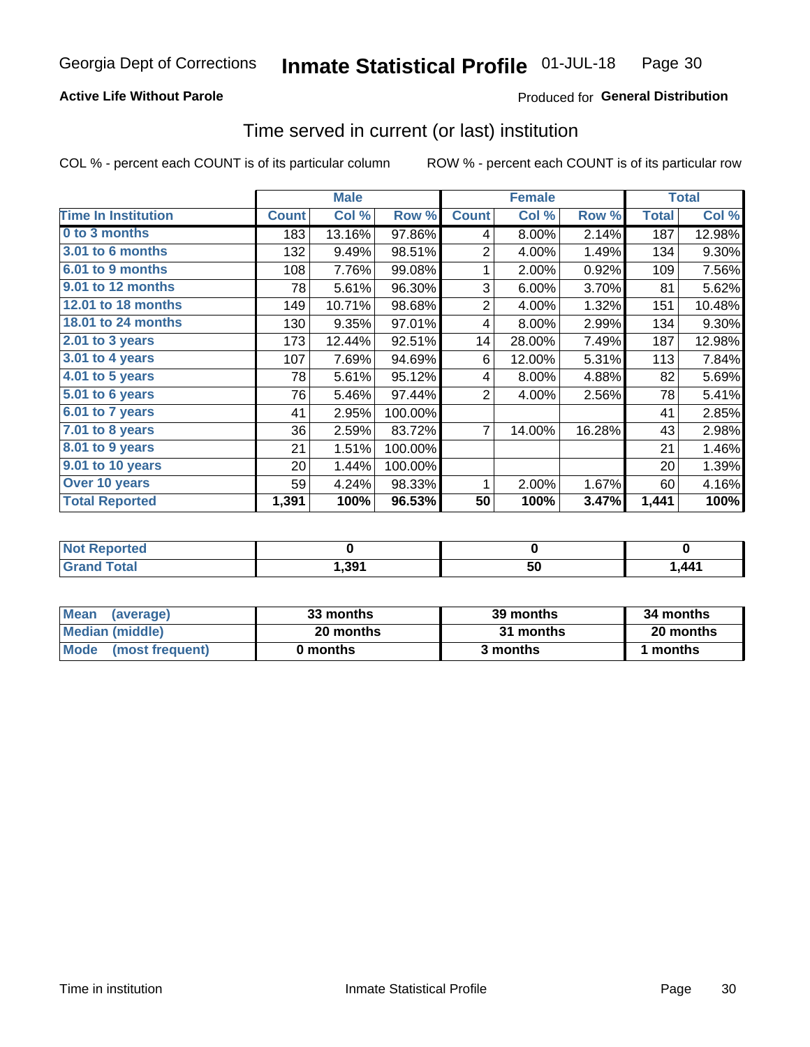Georgia Dept of Corrections **Inmate Statistical Profile** 01-JUL-18

**Active Life Without Parole**

Produced for **General Distribution**

## Time served in current (or last) institution

COL % - percent each COUNT is of its particular column    ROW % - percent each COUNT is of its particular row

| | Male | | | Female | | | Total | |
|---|---|---|---|---|---|---|---|---|
| **Time In Institution** | **Count** | **Col %** | **Row %** | **Count** | **Col %** | **Row %** | **Total** | **Col %** |
| 0 to 3 months | 183 | 13.16% | 97.86% | 4 | 8.00% | 2.14% | 187 | 12.98% |
| 3.01 to 6 months | 132 | 9.49% | 98.51% | 2 | 4.00% | 1.49% | 134 | 9.30% |
| 6.01 to 9 months | 108 | 7.76% | 99.08% | 1 | 2.00% | 0.92% | 109 | 7.56% |
| 9.01 to 12 months | 78 | 5.61% | 96.30% | 3 | 6.00% | 3.70% | 81 | 5.62% |
| 12.01 to 18 months | 149 | 10.71% | 98.68% | 2 | 4.00% | 1.32% | 151 | 10.48% |
| 18.01 to 24 months | 130 | 9.35% | 97.01% | 4 | 8.00% | 2.99% | 134 | 9.30% |
| 2.01 to 3 years | 173 | 12.44% | 92.51% | 14 | 28.00% | 7.49% | 187 | 12.98% |
| 3.01 to 4 years | 107 | 7.69% | 94.69% | 6 | 12.00% | 5.31% | 113 | 7.84% |
| 4.01 to 5 years | 78 | 5.61% | 95.12% | 4 | 8.00% | 4.88% | 82 | 5.69% |
| 5.01 to 6 years | 76 | 5.46% | 97.44% | 2 | 4.00% | 2.56% | 78 | 5.41% |
| 6.01 to 7 years | 41 | 2.95% | 100.00% | | | | 41 | 2.85% |
| 7.01 to 8 years | 36 | 2.59% | 83.72% | 7 | 14.00% | 16.28% | 43 | 2.98% |
| 8.01 to 9 years | 21 | 1.51% | 100.00% | | | | 21 | 1.46% |
| 9.01 to 10 years | 20 | 1.44% | 100.00% | | | | 20 | 1.39% |
| Over 10 years | 59 | 4.24% | 98.33% | 1 | 2.00% | 1.67% | 60 | 4.16% |
| **Total Reported** | **1,391** | **100%** | **96.53%** | **50** | **100%** | **3.47%** | **1,441** | **100%** |

| | Male | Female | Total |
|---|---|---|---|
| Not Reported | **0** | **0** | **0** |
| Grand Total | **1,391** | **50** | **1,441** |

| | Male | Female | Total |
|---|---|---|---|
| Mean (average) | **33 months** | **39 months** | **34 months** |
| Median (middle) | **20 months** | **31 months** | **20 months** |
| Mode (most frequent) | **0 months** | **3 months** | **1 months** |

Time in institution    Inmate Statistical Profile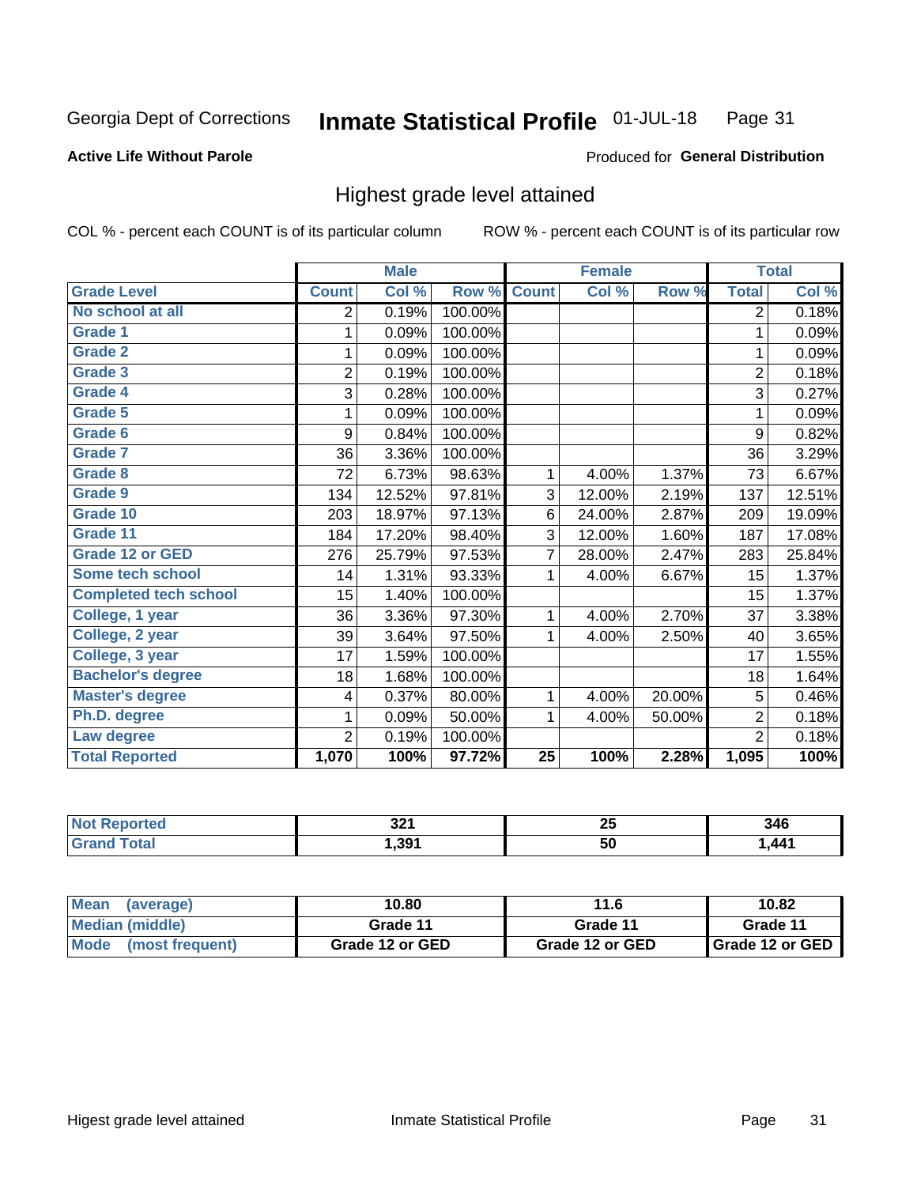Georgia Dept of Corrections **Inmate Statistical Profile** 01-JUL-18

**Active Life Without Parole**

Produced for **General Distribution**

## Highest grade level attained

COL % - percent each COUNT is of its particular column

ROW % - percent each COUNT is of its particular row

| | Male | | | Female | | | Total | |
|---|---|---|---|---|---|---|---|---|
| **Grade Level** | **Count** | **Col %** | **Row %** | **Count** | **Col %** | **Row %** | **Total** | **Col %** |
| No school at all | 2 | 0.19% | 100.00% | | | | 2 | 0.18% |
| Grade 1 | 1 | 0.09% | 100.00% | | | | 1 | 0.09% |
| Grade 2 | 1 | 0.09% | 100.00% | | | | 1 | 0.09% |
| Grade 3 | 2 | 0.19% | 100.00% | | | | 2 | 0.18% |
| Grade 4 | 3 | 0.28% | 100.00% | | | | 3 | 0.27% |
| Grade 5 | 1 | 0.09% | 100.00% | | | | 1 | 0.09% |
| Grade 6 | 9 | 0.84% | 100.00% | | | | 9 | 0.82% |
| Grade 7 | 36 | 3.36% | 100.00% | | | | 36 | 3.29% |
| Grade 8 | 72 | 6.73% | 98.63% | 1 | 4.00% | 1.37% | 73 | 6.67% |
| Grade 9 | 134 | 12.52% | 97.81% | 3 | 12.00% | 2.19% | 137 | 12.51% |
| Grade 10 | 203 | 18.97% | 97.13% | 6 | 24.00% | 2.87% | 209 | 19.09% |
| Grade 11 | 184 | 17.20% | 98.40% | 3 | 12.00% | 1.60% | 187 | 17.08% |
| Grade 12 or GED | 276 | 25.79% | 97.53% | 7 | 28.00% | 2.47% | 283 | 25.84% |
| Some tech school | 14 | 1.31% | 93.33% | 1 | 4.00% | 6.67% | 15 | 1.37% |
| Completed tech school | 15 | 1.40% | 100.00% | | | | 15 | 1.37% |
| College, 1 year | 36 | 3.36% | 97.30% | 1 | 4.00% | 2.70% | 37 | 3.38% |
| College, 2 year | 39 | 3.64% | 97.50% | 1 | 4.00% | 2.50% | 40 | 3.65% |
| College, 3 year | 17 | 1.59% | 100.00% | | | | 17 | 1.55% |
| Bachelor's degree | 18 | 1.68% | 100.00% | | | | 18 | 1.64% |
| Master's degree | 4 | 0.37% | 80.00% | 1 | 4.00% | 20.00% | 5 | 0.46% |
| Ph.D. degree | 1 | 0.09% | 50.00% | 1 | 4.00% | 50.00% | 2 | 0.18% |
| Law degree | 2 | 0.19% | 100.00% | | | | 2 | 0.18% |
| **Total Reported** | **1,070** | **100%** | **97.72%** | **25** | **100%** | **2.28%** | **1,095** | **100%** |

| | Male | Female | Total |
|---|---|---|---|
| Not Reported | 321 | 25 | 346 |
| Grand Total | 1,391 | 50 | 1,441 |

| | Male | Female | Total |
|---|---|---|---|
| Mean (average) | 10.80 | 11.6 | 10.82 |
| Median (middle) | Grade 11 | Grade 11 | Grade 11 |
| Mode (most frequent) | Grade 12 or GED | Grade 12 or GED | Grade 12 or GED |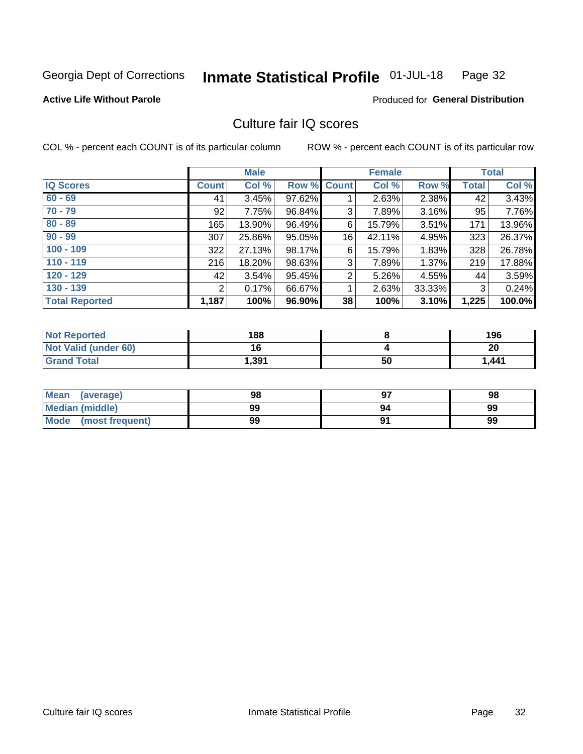Georgia Dept of Corrections **Inmate Statistical Profile** 01-JUL-18

**Active Life Without Parole**

Produced for **General Distribution**

## Culture fair IQ scores

COL % - percent each COUNT is of its particular column ROW % - percent each COUNT is of its particular row

| | Male | | | Female | | | Total | |
|---|---|---|---|---|---|---|---|---|
| **IQ Scores** | **Count** | **Col %** | **Row %** | **Count** | **Col %** | **Row %** | **Total** | **Col %** |
| **60 - 69** | 41 | 3.45% | 97.62% | 1 | 2.63% | 2.38% | 42 | 3.43% |
| **70 - 79** | 92 | 7.75% | 96.84% | 3 | 7.89% | 3.16% | 95 | 7.76% |
| **80 - 89** | 165 | 13.90% | 96.49% | 6 | 15.79% | 3.51% | 171 | 13.96% |
| **90 - 99** | 307 | 25.86% | 95.05% | 16 | 42.11% | 4.95% | 323 | 26.37% |
| **100 - 109** | 322 | 27.13% | 98.17% | 6 | 15.79% | 1.83% | 328 | 26.78% |
| **110 - 119** | 216 | 18.20% | 98.63% | 3 | 7.89% | 1.37% | 219 | 17.88% |
| **120 - 129** | 42 | 3.54% | 95.45% | 2 | 5.26% | 4.55% | 44 | 3.59% |
| **130 - 139** | 2 | 0.17% | 66.67% | 1 | 2.63% | 33.33% | 3 | 0.24% |
| **Total Reported** | **1,187** | **100%** | **96.90%** | **38** | **100%** | **3.10%** | **1,225** | **100.0%** |

| | Male | Female | Total |
|---|---|---|---|
| **Not Reported** | **188** | **8** | **196** |
| **Not Valid (under 60)** | **16** | **4** | **20** |
| **Grand Total** | **1,391** | **50** | **1,441** |

| | Male | Female | Total |
|---|---|---|---|
| **Mean (average)** | **98** | **97** | **98** |
| **Median (middle)** | **99** | **94** | **99** |
| **Mode (most frequent)** | **99** | **91** | **99** |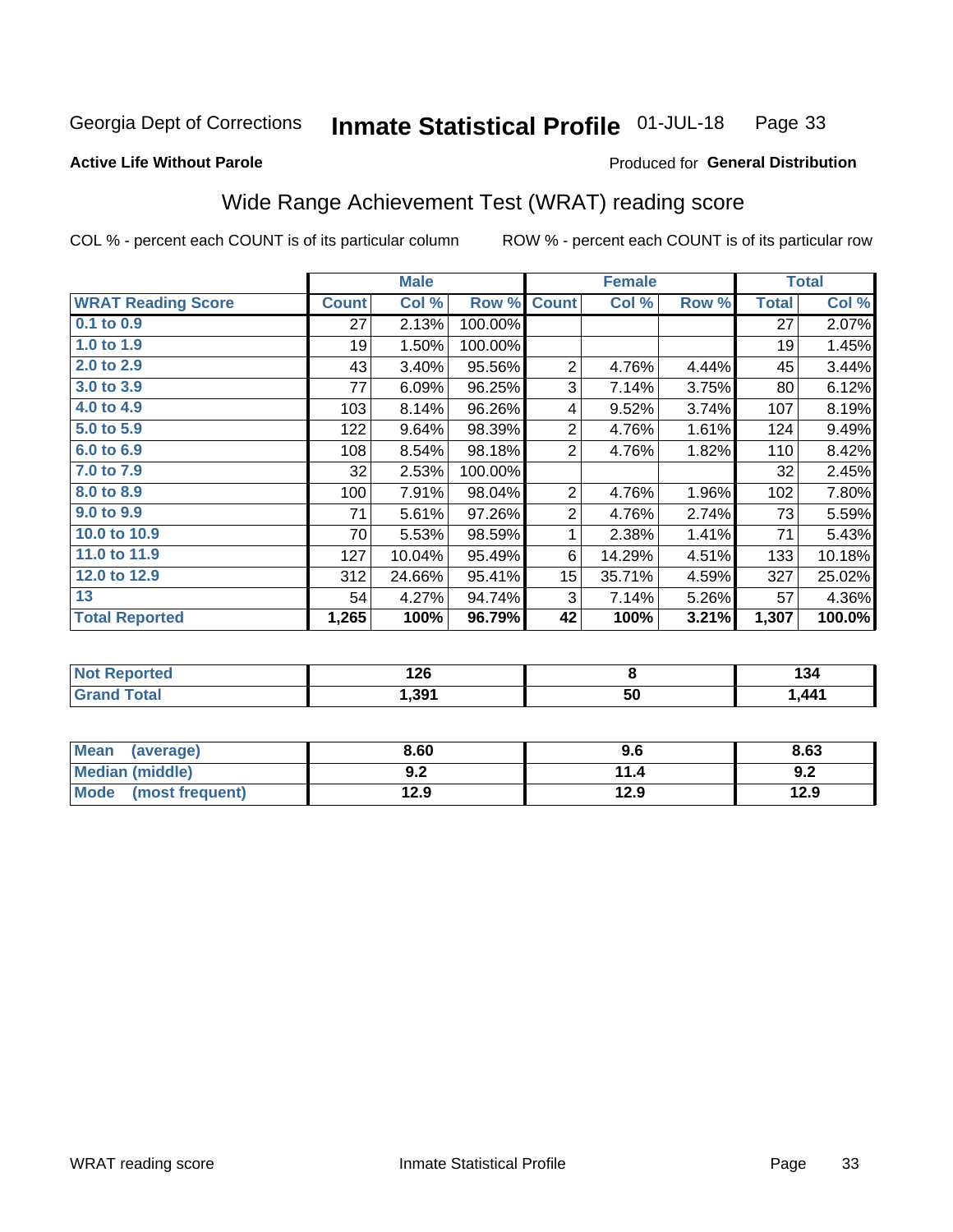Georgia Dept of Corrections **Inmate Statistical Profile** 01-JUL-18

**Active Life Without Parole**

Produced for **General Distribution**

## Wide Range Achievement Test (WRAT) reading score

COL % - percent each COUNT is of its particular column ROW % - percent each COUNT is of its particular row

| | Male | | | Female | | | Total | |
|---|---|---|---|---|---|---|---|---|
| **WRAT Reading Score** | **Count** | **Col %** | **Row %** | **Count** | **Col %** | **Row %** | **Total** | **Col %** |
| 0.1 to 0.9 | 27 | 2.13% | 100.00% | | | | 27 | 2.07% |
| 1.0 to 1.9 | 19 | 1.50% | 100.00% | | | | 19 | 1.45% |
| 2.0 to 2.9 | 43 | 3.40% | 95.56% | 2 | 4.76% | 4.44% | 45 | 3.44% |
| 3.0 to 3.9 | 77 | 6.09% | 96.25% | 3 | 7.14% | 3.75% | 80 | 6.12% |
| 4.0 to 4.9 | 103 | 8.14% | 96.26% | 4 | 9.52% | 3.74% | 107 | 8.19% |
| 5.0 to 5.9 | 122 | 9.64% | 98.39% | 2 | 4.76% | 1.61% | 124 | 9.49% |
| 6.0 to 6.9 | 108 | 8.54% | 98.18% | 2 | 4.76% | 1.82% | 110 | 8.42% |
| 7.0 to 7.9 | 32 | 2.53% | 100.00% | | | | 32 | 2.45% |
| 8.0 to 8.9 | 100 | 7.91% | 98.04% | 2 | 4.76% | 1.96% | 102 | 7.80% |
| 9.0 to 9.9 | 71 | 5.61% | 97.26% | 2 | 4.76% | 2.74% | 73 | 5.59% |
| 10.0 to 10.9 | 70 | 5.53% | 98.59% | 1 | 2.38% | 1.41% | 71 | 5.43% |
| 11.0 to 11.9 | 127 | 10.04% | 95.49% | 6 | 14.29% | 4.51% | 133 | 10.18% |
| 12.0 to 12.9 | 312 | 24.66% | 95.41% | 15 | 35.71% | 4.59% | 327 | 25.02% |
| 13 | 54 | 4.27% | 94.74% | 3 | 7.14% | 5.26% | 57 | 4.36% |
| **Total Reported** | **1,265** | **100%** | **96.79%** | **42** | **100%** | **3.21%** | **1,307** | **100.0%** |

| | Male | Female | Total |
|---|---|---|---|
| Not Reported | 126 | 8 | 134 |
| Grand Total | 1,391 | 50 | 1,441 |

| | Male | Female | Total |
|---|---|---|---|
| Mean (average) | 8.60 | 9.6 | 8.63 |
| Median (middle) | 9.2 | 11.4 | 9.2 |
| Mode (most frequent) | 12.9 | 12.9 | 12.9 |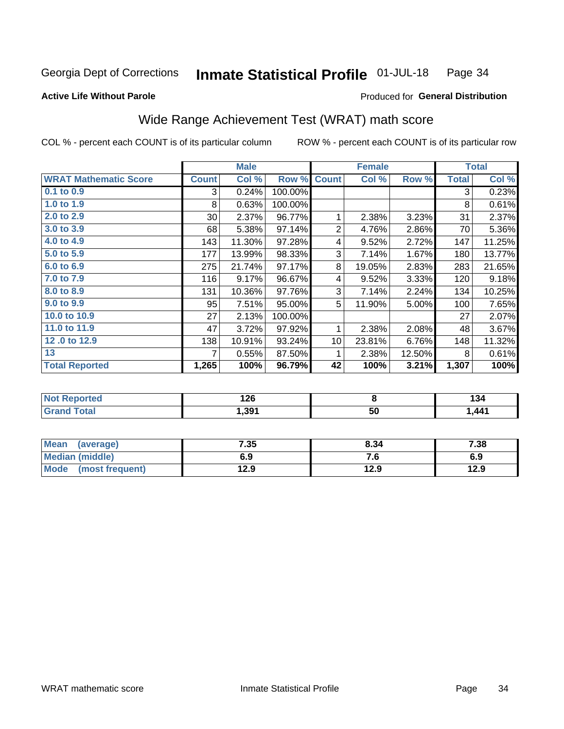Georgia Dept of Corrections **Inmate Statistical Profile** 01-JUL-18

**Active Life Without Parole**

Produced for **General Distribution**

## Wide Range Achievement Test (WRAT) math score

COL % - percent each COUNT is of its particular column ROW % - percent each COUNT is of its particular row

| | Male | | | Female | | | Total | |
|---|---|---|---|---|---|---|---|---|
| **WRAT Mathematic Score** | **Count** | **Col %** | **Row %** | **Count** | **Col %** | **Row %** | **Total** | **Col %** |
| 0.1 to 0.9 | 3 | 0.24% | 100.00% | | | | 3 | 0.23% |
| 1.0 to 1.9 | 8 | 0.63% | 100.00% | | | | 8 | 0.61% |
| 2.0 to 2.9 | 30 | 2.37% | 96.77% | 1 | 2.38% | 3.23% | 31 | 2.37% |
| 3.0 to 3.9 | 68 | 5.38% | 97.14% | 2 | 4.76% | 2.86% | 70 | 5.36% |
| 4.0 to 4.9 | 143 | 11.30% | 97.28% | 4 | 9.52% | 2.72% | 147 | 11.25% |
| 5.0 to 5.9 | 177 | 13.99% | 98.33% | 3 | 7.14% | 1.67% | 180 | 13.77% |
| 6.0 to 6.9 | 275 | 21.74% | 97.17% | 8 | 19.05% | 2.83% | 283 | 21.65% |
| 7.0 to 7.9 | 116 | 9.17% | 96.67% | 4 | 9.52% | 3.33% | 120 | 9.18% |
| 8.0 to 8.9 | 131 | 10.36% | 97.76% | 3 | 7.14% | 2.24% | 134 | 10.25% |
| 9.0 to 9.9 | 95 | 7.51% | 95.00% | 5 | 11.90% | 5.00% | 100 | 7.65% |
| 10.0 to 10.9 | 27 | 2.13% | 100.00% | | | | 27 | 2.07% |
| 11.0 to 11.9 | 47 | 3.72% | 97.92% | 1 | 2.38% | 2.08% | 48 | 3.67% |
| 12 .0 to 12.9 | 138 | 10.91% | 93.24% | 10 | 23.81% | 6.76% | 148 | 11.32% |
| 13 | 7 | 0.55% | 87.50% | 1 | 2.38% | 12.50% | 8 | 0.61% |
| **Total Reported** | **1,265** | **100%** | **96.79%** | **42** | **100%** | **3.21%** | **1,307** | **100%** |

| | Male | Female | Total |
|---|---|---|---|
| Not Reported | 126 | 8 | 134 |
| Grand Total | 1,391 | 50 | 1,441 |

| | Male | Female | Total |
|---|---|---|---|
| Mean (average) | 7.35 | 8.34 | 7.38 |
| Median (middle) | 6.9 | 7.6 | 6.9 |
| Mode (most frequent) | 12.9 | 12.9 | 12.9 |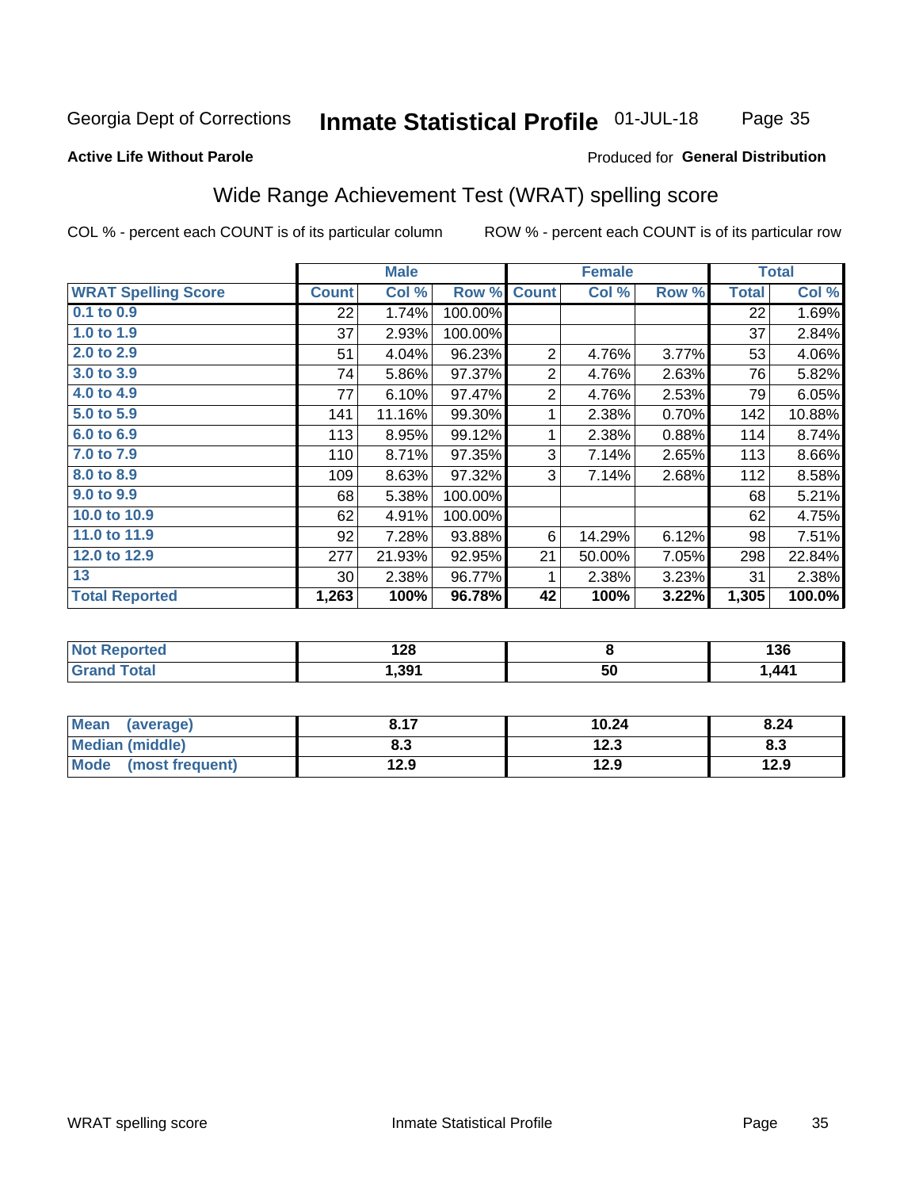Georgia Dept of Corrections **Inmate Statistical Profile** 01-JUL-18

**Active Life Without Parole**

Produced for **General Distribution**

## Wide Range Achievement Test (WRAT) spelling score

COL % - percent each COUNT is of its particular column ROW % - percent each COUNT is of its particular row

| | Male | | | Female | | | Total | |
|---|---|---|---|---|---|---|---|---|
| **WRAT Spelling Score** | **Count** | **Col %** | **Row %** | **Count** | **Col %** | **Row %** | **Total** | **Col %** |
| 0.1 to 0.9 | 22 | 1.74% | 100.00% | | | | 22 | 1.69% |
| 1.0 to 1.9 | 37 | 2.93% | 100.00% | | | | 37 | 2.84% |
| 2.0 to 2.9 | 51 | 4.04% | 96.23% | 2 | 4.76% | 3.77% | 53 | 4.06% |
| 3.0 to 3.9 | 74 | 5.86% | 97.37% | 2 | 4.76% | 2.63% | 76 | 5.82% |
| 4.0 to 4.9 | 77 | 6.10% | 97.47% | 2 | 4.76% | 2.53% | 79 | 6.05% |
| 5.0 to 5.9 | 141 | 11.16% | 99.30% | 1 | 2.38% | 0.70% | 142 | 10.88% |
| 6.0 to 6.9 | 113 | 8.95% | 99.12% | 1 | 2.38% | 0.88% | 114 | 8.74% |
| 7.0 to 7.9 | 110 | 8.71% | 97.35% | 3 | 7.14% | 2.65% | 113 | 8.66% |
| 8.0 to 8.9 | 109 | 8.63% | 97.32% | 3 | 7.14% | 2.68% | 112 | 8.58% |
| 9.0 to 9.9 | 68 | 5.38% | 100.00% | | | | 68 | 5.21% |
| 10.0 to 10.9 | 62 | 4.91% | 100.00% | | | | 62 | 4.75% |
| 11.0 to 11.9 | 92 | 7.28% | 93.88% | 6 | 14.29% | 6.12% | 98 | 7.51% |
| 12.0 to 12.9 | 277 | 21.93% | 92.95% | 21 | 50.00% | 7.05% | 298 | 22.84% |
| 13 | 30 | 2.38% | 96.77% | 1 | 2.38% | 3.23% | 31 | 2.38% |
| **Total Reported** | **1,263** | **100%** | **96.78%** | **42** | **100%** | **3.22%** | **1,305** | **100.0%** |

| | Male | Female | Total |
|---|---|---|---|
| Not Reported | 128 | 8 | 136 |
| Grand Total | 1,391 | 50 | 1,441 |

| | Male | Female | Total |
|---|---|---|---|
| Mean (average) | 8.17 | 10.24 | 8.24 |
| Median (middle) | 8.3 | 12.3 | 8.3 |
| Mode (most frequent) | 12.9 | 12.9 | 12.9 |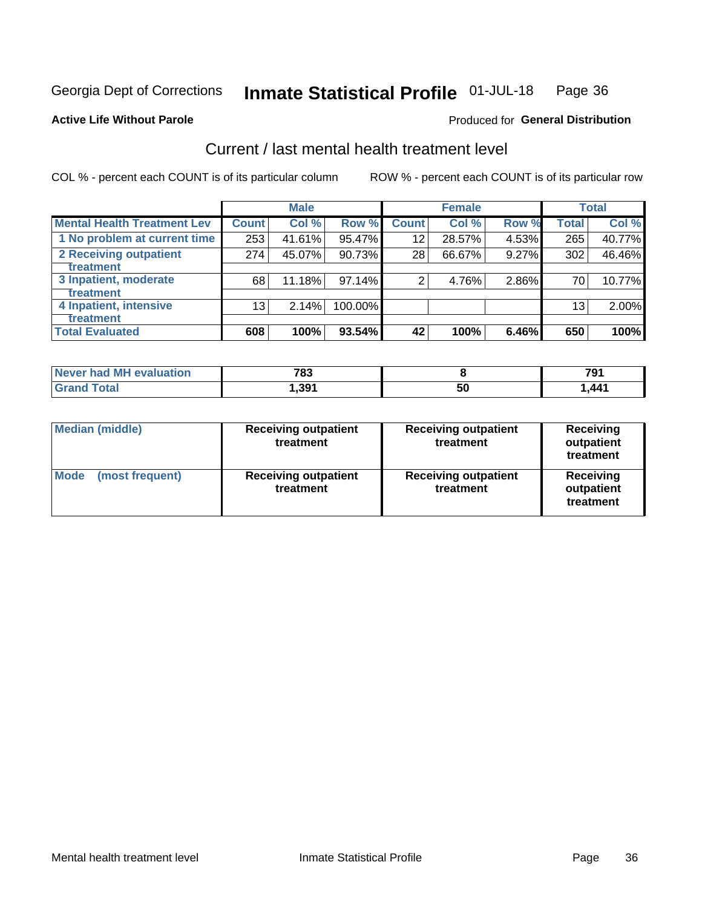Georgia Dept of Corrections **Inmate Statistical Profile** 01-JUL-18

**Active Life Without Parole**

Produced for **General Distribution**

## Current / last mental health treatment level

COL % - percent each COUNT is of its particular column

ROW % - percent each COUNT is of its particular row

| | Male | | | Female | | | Total | |
|---|---|---|---|---|---|---|---|---|
| **Mental Health Treatment Lev** | **Count** | **Col %** | **Row %** | **Count** | **Col %** | **Row %** | **Total** | **Col %** |
| 1 No problem at current time | 253 | 41.61% | 95.47% | 12 | 28.57% | 4.53% | 265 | 40.77% |
| 2 Receiving outpatient treatment | 274 | 45.07% | 90.73% | 28 | 66.67% | 9.27% | 302 | 46.46% |
| 3 Inpatient, moderate treatment | 68 | 11.18% | 97.14% | 2 | 4.76% | 2.86% | 70 | 10.77% |
| 4 Inpatient, intensive treatment | 13 | 2.14% | 100.00% | | | | 13 | 2.00% |
| **Total Evaluated** | **608** | **100%** | **93.54%** | **42** | **100%** | **6.46%** | **650** | **100%** |

| | Male | Female | Total |
|---|---|---|---|
| **Never had MH evaluation** | **783** | **8** | **791** |
| **Grand Total** | **1,391** | **50** | **1,441** |

| | Male | Female | Total |
|---|---|---|---|
| **Median (middle)** | **Receiving outpatient treatment** | **Receiving outpatient treatment** | **Receiving outpatient treatment** |
| **Mode (most frequent)** | **Receiving outpatient treatment** | **Receiving outpatient treatment** | **Receiving outpatient treatment** |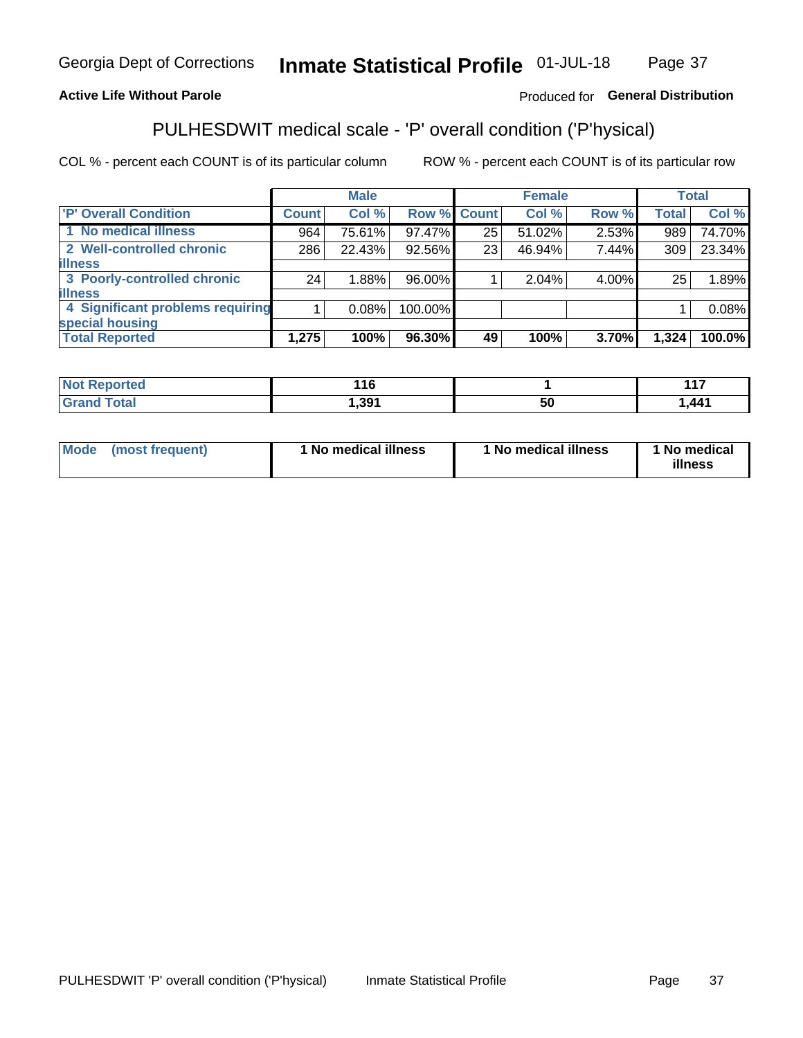Georgia Dept of Corrections **Inmate Statistical Profile** 01-JUL-18

**Active Life Without Parole**

Produced for **General Distribution**

## PULHESDWIT medical scale - 'P' overall condition ('P'hysical)

COL % - percent each COUNT is of its particular column ROW % - percent each COUNT is of its particular row

| | Male | | | Female | | | Total | |
|---|---|---|---|---|---|---|---|---|
| 'P' Overall Condition | Count | Col % | Row % | Count | Col % | Row % | Total | Col % |
| 1 No medical illness | 964 | 75.61% | 97.47% | 25 | 51.02% | 2.53% | 989 | 74.70% |
| 2 Well-controlled chronic illness | 286 | 22.43% | 92.56% | 23 | 46.94% | 7.44% | 309 | 23.34% |
| 3 Poorly-controlled chronic illness | 24 | 1.88% | 96.00% | 1 | 2.04% | 4.00% | 25 | 1.89% |
| 4 Significant problems requiring special housing | 1 | 0.08% | 100.00% | | | | 1 | 0.08% |
| **Total Reported** | **1,275** | **100%** | **96.30%** | **49** | **100%** | **3.70%** | **1,324** | **100.0%** |

| | Male | Female | Total |
|---|---|---|---|
| Not Reported | 116 | 1 | 117 |
| Grand Total | 1,391 | 50 | 1,441 |

| | Male | Female | Total |
|---|---|---|---|
| Mode (most frequent) | 1 No medical illness | 1 No medical illness | 1 No medical illness |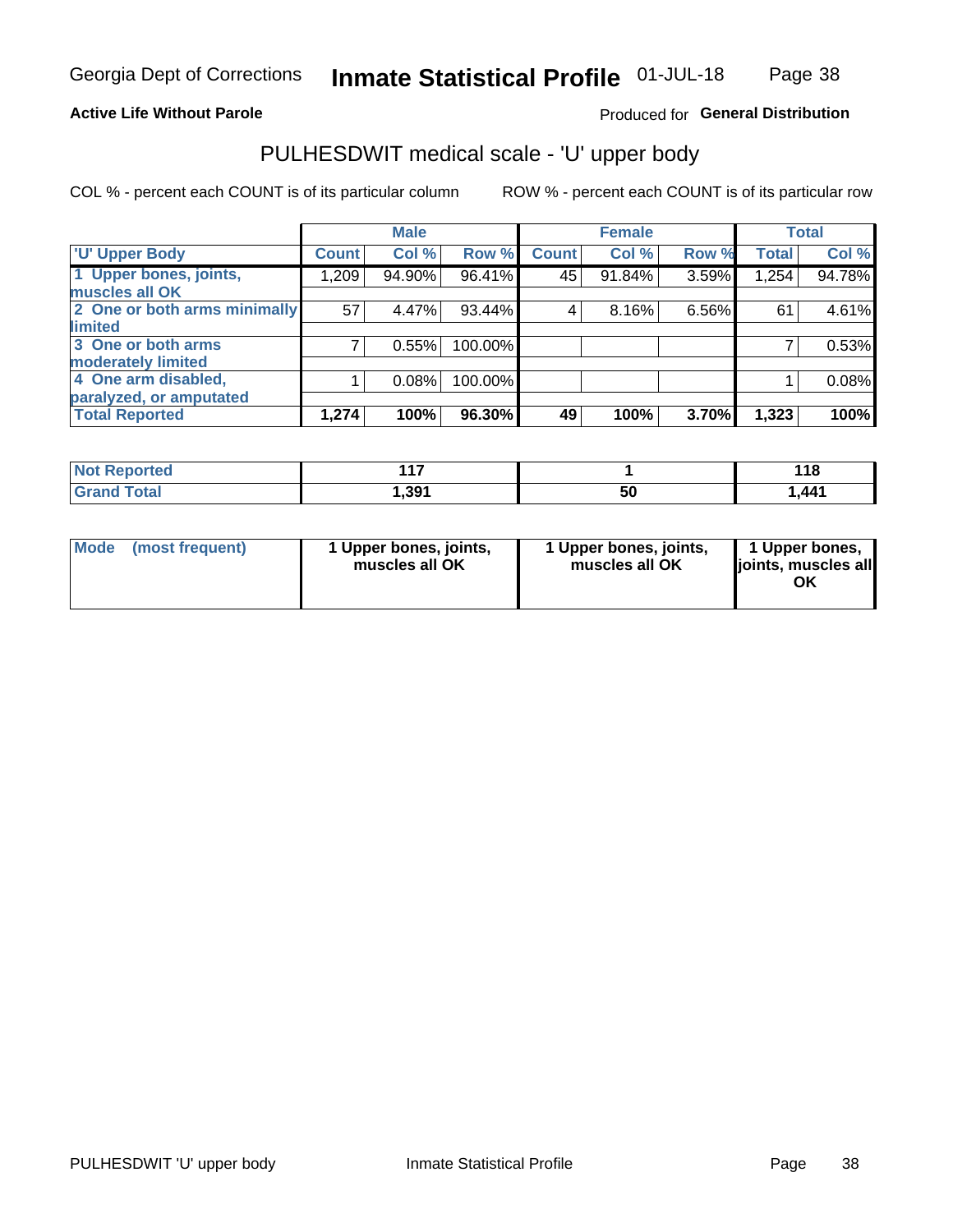Georgia Dept of Corrections **Inmate Statistical Profile** 01-JUL-18

**Active Life Without Parole**

Produced for **General Distribution**

## PULHESDWIT medical scale - 'U' upper body

COL % - percent each COUNT is of its particular column

ROW % - percent each COUNT is of its particular row

| | Male | | | Female | | | Total | |
|---|---|---|---|---|---|---|---|---|
| 'U' Upper Body | Count | Col % | Row % | Count | Col % | Row % | Total | Col % |
| 1 Upper bones, joints, muscles all OK | 1,209 | 94.90% | 96.41% | 45 | 91.84% | 3.59% | 1,254 | 94.78% |
| 2 One or both arms minimally limited | 57 | 4.47% | 93.44% | 4 | 8.16% | 6.56% | 61 | 4.61% |
| 3 One or both arms moderately limited | 7 | 0.55% | 100.00% | | | | 7 | 0.53% |
| 4 One arm disabled, paralyzed, or amputated | 1 | 0.08% | 100.00% | | | | 1 | 0.08% |
| **Total Reported** | **1,274** | **100%** | **96.30%** | **49** | **100%** | **3.70%** | **1,323** | **100%** |

| | Male | Female | Total |
|---|---|---|---|
| Not Reported | 117 | 1 | 118 |
| Grand Total | 1,391 | 50 | 1,441 |

| | Male | Female | Total |
|---|---|---|---|
| Mode (most frequent) | 1 Upper bones, joints, muscles all OK | 1 Upper bones, joints, muscles all OK | 1 Upper bones, joints, muscles all OK |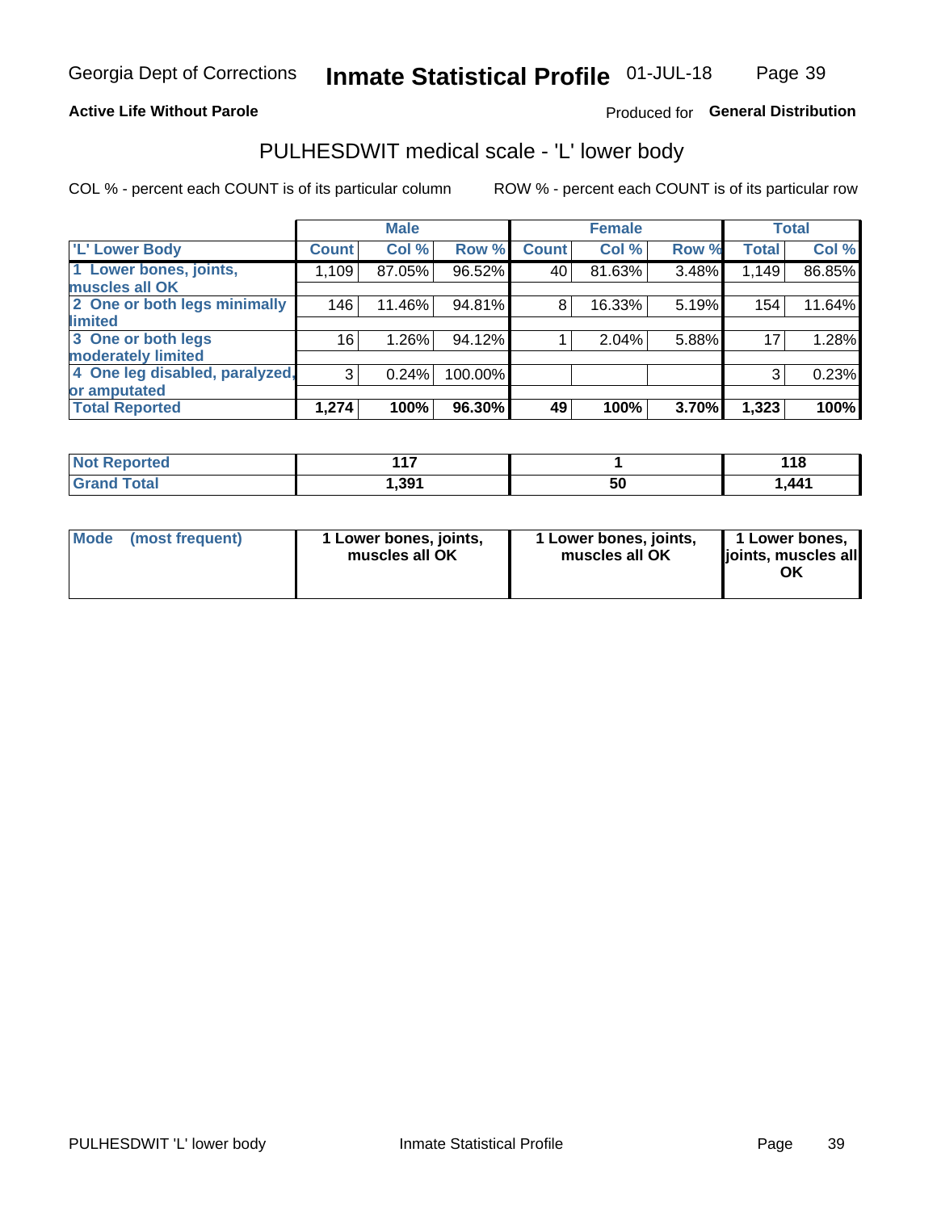**Active Life Without Parole** Produced for **General Distribution**

## PULHESDWIT medical scale - 'L' lower body

COL % - percent each COUNT is of its particular column ROW % - percent each COUNT is of its particular row

| 'L' Lower Body | Male | | | Female | | | Total | |
|---|---|---|---|---|---|---|---|---|
| | Count | Col % | Row % | Count | Col % | Row % | Total | Col % |
| 1 Lower bones, joints, muscles all OK | 1,109 | 87.05% | 96.52% | 40 | 81.63% | 3.48% | 1,149 | 86.85% |
| 2 One or both legs minimally limited | 146 | 11.46% | 94.81% | 8 | 16.33% | 5.19% | 154 | 11.64% |
| 3 One or both legs moderately limited | 16 | 1.26% | 94.12% | 1 | 2.04% | 5.88% | 17 | 1.28% |
| 4 One leg disabled, paralyzed, or amputated | 3 | 0.24% | 100.00% | | | | 3 | 0.23% |
| **Total Reported** | **1,274** | **100%** | **96.30%** | **49** | **100%** | **3.70%** | **1,323** | **100%** |

| | Male | Female | Total |
|---|---|---|---|
| Not Reported | 117 | 1 | 118 |
| Grand Total | 1,391 | 50 | 1,441 |

| Mode (most frequent) | Male | Female | Total |
|---|---|---|---|
| | 1 Lower bones, joints, muscles all OK | 1 Lower bones, joints, muscles all OK | 1 Lower bones, joints, muscles all OK |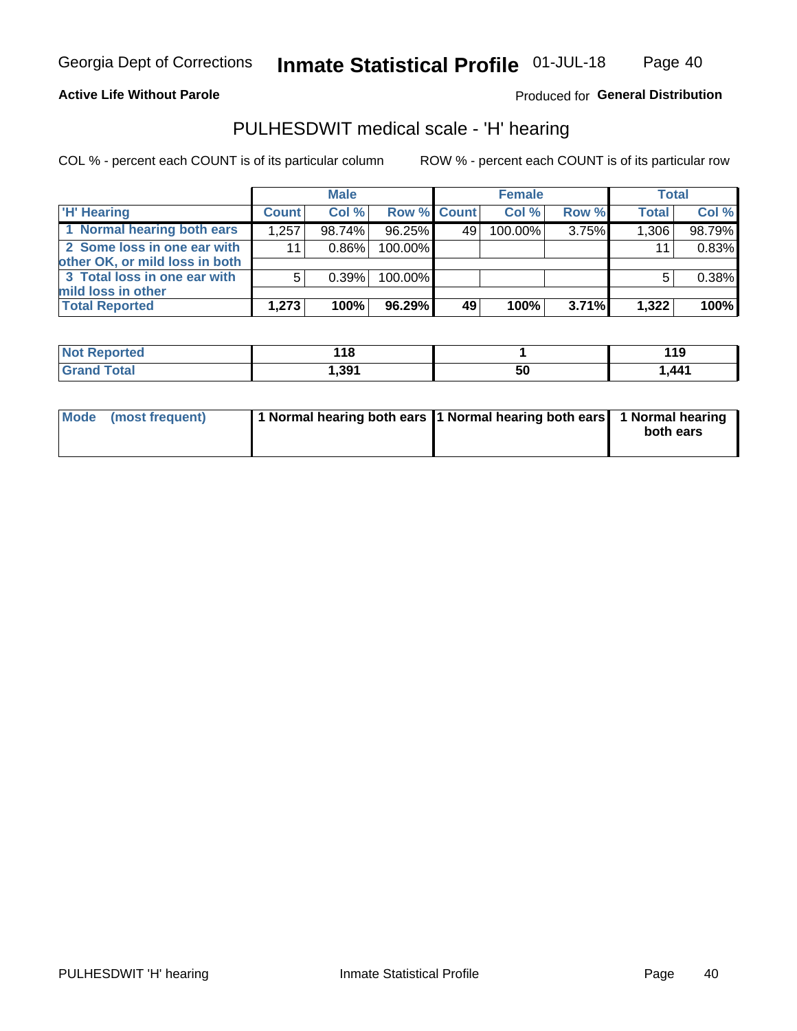Georgia Dept of Corrections **Inmate Statistical Profile** 01-JUL-18

**Active Life Without Parole**

Produced for **General Distribution**

## PULHESDWIT medical scale - 'H' hearing

COL % - percent each COUNT is of its particular column ROW % - percent each COUNT is of its particular row

| | Male | | | Female | | | Total | |
|---|---|---|---|---|---|---|---|---|
| 'H' Hearing | Count | Col % | Row % | Count | Col % | Row % | Total | Col % |
| 1 Normal hearing both ears | 1,257 | 98.74% | 96.25% | 49 | 100.00% | 3.75% | 1,306 | 98.79% |
| 2 Some loss in one ear with other OK, or mild loss in both | 11 | 0.86% | 100.00% | | | | 11 | 0.83% |
| 3 Total loss in one ear with mild loss in other | 5 | 0.39% | 100.00% | | | | 5 | 0.38% |
| **Total Reported** | **1,273** | **100%** | **96.29%** | **49** | **100%** | **3.71%** | **1,322** | **100%** |

| | Male | Female | Total |
|---|---|---|---|
| Not Reported | 118 | 1 | 119 |
| Grand Total | 1,391 | 50 | 1,441 |

| | Male | Female | Total |
|---|---|---|---|
| Mode (most frequent) | 1 Normal hearing both ears | 1 Normal hearing both ears | 1 Normal hearing both ears |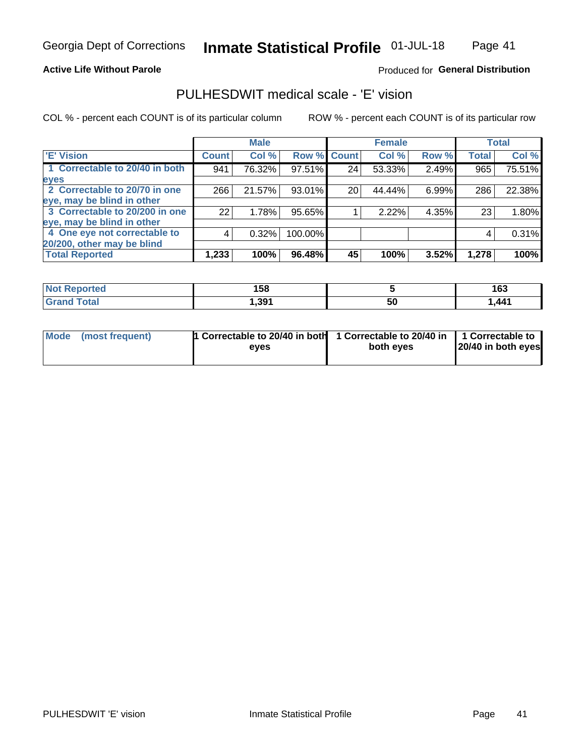Georgia Dept of Corrections **Inmate Statistical Profile** 01-JUL-18

**Active Life Without Parole**

Produced for **General Distribution**

## PULHESDWIT medical scale - 'E' vision

COL % - percent each COUNT is of its particular column

ROW % - percent each COUNT is of its particular row

| | Male | | | Female | | | Total | |
|---|---|---|---|---|---|---|---|---|
| 'E' Vision | Count | Col % | Row % | Count | Col % | Row % | Total | Col % |
| 1 Correctable to 20/40 in both eyes | 941 | 76.32% | 97.51% | 24 | 53.33% | 2.49% | 965 | 75.51% |
| 2 Correctable to 20/70 in one eye, may be blind in other | 266 | 21.57% | 93.01% | 20 | 44.44% | 6.99% | 286 | 22.38% |
| 3 Correctable to 20/200 in one eye, may be blind in other | 22 | 1.78% | 95.65% | 1 | 2.22% | 4.35% | 23 | 1.80% |
| 4 One eye not correctable to 20/200, other may be blind | 4 | 0.32% | 100.00% | | | | 4 | 0.31% |
| **Total Reported** | **1,233** | **100%** | **96.48%** | **45** | **100%** | **3.52%** | **1,278** | **100%** |

| | Male | Female | Total |
|---|---|---|---|
| Not Reported | 158 | 5 | 163 |
| Grand Total | 1,391 | 50 | 1,441 |

| | Male | Female | Total |
|---|---|---|---|
| Mode (most frequent) | 1 Correctable to 20/40 in both eyes | 1 Correctable to 20/40 in both eyes | 1 Correctable to 20/40 in both eyes |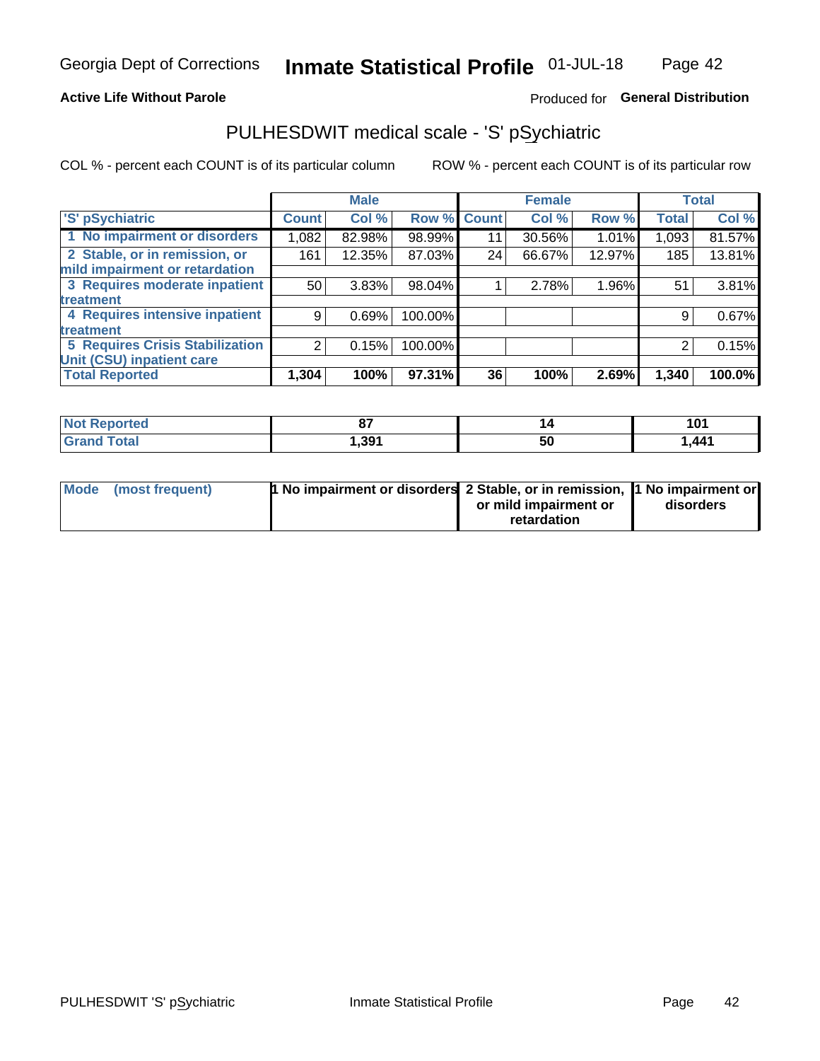Georgia Dept of Corrections **Inmate Statistical Profile** 01-JUL-18

**Active Life Without Parole**

Produced for **General Distribution**

## PULHESDWIT medical scale - 'S' pSychiatric

COL % - percent each COUNT is of its particular column

ROW % - percent each COUNT is of its particular row

| | Male | | | Female | | | Total | |
|---|---|---|---|---|---|---|---|---|
| 'S' pSychiatric | Count | Col % | Row % | Count | Col % | Row % | Total | Col % |
| 1 No impairment or disorders | 1,082 | 82.98% | 98.99% | 11 | 30.56% | 1.01% | 1,093 | 81.57% |
| 2 Stable, or in remission, or mild impairment or retardation | 161 | 12.35% | 87.03% | 24 | 66.67% | 12.97% | 185 | 13.81% |
| 3 Requires moderate inpatient treatment | 50 | 3.83% | 98.04% | 1 | 2.78% | 1.96% | 51 | 3.81% |
| 4 Requires intensive inpatient treatment | 9 | 0.69% | 100.00% | | | | 9 | 0.67% |
| 5 Requires Crisis Stabilization Unit (CSU) inpatient care | 2 | 0.15% | 100.00% | | | | 2 | 0.15% |
| **Total Reported** | **1,304** | **100%** | **97.31%** | **36** | **100%** | **2.69%** | **1,340** | **100.0%** |

| | Male | Female | Total |
|---|---|---|---|
| Not Reported | 87 | 14 | 101 |
| Grand Total | 1,391 | 50 | 1,441 |

| | Male | Female | Total |
|---|---|---|---|
| Mode (most frequent) | 1 No impairment or disorders | 2 Stable, or in remission, or mild impairment or retardation | 1 No impairment or disorders |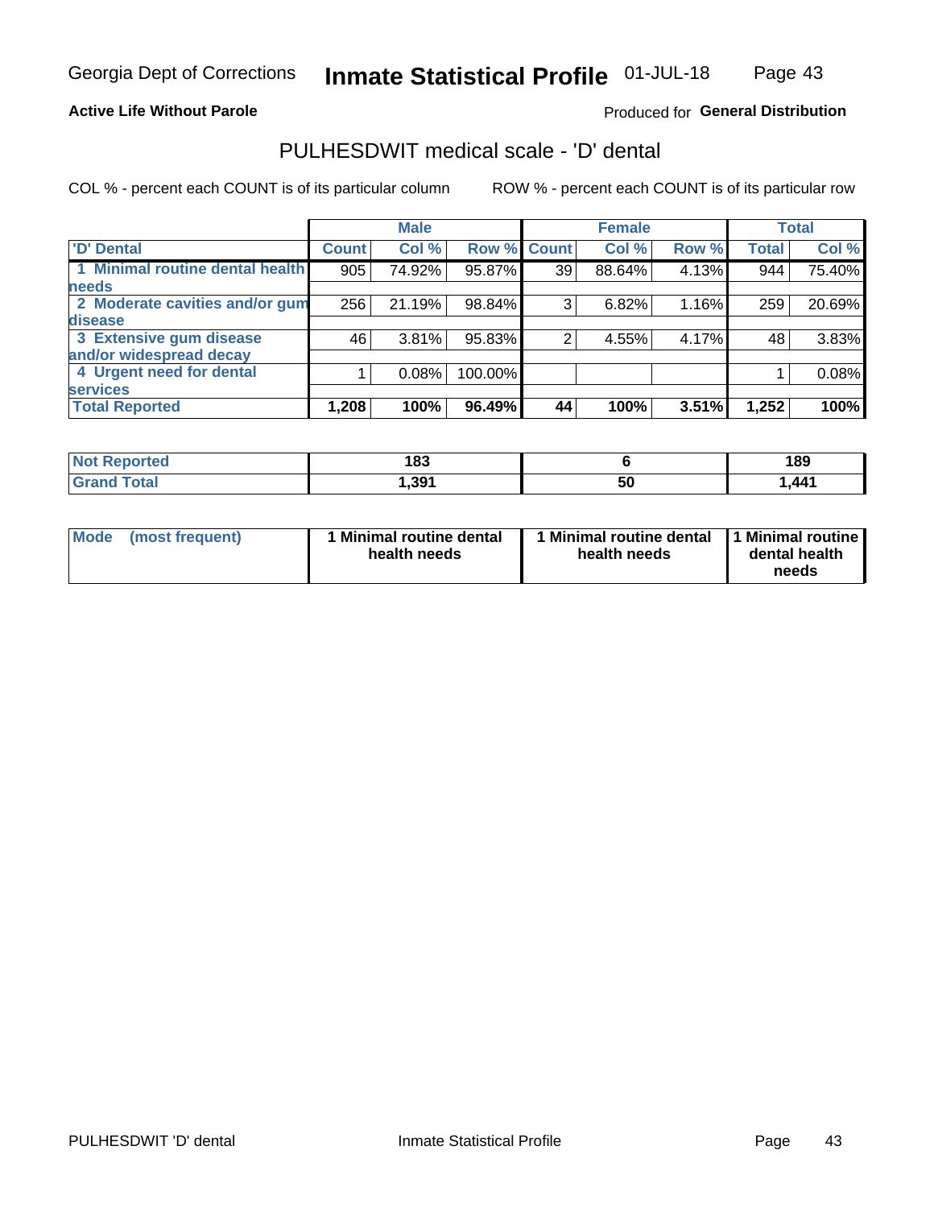Georgia Dept of Corrections **Inmate Statistical Profile** 01-JUL-18

**Active Life Without Parole**

Produced for **General Distribution**

## PULHESDWIT medical scale - 'D' dental

COL % - percent each COUNT is of its particular column

ROW % - percent each COUNT is of its particular row

| | Male | | | Female | | | Total | |
|---|---|---|---|---|---|---|---|---|
| 'D' Dental | Count | Col % | Row % | Count | Col % | Row % | Total | Col % |
| 1 Minimal routine dental health needs | 905 | 74.92% | 95.87% | 39 | 88.64% | 4.13% | 944 | 75.40% |
| 2 Moderate cavities and/or gum disease | 256 | 21.19% | 98.84% | 3 | 6.82% | 1.16% | 259 | 20.69% |
| 3 Extensive gum disease and/or widespread decay | 46 | 3.81% | 95.83% | 2 | 4.55% | 4.17% | 48 | 3.83% |
| 4 Urgent need for dental services | 1 | 0.08% | 100.00% | | | | 1 | 0.08% |
| **Total Reported** | **1,208** | **100%** | **96.49%** | **44** | **100%** | **3.51%** | **1,252** | **100%** |

| | Male | Female | Total |
|---|---|---|---|
| Not Reported | 183 | 6 | 189 |
| Grand Total | 1,391 | 50 | 1,441 |

| | Male | Female | Total |
|---|---|---|---|
| Mode (most frequent) | 1 Minimal routine dental health needs | 1 Minimal routine dental health needs | 1 Minimal routine dental health needs |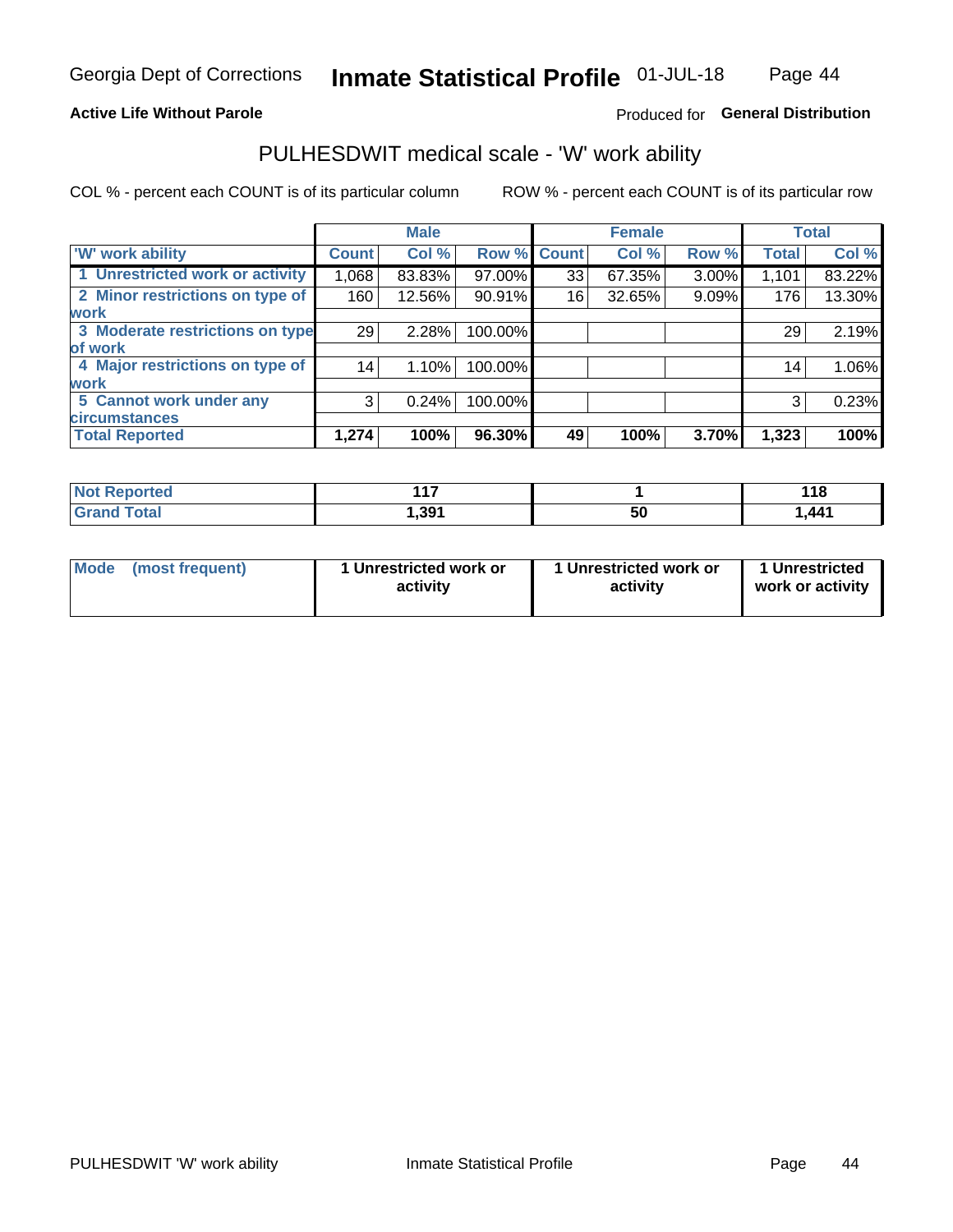Georgia Dept of Corrections **Inmate Statistical Profile** 01-JUL-18

**Active Life Without Parole**

Produced for **General Distribution**

## PULHESDWIT medical scale - 'W' work ability

COL % - percent each COUNT is of its particular column

ROW % - percent each COUNT is of its particular row

| | Male | | | Female | | | Total | |
|---|---|---|---|---|---|---|---|---|
| 'W' work ability | Count | Col % | Row % | Count | Col % | Row % | Total | Col % |
| 1 Unrestricted work or activity | 1,068 | 83.83% | 97.00% | 33 | 67.35% | 3.00% | 1,101 | 83.22% |
| 2 Minor restrictions on type of work | 160 | 12.56% | 90.91% | 16 | 32.65% | 9.09% | 176 | 13.30% |
| 3 Moderate restrictions on type of work | 29 | 2.28% | 100.00% | | | | 29 | 2.19% |
| 4 Major restrictions on type of work | 14 | 1.10% | 100.00% | | | | 14 | 1.06% |
| 5 Cannot work under any circumstances | 3 | 0.24% | 100.00% | | | | 3 | 0.23% |
| **Total Reported** | **1,274** | **100%** | **96.30%** | **49** | **100%** | **3.70%** | **1,323** | **100%** |

| | Male | Female | Total |
|---|---|---|---|
| **Not Reported** | **117** | **1** | **118** |
| **Grand Total** | **1,391** | **50** | **1,441** |

| | Male | Female | Total |
|---|---|---|---|
| **Mode (most frequent)** | **1 Unrestricted work or activity** | **1 Unrestricted work or activity** | **1 Unrestricted work or activity** |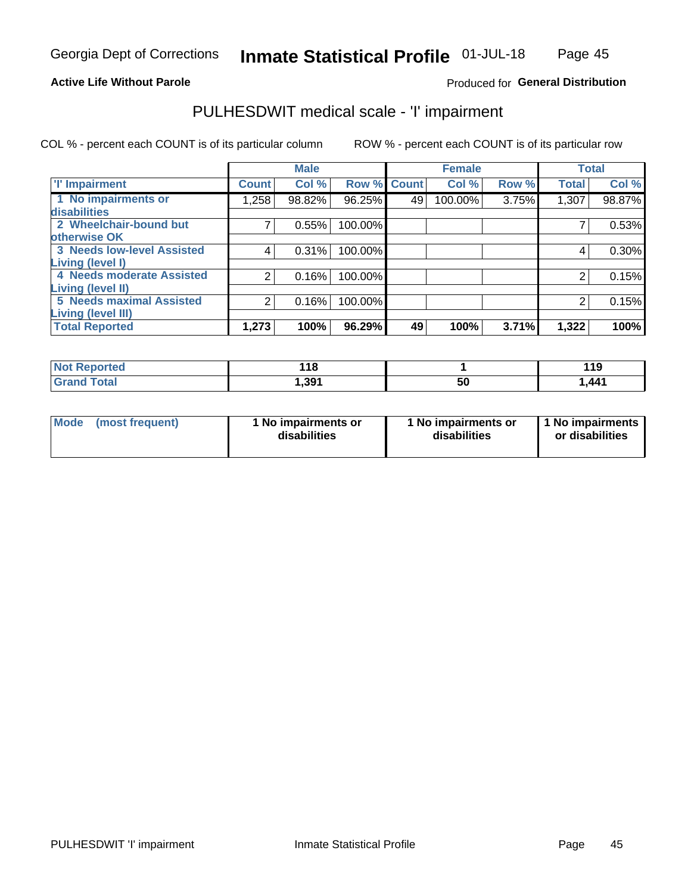Georgia Dept of Corrections **Inmate Statistical Profile** 01-JUL-18

**Active Life Without Parole**

Produced for **General Distribution**

# PULHESDWIT medical scale - 'I' impairment

COL % - percent each COUNT is of its particular column

ROW % - percent each COUNT is of its particular row

| | Male | | | Female | | | Total | |
|---|---|---|---|---|---|---|---|---|
| **'I' Impairment** | **Count** | **Col %** | **Row %** | **Count** | **Col %** | **Row %** | **Total** | **Col %** |
| **1 No impairments or disabilities** | 1,258 | 98.82% | 96.25% | 49 | 100.00% | 3.75% | 1,307 | 98.87% |
| **2 Wheelchair-bound but otherwise OK** | 7 | 0.55% | 100.00% | | | | 7 | 0.53% |
| **3 Needs low-level Assisted Living (level I)** | 4 | 0.31% | 100.00% | | | | 4 | 0.30% |
| **4 Needs moderate Assisted Living (level II)** | 2 | 0.16% | 100.00% | | | | 2 | 0.15% |
| **5 Needs maximal Assisted Living (level III)** | 2 | 0.16% | 100.00% | | | | 2 | 0.15% |
| **Total Reported** | **1,273** | **100%** | **96.29%** | **49** | **100%** | **3.71%** | **1,322** | **100%** |

| | Male | Female | Total |
|---|---|---|---|
| **Not Reported** | **118** | **1** | **119** |
| **Grand Total** | **1,391** | **50** | **1,441** |

| | Male | Female | Total |
|---|---|---|---|
| **Mode (most frequent)** | **1 No impairments or disabilities** | **1 No impairments or disabilities** | **1 No impairments or disabilities** |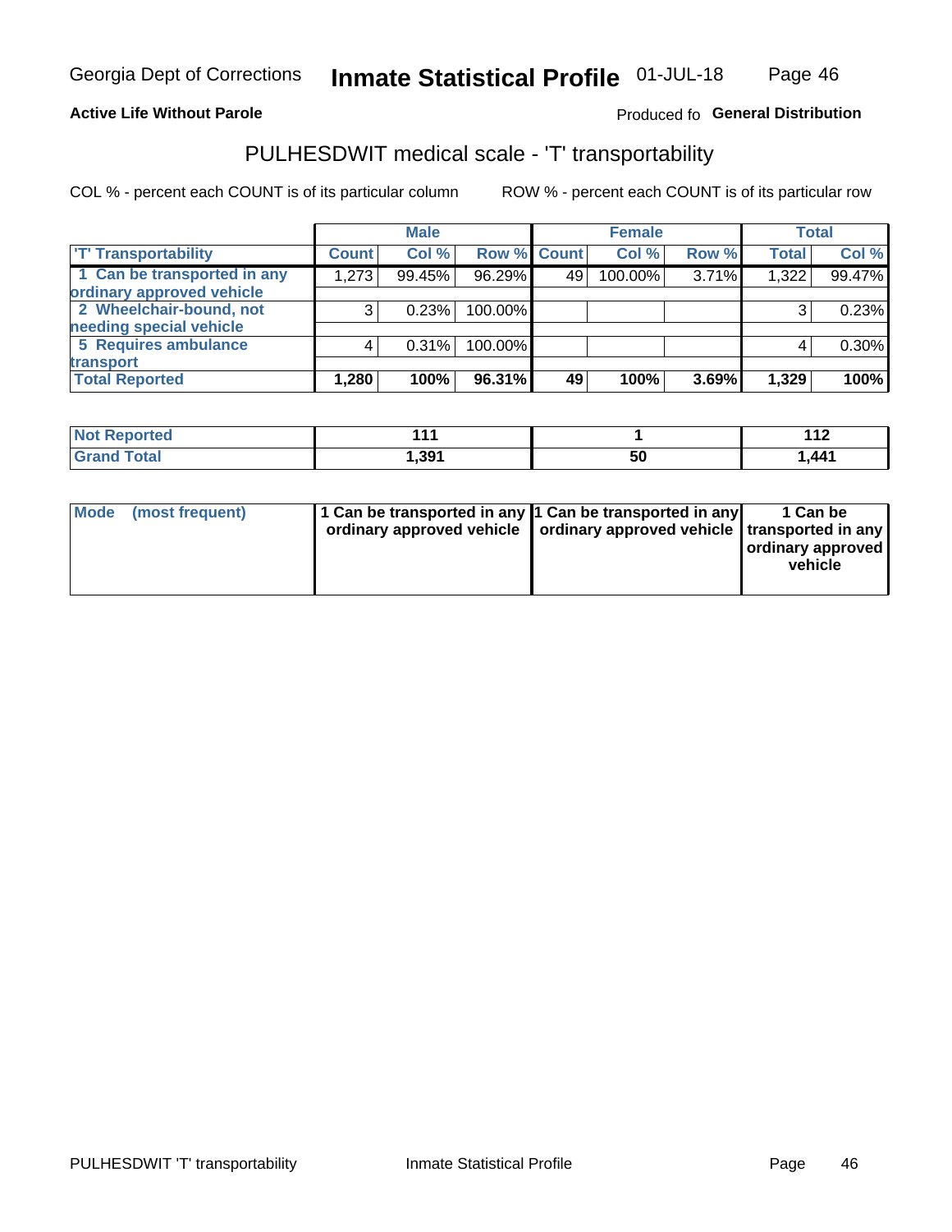**Active Life Without Parole**

Produced fo **General Distribution**

## PULHESDWIT medical scale - 'T' transportability

COL % - percent each COUNT is of its particular column

ROW % - percent each COUNT is of its particular row

| | Male | | | Female | | | Total | |
|---|---|---|---|---|---|---|---|---|
| 'T' Transportability | Count | Col % | Row % | Count | Col % | Row % | Total | Col % |
| 1 Can be transported in any ordinary approved vehicle | 1,273 | 99.45% | 96.29% | 49 | 100.00% | 3.71% | 1,322 | 99.47% |
| 2 Wheelchair-bound, not needing special vehicle | 3 | 0.23% | 100.00% | | | | 3 | 0.23% |
| 5 Requires ambulance transport | 4 | 0.31% | 100.00% | | | | 4 | 0.30% |
| **Total Reported** | **1,280** | **100%** | **96.31%** | **49** | **100%** | **3.69%** | **1,329** | **100%** |

| | Male | Female | Total |
|---|---|---|---|
| Not Reported | 111 | 1 | 112 |
| Grand Total | 1,391 | 50 | 1,441 |

| | Male | Female | Total |
|---|---|---|---|
| Mode (most frequent) | 1 Can be transported in any ordinary approved vehicle | 1 Can be transported in any ordinary approved vehicle | 1 Can be transported in any ordinary approved vehicle |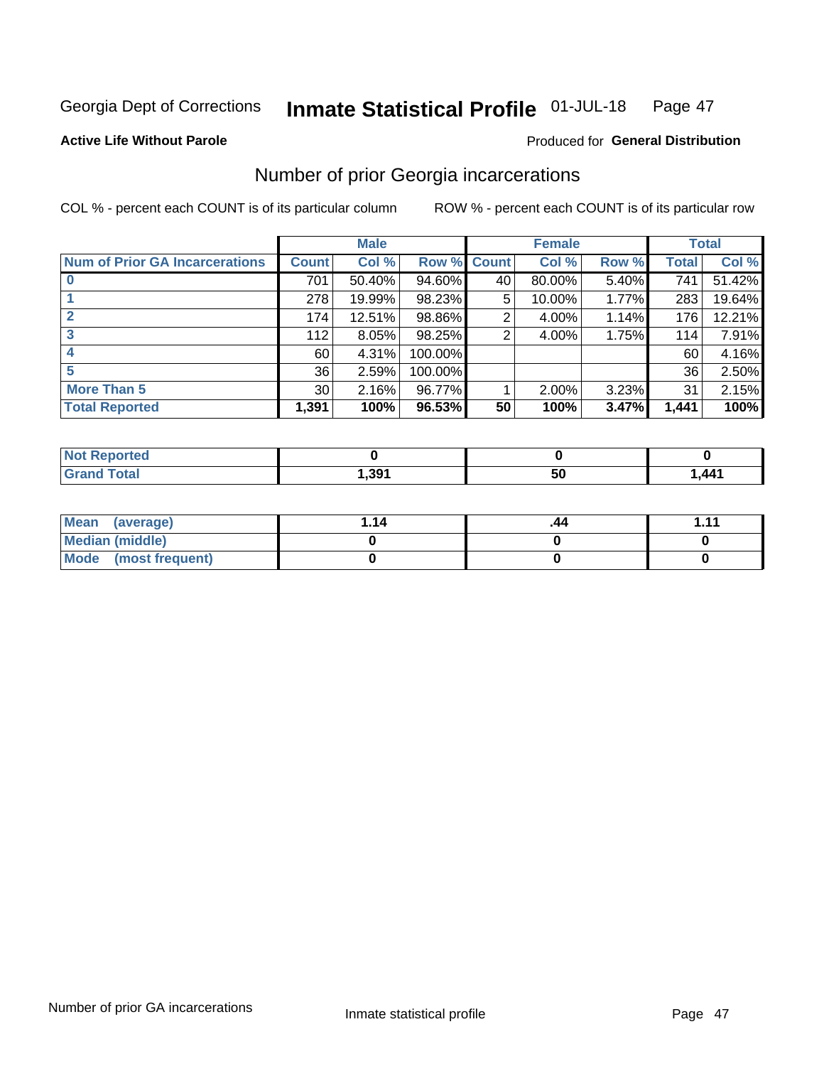Georgia Dept of Corrections **Inmate Statistical Profile** 01-JUL-18

**Active Life Without Parole**

Produced for **General Distribution**

## Number of prior Georgia incarcerations

COL % - percent each COUNT is of its particular column

ROW % - percent each COUNT is of its particular row

| | Male | | | Female | | | Total | |
|---|---|---|---|---|---|---|---|---|
| **Num of Prior GA Incarcerations** | **Count** | **Col %** | **Row %** | **Count** | **Col %** | **Row %** | **Total** | **Col %** |
| **0** | 701 | 50.40% | 94.60% | 40 | 80.00% | 5.40% | 741 | 51.42% |
| **1** | 278 | 19.99% | 98.23% | 5 | 10.00% | 1.77% | 283 | 19.64% |
| **2** | 174 | 12.51% | 98.86% | 2 | 4.00% | 1.14% | 176 | 12.21% |
| **3** | 112 | 8.05% | 98.25% | 2 | 4.00% | 1.75% | 114 | 7.91% |
| **4** | 60 | 4.31% | 100.00% | | | | 60 | 4.16% |
| **5** | 36 | 2.59% | 100.00% | | | | 36 | 2.50% |
| **More Than 5** | 30 | 2.16% | 96.77% | 1 | 2.00% | 3.23% | 31 | 2.15% |
| **Total Reported** | **1,391** | **100%** | **96.53%** | **50** | **100%** | **3.47%** | **1,441** | **100%** |

| | Male | Female | Total |
|---|---|---|---|
| **Not Reported** | **0** | **0** | **0** |
| **Grand Total** | **1,391** | **50** | **1,441** |

| | Male | Female | Total |
|---|---|---|---|
| **Mean (average)** | **1.14** | **.44** | **1.11** |
| **Median (middle)** | **0** | **0** | **0** |
| **Mode (most frequent)** | **0** | **0** | **0** |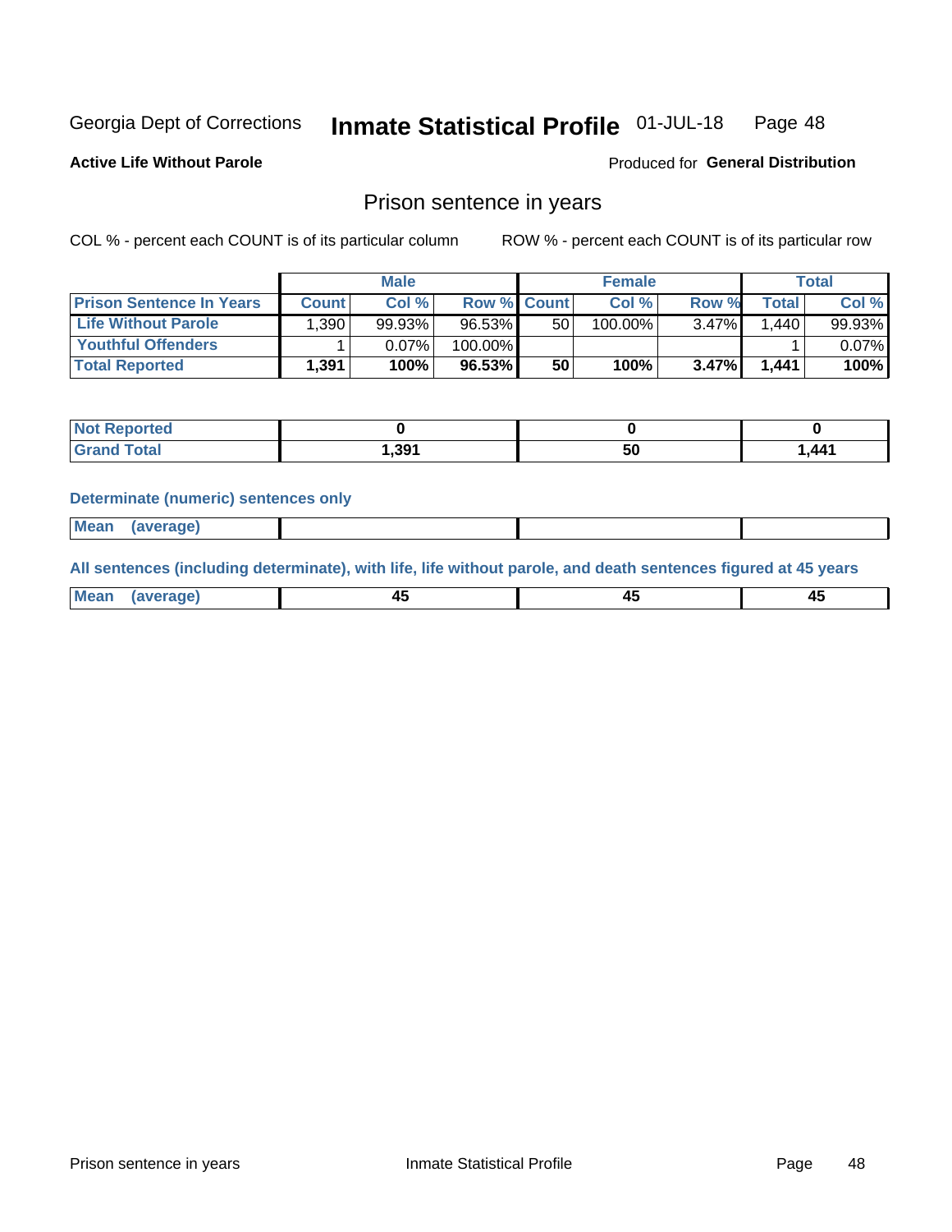Georgia Dept of Corrections **Inmate Statistical Profile** 01-JUL-18

**Active Life Without Parole**

Produced for **General Distribution**

## Prison sentence in years

COL % - percent each COUNT is of its particular column ROW % - percent each COUNT is of its particular row

| | Male | | | Female | | | Total | |
|---|---|---|---|---|---|---|---|---|
| **Prison Sentence In Years** | **Count** | **Col %** | **Row %** | **Count** | **Col %** | **Row %** | **Total** | **Col %** |
| **Life Without Parole** | 1,390 | 99.93% | 96.53% | 50 | 100.00% | 3.47% | 1,440 | 99.93% |
| **Youthful Offenders** | 1 | 0.07% | 100.00% | | | | 1 | 0.07% |
| **Total Reported** | **1,391** | **100%** | **96.53%** | **50** | **100%** | **3.47%** | **1,441** | **100%** |

| | Male | Female | Total |
|---|---|---|---|
| **Not Reported** | **0** | **0** | **0** |
| **Grand Total** | **1,391** | **50** | **1,441** |

**Determinate (numeric) sentences only**

| | Male | Female | Total |
|---|---|---|---|
| **Mean (average)** | | | |

**All sentences (including determinate), with life, life without parole, and death sentences figured at 45 years**

| | Male | Female | Total |
|---|---|---|---|
| **Mean (average)** | **45** | **45** | **45** |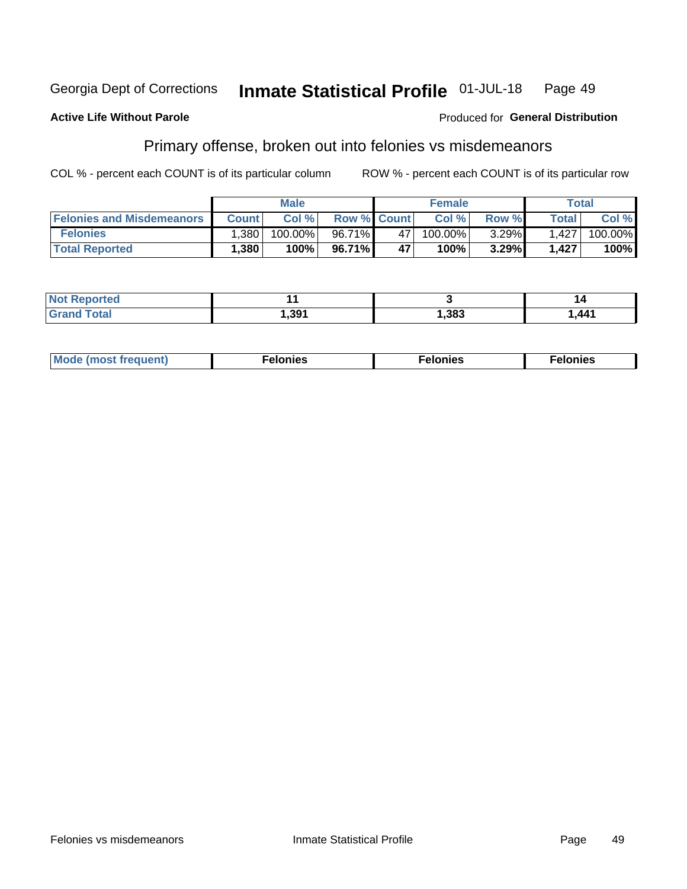Georgia Dept of Corrections **Inmate Statistical Profile** 01-JUL-18

**Active Life Without Parole**

Produced for **General Distribution**

## Primary offense, broken out into felonies vs misdemeanors

COL % - percent each COUNT is of its particular column ROW % - percent each COUNT is of its particular row

| | Male | | | Female | | | Total | |
|---|---|---|---|---|---|---|---|---|
| Felonies and Misdemeanors | Count | Col % | Row % | Count | Col % | Row % | Total | Col % |
| Felonies | 1,380 | 100.00% | 96.71% | 47 | 100.00% | 3.29% | 1,427 | 100.00% |
| **Total Reported** | **1,380** | **100%** | **96.71%** | **47** | **100%** | **3.29%** | **1,427** | **100%** |

| | Male | Female | Total |
|---|---|---|---|
| Not Reported | 11 | 3 | 14 |
| Grand Total | 1,391 | 1,383 | 1,441 |

| | Male | Female | Total |
|---|---|---|---|
| Mode (most frequent) | Felonies | Felonies | Felonies |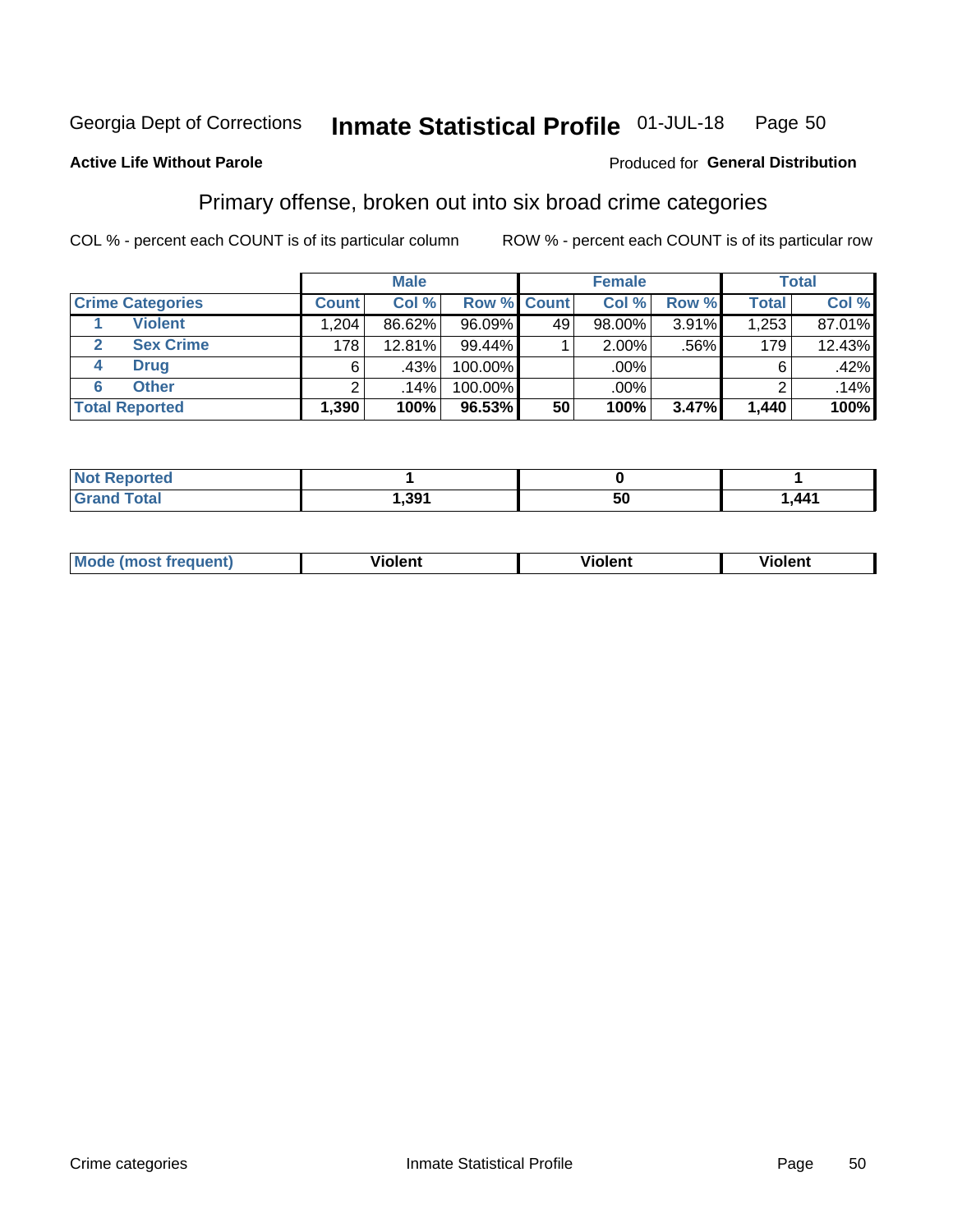Georgia Dept of Corrections **Inmate Statistical Profile** 01-JUL-18

**Active Life Without Parole**

Produced for **General Distribution**

## Primary offense, broken out into six broad crime categories

COL % - percent each COUNT is of its particular column

ROW % - percent each COUNT is of its particular row

| | | Male | | | Female | | | Total | |
|---|---|---|---|---|---|---|---|---|---|
| **Crime Categories** | | **Count** | **Col %** | **Row %** | **Count** | **Col %** | **Row %** | **Total** | **Col %** |
| 1 | Violent | 1,204 | 86.62% | 96.09% | 49 | 98.00% | 3.91% | 1,253 | 87.01% |
| 2 | Sex Crime | 178 | 12.81% | 99.44% | 1 | 2.00% | .56% | 179 | 12.43% |
| 4 | Drug | 6 | .43% | 100.00% | | .00% | | 6 | .42% |
| 6 | Other | 2 | .14% | 100.00% | | .00% | | 2 | .14% |
| **Total Reported** | | **1,390** | **100%** | **96.53%** | **50** | **100%** | **3.47%** | **1,440** | **100%** |

| | Male | Female | Total |
|---|---|---|---|
| Not Reported | **1** | **0** | **1** |
| Grand Total | **1,391** | **50** | **1,441** |

| | Male | Female | Total |
|---|---|---|---|
| Mode (most frequent) | **Violent** | **Violent** | **Violent** |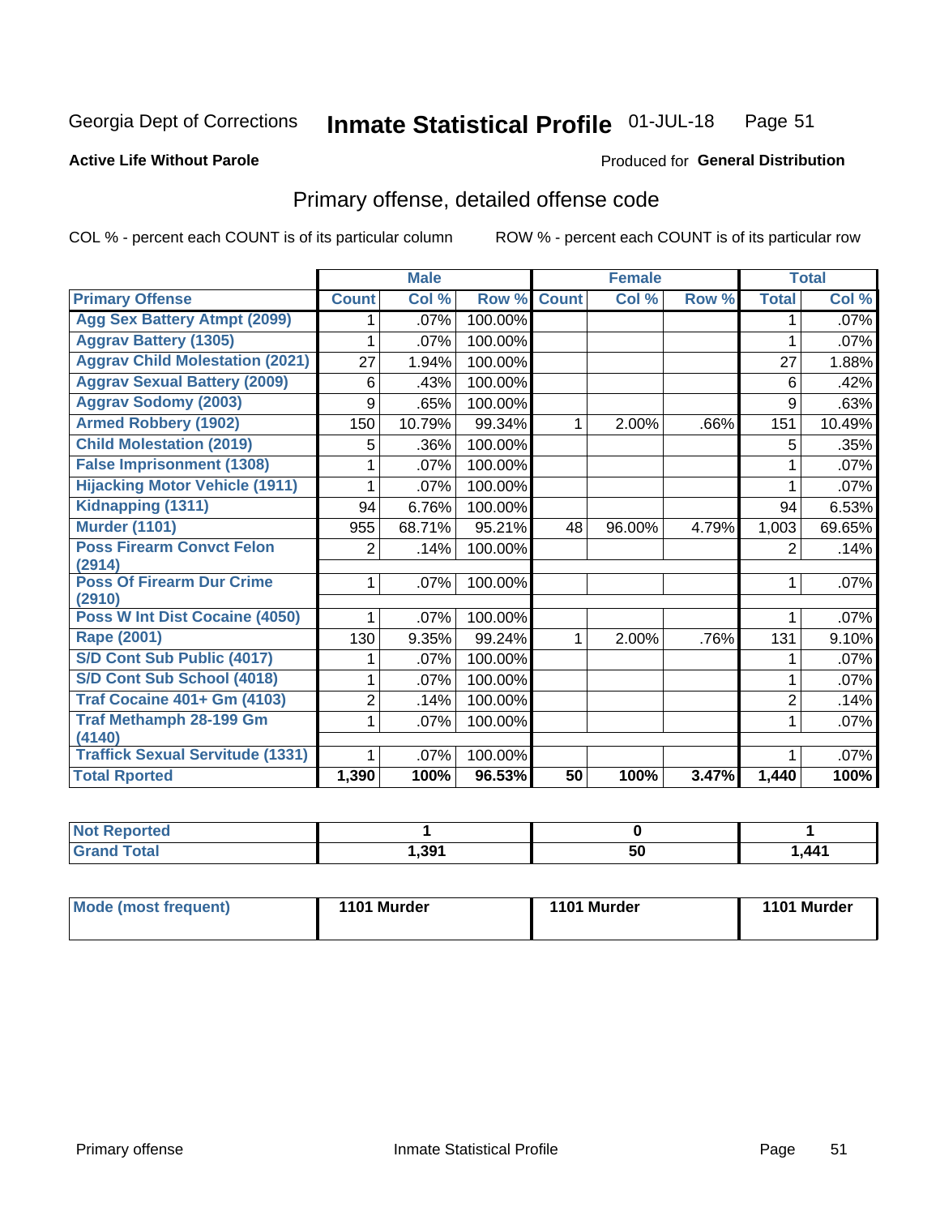Georgia Dept of Corrections **Inmate Statistical Profile** 01-JUL-18

**Active Life Without Parole**

Produced for **General Distribution**

## Primary offense, detailed offense code

COL % - percent each COUNT is of its particular column

ROW % - percent each COUNT is of its particular row

| | Male | | | Female | | | Total | |
|---|---|---|---|---|---|---|---|---|
| **Primary Offense** | **Count** | **Col %** | **Row %** | **Count** | **Col %** | **Row %** | **Total** | **Col %** |
| Agg Sex Battery Atmpt (2099) | 1 | .07% | 100.00% | | | | 1 | .07% |
| Aggrav Battery (1305) | 1 | .07% | 100.00% | | | | 1 | .07% |
| Aggrav Child Molestation (2021) | 27 | 1.94% | 100.00% | | | | 27 | 1.88% |
| Aggrav Sexual Battery (2009) | 6 | .43% | 100.00% | | | | 6 | .42% |
| Aggrav Sodomy (2003) | 9 | .65% | 100.00% | | | | 9 | .63% |
| Armed Robbery (1902) | 150 | 10.79% | 99.34% | 1 | 2.00% | .66% | 151 | 10.49% |
| Child Molestation (2019) | 5 | .36% | 100.00% | | | | 5 | .35% |
| False Imprisonment (1308) | 1 | .07% | 100.00% | | | | 1 | .07% |
| Hijacking Motor Vehicle (1911) | 1 | .07% | 100.00% | | | | 1 | .07% |
| Kidnapping (1311) | 94 | 6.76% | 100.00% | | | | 94 | 6.53% |
| Murder (1101) | 955 | 68.71% | 95.21% | 48 | 96.00% | 4.79% | 1,003 | 69.65% |
| Poss Firearm Convct Felon (2914) | 2 | .14% | 100.00% | | | | 2 | .14% |
| Poss Of Firearm Dur Crime (2910) | 1 | .07% | 100.00% | | | | 1 | .07% |
| Poss W Int Dist Cocaine (4050) | 1 | .07% | 100.00% | | | | 1 | .07% |
| Rape (2001) | 130 | 9.35% | 99.24% | 1 | 2.00% | .76% | 131 | 9.10% |
| S/D Cont Sub Public (4017) | 1 | .07% | 100.00% | | | | 1 | .07% |
| S/D Cont Sub School (4018) | 1 | .07% | 100.00% | | | | 1 | .07% |
| Traf Cocaine 401+ Gm (4103) | 2 | .14% | 100.00% | | | | 2 | .14% |
| Traf Methamph 28-199 Gm (4140) | 1 | .07% | 100.00% | | | | 1 | .07% |
| Traffick Sexual Servitude (1331) | 1 | .07% | 100.00% | | | | 1 | .07% |
| **Total Rported** | **1,390** | **100%** | **96.53%** | **50** | **100%** | **3.47%** | **1,440** | **100%** |

| | Male | Female | Total |
|---|---|---|---|
| Not Reported | 1 | 0 | 1 |
| Grand Total | 1,391 | 50 | 1,441 |

| | Male | Female | Total |
|---|---|---|---|
| Mode (most frequent) | 1101 Murder | 1101 Murder | 1101 Murder |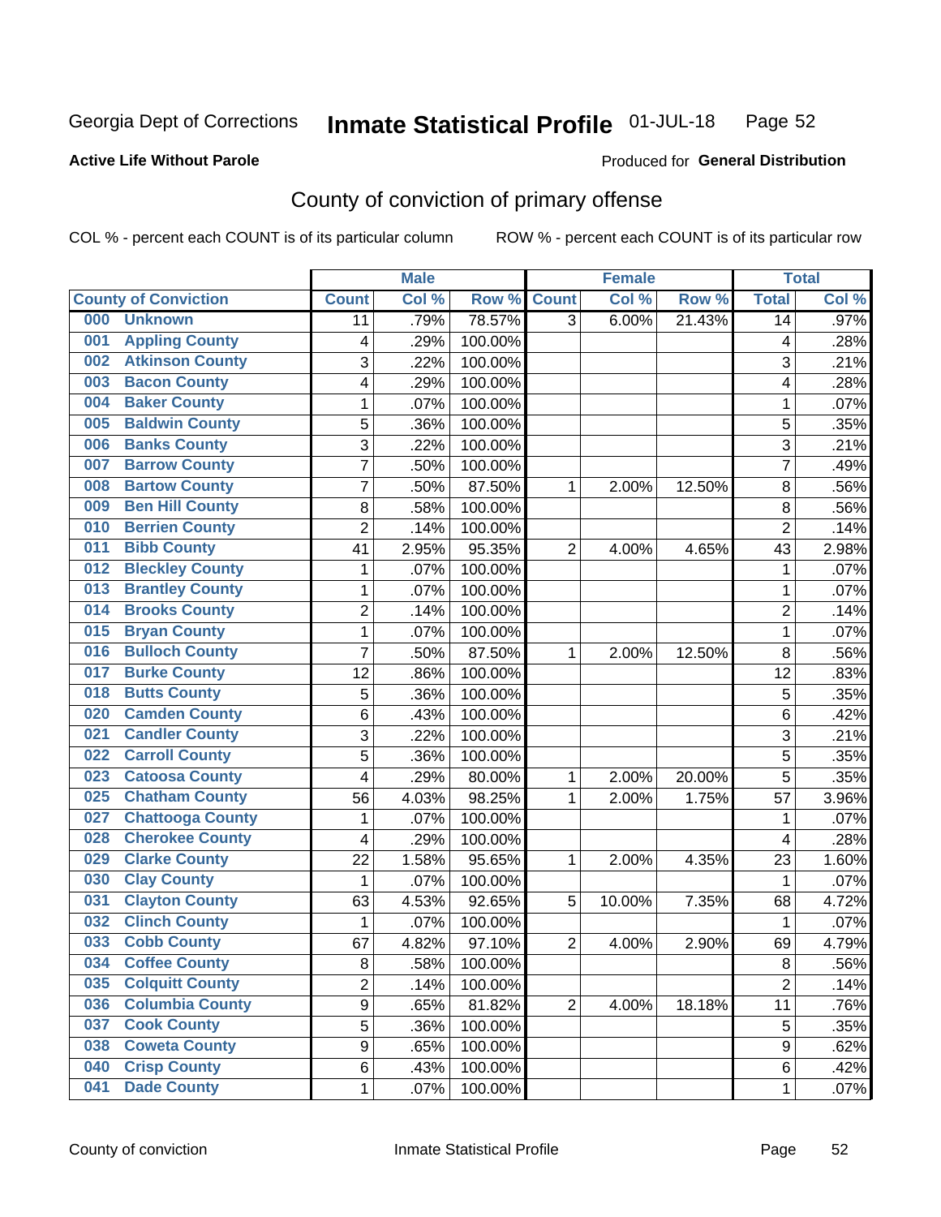Georgia Dept of Corrections **Inmate Statistical Profile** 01-JUL-18

**Active Life Without Parole**

Produced for **General Distribution**

## County of conviction of primary offense

COL % - percent each COUNT is of its particular column ROW % - percent each COUNT is of its particular row

| County of Conviction | Male | | | Female | | | Total | |
|---|---|---|---|---|---|---|---|---|
| | Count | Col % | Row % | Count | Col % | Row % | Total | Col % |
| 000 Unknown | 11 | .79% | 78.57% | 3 | 6.00% | 21.43% | 14 | .97% |
| 001 Appling County | 4 | .29% | 100.00% | | | | 4 | .28% |
| 002 Atkinson County | 3 | .22% | 100.00% | | | | 3 | .21% |
| 003 Bacon County | 4 | .29% | 100.00% | | | | 4 | .28% |
| 004 Baker County | 1 | .07% | 100.00% | | | | 1 | .07% |
| 005 Baldwin County | 5 | .36% | 100.00% | | | | 5 | .35% |
| 006 Banks County | 3 | .22% | 100.00% | | | | 3 | .21% |
| 007 Barrow County | 7 | .50% | 100.00% | | | | 7 | .49% |
| 008 Bartow County | 7 | .50% | 87.50% | 1 | 2.00% | 12.50% | 8 | .56% |
| 009 Ben Hill County | 8 | .58% | 100.00% | | | | 8 | .56% |
| 010 Berrien County | 2 | .14% | 100.00% | | | | 2 | .14% |
| 011 Bibb County | 41 | 2.95% | 95.35% | 2 | 4.00% | 4.65% | 43 | 2.98% |
| 012 Bleckley County | 1 | .07% | 100.00% | | | | 1 | .07% |
| 013 Brantley County | 1 | .07% | 100.00% | | | | 1 | .07% |
| 014 Brooks County | 2 | .14% | 100.00% | | | | 2 | .14% |
| 015 Bryan County | 1 | .07% | 100.00% | | | | 1 | .07% |
| 016 Bulloch County | 7 | .50% | 87.50% | 1 | 2.00% | 12.50% | 8 | .56% |
| 017 Burke County | 12 | .86% | 100.00% | | | | 12 | .83% |
| 018 Butts County | 5 | .36% | 100.00% | | | | 5 | .35% |
| 020 Camden County | 6 | .43% | 100.00% | | | | 6 | .42% |
| 021 Candler County | 3 | .22% | 100.00% | | | | 3 | .21% |
| 022 Carroll County | 5 | .36% | 100.00% | | | | 5 | .35% |
| 023 Catoosa County | 4 | .29% | 80.00% | 1 | 2.00% | 20.00% | 5 | .35% |
| 025 Chatham County | 56 | 4.03% | 98.25% | 1 | 2.00% | 1.75% | 57 | 3.96% |
| 027 Chattooga County | 1 | .07% | 100.00% | | | | 1 | .07% |
| 028 Cherokee County | 4 | .29% | 100.00% | | | | 4 | .28% |
| 029 Clarke County | 22 | 1.58% | 95.65% | 1 | 2.00% | 4.35% | 23 | 1.60% |
| 030 Clay County | 1 | .07% | 100.00% | | | | 1 | .07% |
| 031 Clayton County | 63 | 4.53% | 92.65% | 5 | 10.00% | 7.35% | 68 | 4.72% |
| 032 Clinch County | 1 | .07% | 100.00% | | | | 1 | .07% |
| 033 Cobb County | 67 | 4.82% | 97.10% | 2 | 4.00% | 2.90% | 69 | 4.79% |
| 034 Coffee County | 8 | .58% | 100.00% | | | | 8 | .56% |
| 035 Colquitt County | 2 | .14% | 100.00% | | | | 2 | .14% |
| 036 Columbia County | 9 | .65% | 81.82% | 2 | 4.00% | 18.18% | 11 | .76% |
| 037 Cook County | 5 | .36% | 100.00% | | | | 5 | .35% |
| 038 Coweta County | 9 | .65% | 100.00% | | | | 9 | .62% |
| 040 Crisp County | 6 | .43% | 100.00% | | | | 6 | .42% |
| 041 Dade County | 1 | .07% | 100.00% | | | | 1 | .07% |

County of conviction Inmate Statistical Profile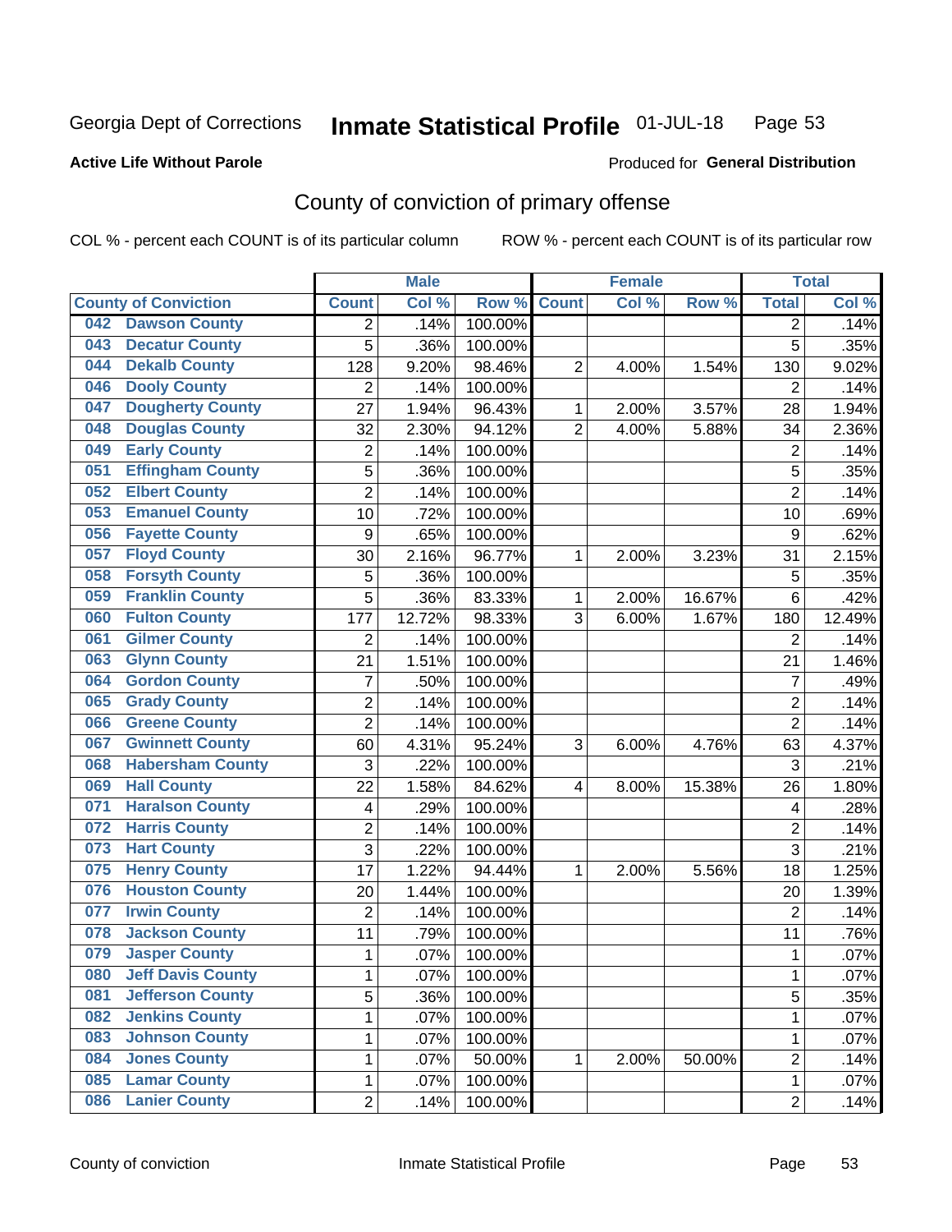Georgia Dept of Corrections **Inmate Statistical Profile** 01-JUL-18

**Active Life Without Parole**

Produced for **General Distribution**

## County of conviction of primary offense

COL % - percent each COUNT is of its particular column ROW % - percent each COUNT is of its particular row

| County of Conviction | Male | | | Female | | | Total | |
|---|---|---|---|---|---|---|---|---|
| | Count | Col % | Row % | Count | Col % | Row % | Total | Col % |
| 042 Dawson County | 2 | .14% | 100.00% | | | | 2 | .14% |
| 043 Decatur County | 5 | .36% | 100.00% | | | | 5 | .35% |
| 044 Dekalb County | 128 | 9.20% | 98.46% | 2 | 4.00% | 1.54% | 130 | 9.02% |
| 046 Dooly County | 2 | .14% | 100.00% | | | | 2 | .14% |
| 047 Dougherty County | 27 | 1.94% | 96.43% | 1 | 2.00% | 3.57% | 28 | 1.94% |
| 048 Douglas County | 32 | 2.30% | 94.12% | 2 | 4.00% | 5.88% | 34 | 2.36% |
| 049 Early County | 2 | .14% | 100.00% | | | | 2 | .14% |
| 051 Effingham County | 5 | .36% | 100.00% | | | | 5 | .35% |
| 052 Elbert County | 2 | .14% | 100.00% | | | | 2 | .14% |
| 053 Emanuel County | 10 | .72% | 100.00% | | | | 10 | .69% |
| 056 Fayette County | 9 | .65% | 100.00% | | | | 9 | .62% |
| 057 Floyd County | 30 | 2.16% | 96.77% | 1 | 2.00% | 3.23% | 31 | 2.15% |
| 058 Forsyth County | 5 | .36% | 100.00% | | | | 5 | .35% |
| 059 Franklin County | 5 | .36% | 83.33% | 1 | 2.00% | 16.67% | 6 | .42% |
| 060 Fulton County | 177 | 12.72% | 98.33% | 3 | 6.00% | 1.67% | 180 | 12.49% |
| 061 Gilmer County | 2 | .14% | 100.00% | | | | 2 | .14% |
| 063 Glynn County | 21 | 1.51% | 100.00% | | | | 21 | 1.46% |
| 064 Gordon County | 7 | .50% | 100.00% | | | | 7 | .49% |
| 065 Grady County | 2 | .14% | 100.00% | | | | 2 | .14% |
| 066 Greene County | 2 | .14% | 100.00% | | | | 2 | .14% |
| 067 Gwinnett County | 60 | 4.31% | 95.24% | 3 | 6.00% | 4.76% | 63 | 4.37% |
| 068 Habersham County | 3 | .22% | 100.00% | | | | 3 | .21% |
| 069 Hall County | 22 | 1.58% | 84.62% | 4 | 8.00% | 15.38% | 26 | 1.80% |
| 071 Haralson County | 4 | .29% | 100.00% | | | | 4 | .28% |
| 072 Harris County | 2 | .14% | 100.00% | | | | 2 | .14% |
| 073 Hart County | 3 | .22% | 100.00% | | | | 3 | .21% |
| 075 Henry County | 17 | 1.22% | 94.44% | 1 | 2.00% | 5.56% | 18 | 1.25% |
| 076 Houston County | 20 | 1.44% | 100.00% | | | | 20 | 1.39% |
| 077 Irwin County | 2 | .14% | 100.00% | | | | 2 | .14% |
| 078 Jackson County | 11 | .79% | 100.00% | | | | 11 | .76% |
| 079 Jasper County | 1 | .07% | 100.00% | | | | 1 | .07% |
| 080 Jeff Davis County | 1 | .07% | 100.00% | | | | 1 | .07% |
| 081 Jefferson County | 5 | .36% | 100.00% | | | | 5 | .35% |
| 082 Jenkins County | 1 | .07% | 100.00% | | | | 1 | .07% |
| 083 Johnson County | 1 | .07% | 100.00% | | | | 1 | .07% |
| 084 Jones County | 1 | .07% | 50.00% | 1 | 2.00% | 50.00% | 2 | .14% |
| 085 Lamar County | 1 | .07% | 100.00% | | | | 1 | .07% |
| 086 Lanier County | 2 | .14% | 100.00% | | | | 2 | .14% |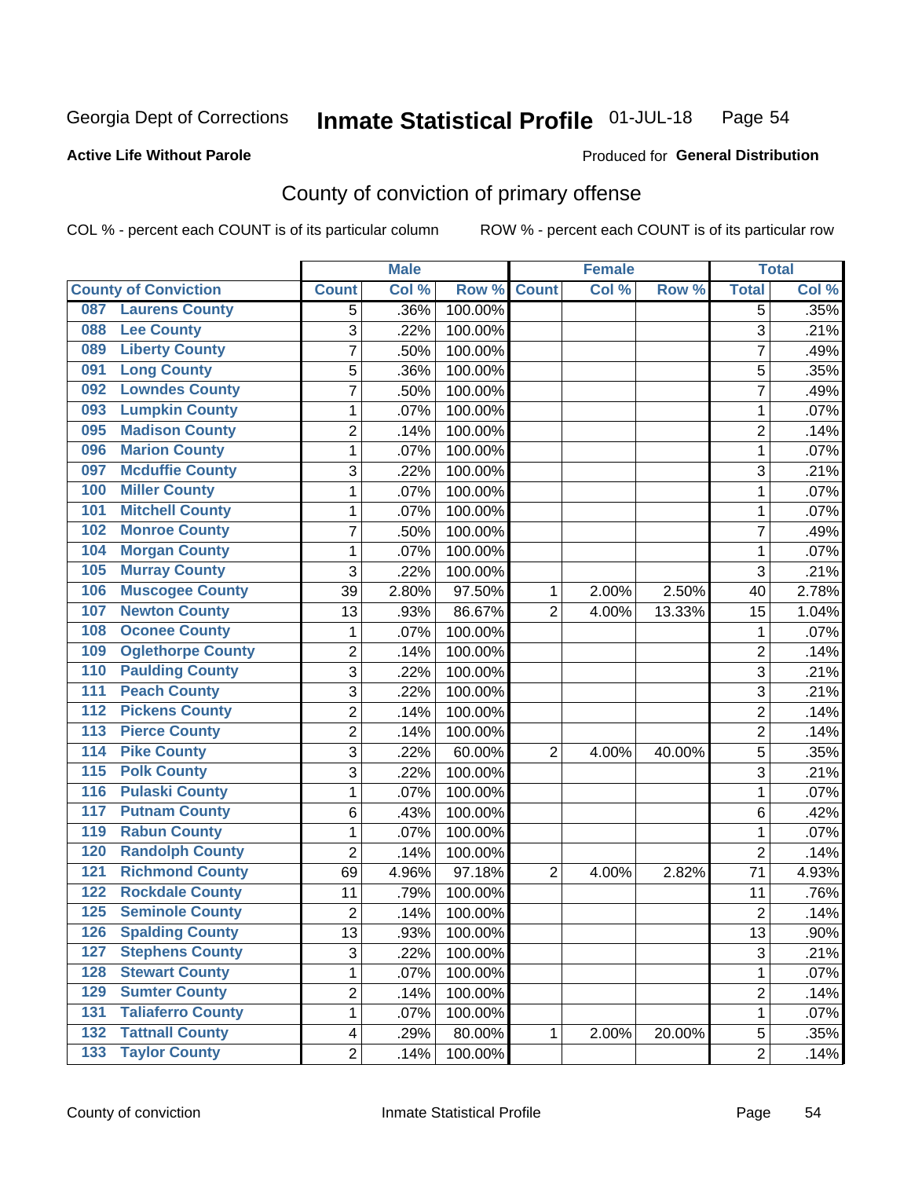Georgia Dept of Corrections **Inmate Statistical Profile** 01-JUL-18

**Active Life Without Parole**

Produced for **General Distribution**

## County of conviction of primary offense

COL % - percent each COUNT is of its particular column ROW % - percent each COUNT is of its particular row

| County of Conviction | Male | | | Female | | | Total | |
|---|---|---|---|---|---|---|---|---|
| | Count | Col % | Row % | Count | Col % | Row % | Total | Col % |
| 087 Laurens County | 5 | .36% | 100.00% | | | | 5 | .35% |
| 088 Lee County | 3 | .22% | 100.00% | | | | 3 | .21% |
| 089 Liberty County | 7 | .50% | 100.00% | | | | 7 | .49% |
| 091 Long County | 5 | .36% | 100.00% | | | | 5 | .35% |
| 092 Lowndes County | 7 | .50% | 100.00% | | | | 7 | .49% |
| 093 Lumpkin County | 1 | .07% | 100.00% | | | | 1 | .07% |
| 095 Madison County | 2 | .14% | 100.00% | | | | 2 | .14% |
| 096 Marion County | 1 | .07% | 100.00% | | | | 1 | .07% |
| 097 Mcduffie County | 3 | .22% | 100.00% | | | | 3 | .21% |
| 100 Miller County | 1 | .07% | 100.00% | | | | 1 | .07% |
| 101 Mitchell County | 1 | .07% | 100.00% | | | | 1 | .07% |
| 102 Monroe County | 7 | .50% | 100.00% | | | | 7 | .49% |
| 104 Morgan County | 1 | .07% | 100.00% | | | | 1 | .07% |
| 105 Murray County | 3 | .22% | 100.00% | | | | 3 | .21% |
| 106 Muscogee County | 39 | 2.80% | 97.50% | 1 | 2.00% | 2.50% | 40 | 2.78% |
| 107 Newton County | 13 | .93% | 86.67% | 2 | 4.00% | 13.33% | 15 | 1.04% |
| 108 Oconee County | 1 | .07% | 100.00% | | | | 1 | .07% |
| 109 Oglethorpe County | 2 | .14% | 100.00% | | | | 2 | .14% |
| 110 Paulding County | 3 | .22% | 100.00% | | | | 3 | .21% |
| 111 Peach County | 3 | .22% | 100.00% | | | | 3 | .21% |
| 112 Pickens County | 2 | .14% | 100.00% | | | | 2 | .14% |
| 113 Pierce County | 2 | .14% | 100.00% | | | | 2 | .14% |
| 114 Pike County | 3 | .22% | 60.00% | 2 | 4.00% | 40.00% | 5 | .35% |
| 115 Polk County | 3 | .22% | 100.00% | | | | 3 | .21% |
| 116 Pulaski County | 1 | .07% | 100.00% | | | | 1 | .07% |
| 117 Putnam County | 6 | .43% | 100.00% | | | | 6 | .42% |
| 119 Rabun County | 1 | .07% | 100.00% | | | | 1 | .07% |
| 120 Randolph County | 2 | .14% | 100.00% | | | | 2 | .14% |
| 121 Richmond County | 69 | 4.96% | 97.18% | 2 | 4.00% | 2.82% | 71 | 4.93% |
| 122 Rockdale County | 11 | .79% | 100.00% | | | | 11 | .76% |
| 125 Seminole County | 2 | .14% | 100.00% | | | | 2 | .14% |
| 126 Spalding County | 13 | .93% | 100.00% | | | | 13 | .90% |
| 127 Stephens County | 3 | .22% | 100.00% | | | | 3 | .21% |
| 128 Stewart County | 1 | .07% | 100.00% | | | | 1 | .07% |
| 129 Sumter County | 2 | .14% | 100.00% | | | | 2 | .14% |
| 131 Taliaferro County | 1 | .07% | 100.00% | | | | 1 | .07% |
| 132 Tattnall County | 4 | .29% | 80.00% | 1 | 2.00% | 20.00% | 5 | .35% |
| 133 Taylor County | 2 | .14% | 100.00% | | | | 2 | .14% |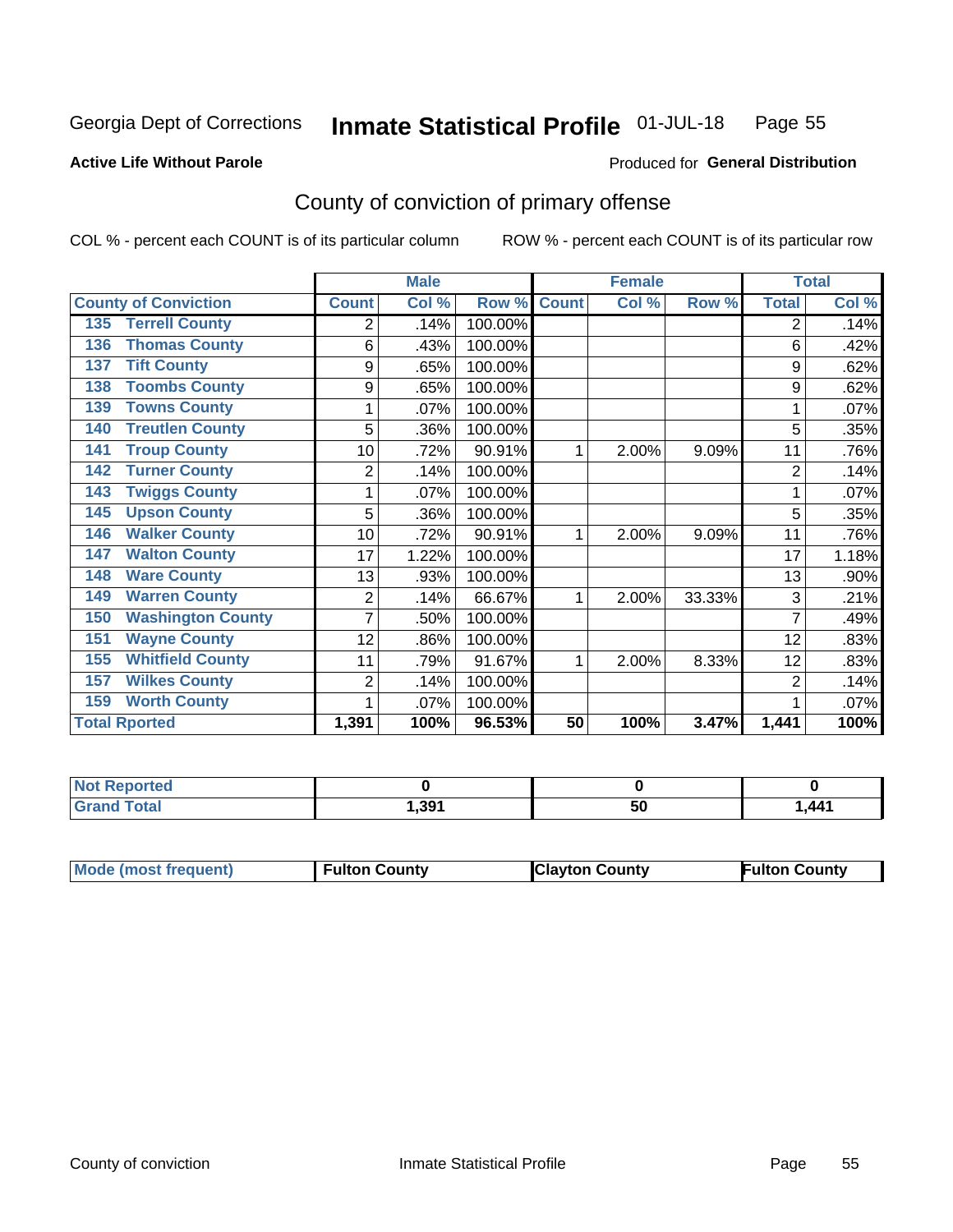Georgia Dept of Corrections **Inmate Statistical Profile** 01-JUL-18 Page 55

**Active Life Without Parole**

Produced for **General Distribution**

## County of conviction of primary offense

COL % - percent each COUNT is of its particular column ROW % - percent each COUNT is of its particular row

| County of Conviction | Male | | | Female | | | Total | |
|---|---|---|---|---|---|---|---|---|
| | Count | Col % | Row % | Count | Col % | Row % | Total | Col % |
| 135 Terrell County | 2 | .14% | 100.00% | | | | 2 | .14% |
| 136 Thomas County | 6 | .43% | 100.00% | | | | 6 | .42% |
| 137 Tift County | 9 | .65% | 100.00% | | | | 9 | .62% |
| 138 Toombs County | 9 | .65% | 100.00% | | | | 9 | .62% |
| 139 Towns County | 1 | .07% | 100.00% | | | | 1 | .07% |
| 140 Treutlen County | 5 | .36% | 100.00% | | | | 5 | .35% |
| 141 Troup County | 10 | .72% | 90.91% | 1 | 2.00% | 9.09% | 11 | .76% |
| 142 Turner County | 2 | .14% | 100.00% | | | | 2 | .14% |
| 143 Twiggs County | 1 | .07% | 100.00% | | | | 1 | .07% |
| 145 Upson County | 5 | .36% | 100.00% | | | | 5 | .35% |
| 146 Walker County | 10 | .72% | 90.91% | 1 | 2.00% | 9.09% | 11 | .76% |
| 147 Walton County | 17 | 1.22% | 100.00% | | | | 17 | 1.18% |
| 148 Ware County | 13 | .93% | 100.00% | | | | 13 | .90% |
| 149 Warren County | 2 | .14% | 66.67% | 1 | 2.00% | 33.33% | 3 | .21% |
| 150 Washington County | 7 | .50% | 100.00% | | | | 7 | .49% |
| 151 Wayne County | 12 | .86% | 100.00% | | | | 12 | .83% |
| 155 Whitfield County | 11 | .79% | 91.67% | 1 | 2.00% | 8.33% | 12 | .83% |
| 157 Wilkes County | 2 | .14% | 100.00% | | | | 2 | .14% |
| 159 Worth County | 1 | .07% | 100.00% | | | | 1 | .07% |
| **Total Rported** | **1,391** | **100%** | **96.53%** | **50** | **100%** | **3.47%** | **1,441** | **100%** |

| | Male | Female | Total |
|---|---|---|---|
| Not Reported | 0 | 0 | 0 |
| Grand Total | 1,391 | 50 | 1,441 |

| | Male | Female | Total |
|---|---|---|---|
| Mode (most frequent) | Fulton County | Clayton County | Fulton County |

County of conviction Inmate Statistical Profile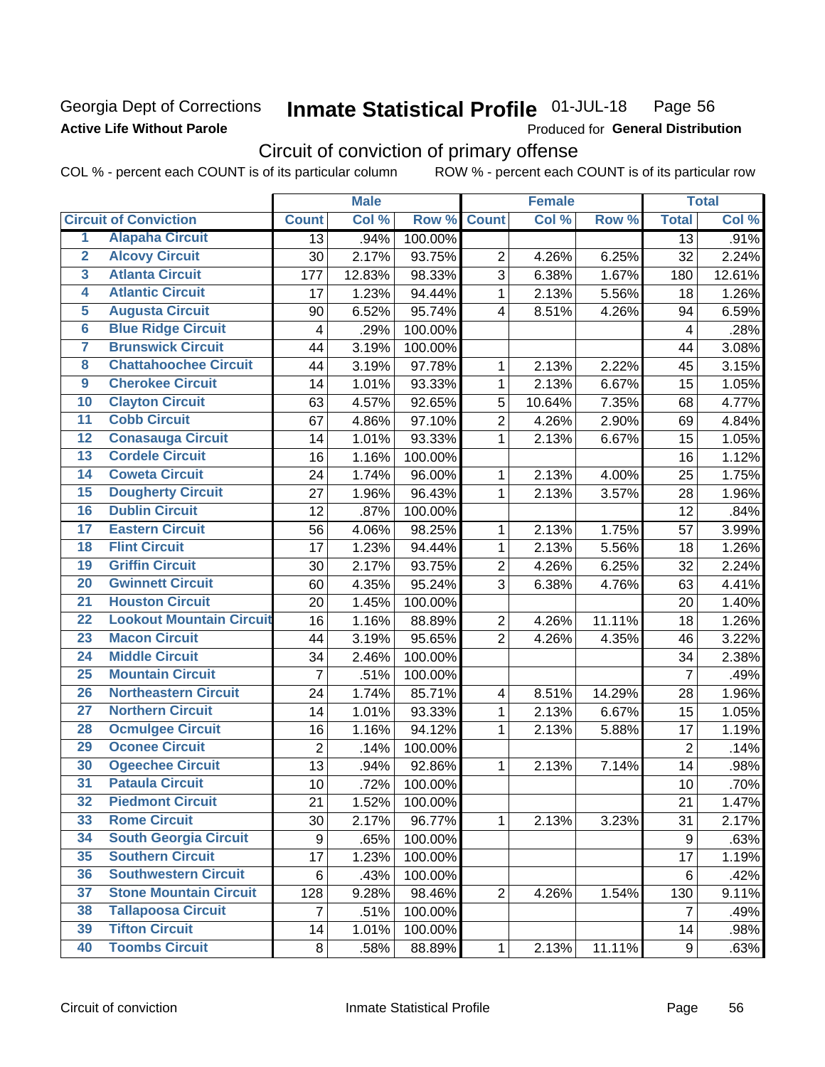Georgia Dept of Corrections

**Active Life Without Parole**

# Inmate Statistical Profile 01-JUL-18 Page 56

Produced for **General Distribution**

## Circuit of conviction of primary offense

COL % - percent each COUNT is of its particular column ROW % - percent each COUNT is of its particular row

| | | Male | | | Female | | | Total | |
|---|---|---|---|---|---|---|---|---|---|
| **Circuit of Conviction** | | **Count** | **Col %** | **Row %** | **Count** | **Col %** | **Row %** | **Total** | **Col %** |
| 1 | Alapaha Circuit | 13 | .94% | 100.00% | | | | 13 | .91% |
| 2 | Alcovy Circuit | 30 | 2.17% | 93.75% | 2 | 4.26% | 6.25% | 32 | 2.24% |
| 3 | Atlanta Circuit | 177 | 12.83% | 98.33% | 3 | 6.38% | 1.67% | 180 | 12.61% |
| 4 | Atlantic Circuit | 17 | 1.23% | 94.44% | 1 | 2.13% | 5.56% | 18 | 1.26% |
| 5 | Augusta Circuit | 90 | 6.52% | 95.74% | 4 | 8.51% | 4.26% | 94 | 6.59% |
| 6 | Blue Ridge Circuit | 4 | .29% | 100.00% | | | | 4 | .28% |
| 7 | Brunswick Circuit | 44 | 3.19% | 100.00% | | | | 44 | 3.08% |
| 8 | Chattahoochee Circuit | 44 | 3.19% | 97.78% | 1 | 2.13% | 2.22% | 45 | 3.15% |
| 9 | Cherokee Circuit | 14 | 1.01% | 93.33% | 1 | 2.13% | 6.67% | 15 | 1.05% |
| 10 | Clayton Circuit | 63 | 4.57% | 92.65% | 5 | 10.64% | 7.35% | 68 | 4.77% |
| 11 | Cobb Circuit | 67 | 4.86% | 97.10% | 2 | 4.26% | 2.90% | 69 | 4.84% |
| 12 | Conasauga Circuit | 14 | 1.01% | 93.33% | 1 | 2.13% | 6.67% | 15 | 1.05% |
| 13 | Cordele Circuit | 16 | 1.16% | 100.00% | | | | 16 | 1.12% |
| 14 | Coweta Circuit | 24 | 1.74% | 96.00% | 1 | 2.13% | 4.00% | 25 | 1.75% |
| 15 | Dougherty Circuit | 27 | 1.96% | 96.43% | 1 | 2.13% | 3.57% | 28 | 1.96% |
| 16 | Dublin Circuit | 12 | .87% | 100.00% | | | | 12 | .84% |
| 17 | Eastern Circuit | 56 | 4.06% | 98.25% | 1 | 2.13% | 1.75% | 57 | 3.99% |
| 18 | Flint Circuit | 17 | 1.23% | 94.44% | 1 | 2.13% | 5.56% | 18 | 1.26% |
| 19 | Griffin Circuit | 30 | 2.17% | 93.75% | 2 | 4.26% | 6.25% | 32 | 2.24% |
| 20 | Gwinnett Circuit | 60 | 4.35% | 95.24% | 3 | 6.38% | 4.76% | 63 | 4.41% |
| 21 | Houston Circuit | 20 | 1.45% | 100.00% | | | | 20 | 1.40% |
| 22 | Lookout Mountain Circuit | 16 | 1.16% | 88.89% | 2 | 4.26% | 11.11% | 18 | 1.26% |
| 23 | Macon Circuit | 44 | 3.19% | 95.65% | 2 | 4.26% | 4.35% | 46 | 3.22% |
| 24 | Middle Circuit | 34 | 2.46% | 100.00% | | | | 34 | 2.38% |
| 25 | Mountain Circuit | 7 | .51% | 100.00% | | | | 7 | .49% |
| 26 | Northeastern Circuit | 24 | 1.74% | 85.71% | 4 | 8.51% | 14.29% | 28 | 1.96% |
| 27 | Northern Circuit | 14 | 1.01% | 93.33% | 1 | 2.13% | 6.67% | 15 | 1.05% |
| 28 | Ocmulgee Circuit | 16 | 1.16% | 94.12% | 1 | 2.13% | 5.88% | 17 | 1.19% |
| 29 | Oconee Circuit | 2 | .14% | 100.00% | | | | 2 | .14% |
| 30 | Ogeechee Circuit | 13 | .94% | 92.86% | 1 | 2.13% | 7.14% | 14 | .98% |
| 31 | Pataula Circuit | 10 | .72% | 100.00% | | | | 10 | .70% |
| 32 | Piedmont Circuit | 21 | 1.52% | 100.00% | | | | 21 | 1.47% |
| 33 | Rome Circuit | 30 | 2.17% | 96.77% | 1 | 2.13% | 3.23% | 31 | 2.17% |
| 34 | South Georgia Circuit | 9 | .65% | 100.00% | | | | 9 | .63% |
| 35 | Southern Circuit | 17 | 1.23% | 100.00% | | | | 17 | 1.19% |
| 36 | Southwestern Circuit | 6 | .43% | 100.00% | | | | 6 | .42% |
| 37 | Stone Mountain Circuit | 128 | 9.28% | 98.46% | 2 | 4.26% | 1.54% | 130 | 9.11% |
| 38 | Tallapoosa Circuit | 7 | .51% | 100.00% | | | | 7 | .49% |
| 39 | Tifton Circuit | 14 | 1.01% | 100.00% | | | | 14 | .98% |
| 40 | Toombs Circuit | 8 | .58% | 88.89% | 1 | 2.13% | 11.11% | 9 | .63% |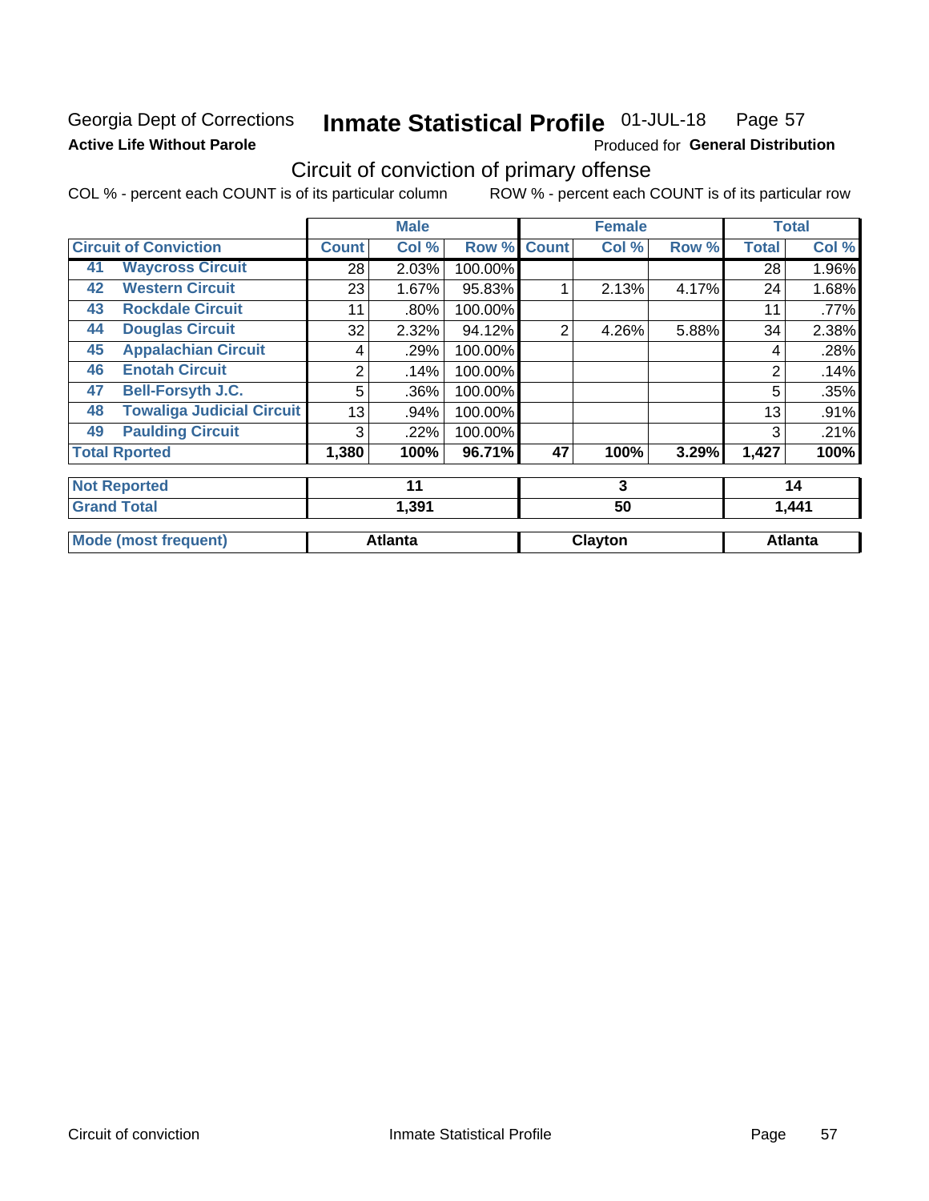Georgia Dept of Corrections **Inmate Statistical Profile** 01-JUL-18

**Active Life Without Parole**

Produced for **General Distribution**

## Circuit of conviction of primary offense

COL % - percent each COUNT is of its particular column ROW % - percent each COUNT is of its particular row

| Circuit of Conviction | | Male | | | Female | | | Total | |
|---|---|---|---|---|---|---|---|---|---|
| | | Count | Col % | Row % | Count | Col % | Row % | Total | Col % |
| 41 | Waycross Circuit | 28 | 2.03% | 100.00% | | | | 28 | 1.96% |
| 42 | Western Circuit | 23 | 1.67% | 95.83% | 1 | 2.13% | 4.17% | 24 | 1.68% |
| 43 | Rockdale Circuit | 11 | .80% | 100.00% | | | | 11 | .77% |
| 44 | Douglas Circuit | 32 | 2.32% | 94.12% | 2 | 4.26% | 5.88% | 34 | 2.38% |
| 45 | Appalachian Circuit | 4 | .29% | 100.00% | | | | 4 | .28% |
| 46 | Enotah Circuit | 2 | .14% | 100.00% | | | | 2 | .14% |
| 47 | Bell-Forsyth J.C. | 5 | .36% | 100.00% | | | | 5 | .35% |
| 48 | Towaliga Judicial Circuit | 13 | .94% | 100.00% | | | | 13 | .91% |
| 49 | Paulding Circuit | 3 | .22% | 100.00% | | | | 3 | .21% |
| Total Rported | | 1,380 | 100% | 96.71% | 47 | 100% | 3.29% | 1,427 | 100% |
| Not Reported | | 11 | | | 3 | | | 14 | |
| Grand Total | | 1,391 | | | 50 | | | 1,441 | |
| Mode (most frequent) | | Atlanta | | | Clayton | | | Atlanta | |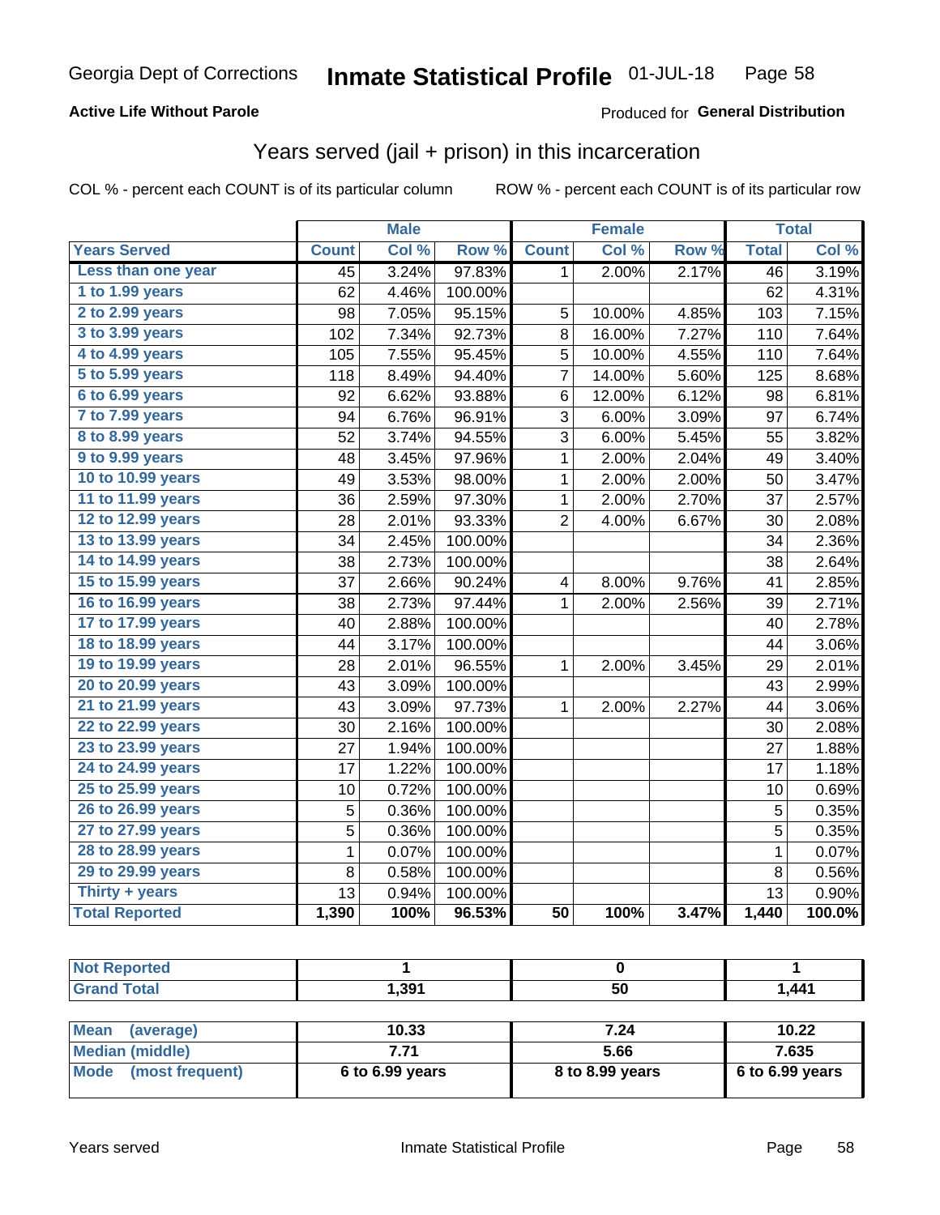Georgia Dept of Corrections **Inmate Statistical Profile** 01-JUL-18

**Active Life Without Parole** Produced for **General Distribution**

## Years served (jail + prison) in this incarceration

COL % - percent each COUNT is of its particular column ROW % - percent each COUNT is of its particular row

| | Male | | | Female | | | Total | |
|---|---|---|---|---|---|---|---|---|
| Years Served | Count | Col % | Row % | Count | Col % | Row % | Total | Col % |
| Less than one year | 45 | 3.24% | 97.83% | 1 | 2.00% | 2.17% | 46 | 3.19% |
| 1 to 1.99 years | 62 | 4.46% | 100.00% | | | | 62 | 4.31% |
| 2 to 2.99 years | 98 | 7.05% | 95.15% | 5 | 10.00% | 4.85% | 103 | 7.15% |
| 3 to 3.99 years | 102 | 7.34% | 92.73% | 8 | 16.00% | 7.27% | 110 | 7.64% |
| 4 to 4.99 years | 105 | 7.55% | 95.45% | 5 | 10.00% | 4.55% | 110 | 7.64% |
| 5 to 5.99 years | 118 | 8.49% | 94.40% | 7 | 14.00% | 5.60% | 125 | 8.68% |
| 6 to 6.99 years | 92 | 6.62% | 93.88% | 6 | 12.00% | 6.12% | 98 | 6.81% |
| 7 to 7.99 years | 94 | 6.76% | 96.91% | 3 | 6.00% | 3.09% | 97 | 6.74% |
| 8 to 8.99 years | 52 | 3.74% | 94.55% | 3 | 6.00% | 5.45% | 55 | 3.82% |
| 9 to 9.99 years | 48 | 3.45% | 97.96% | 1 | 2.00% | 2.04% | 49 | 3.40% |
| 10 to 10.99 years | 49 | 3.53% | 98.00% | 1 | 2.00% | 2.00% | 50 | 3.47% |
| 11 to 11.99 years | 36 | 2.59% | 97.30% | 1 | 2.00% | 2.70% | 37 | 2.57% |
| 12 to 12.99 years | 28 | 2.01% | 93.33% | 2 | 4.00% | 6.67% | 30 | 2.08% |
| 13 to 13.99 years | 34 | 2.45% | 100.00% | | | | 34 | 2.36% |
| 14 to 14.99 years | 38 | 2.73% | 100.00% | | | | 38 | 2.64% |
| 15 to 15.99 years | 37 | 2.66% | 90.24% | 4 | 8.00% | 9.76% | 41 | 2.85% |
| 16 to 16.99 years | 38 | 2.73% | 97.44% | 1 | 2.00% | 2.56% | 39 | 2.71% |
| 17 to 17.99 years | 40 | 2.88% | 100.00% | | | | 40 | 2.78% |
| 18 to 18.99 years | 44 | 3.17% | 100.00% | | | | 44 | 3.06% |
| 19 to 19.99 years | 28 | 2.01% | 96.55% | 1 | 2.00% | 3.45% | 29 | 2.01% |
| 20 to 20.99 years | 43 | 3.09% | 100.00% | | | | 43 | 2.99% |
| 21 to 21.99 years | 43 | 3.09% | 97.73% | 1 | 2.00% | 2.27% | 44 | 3.06% |
| 22 to 22.99 years | 30 | 2.16% | 100.00% | | | | 30 | 2.08% |
| 23 to 23.99 years | 27 | 1.94% | 100.00% | | | | 27 | 1.88% |
| 24 to 24.99 years | 17 | 1.22% | 100.00% | | | | 17 | 1.18% |
| 25 to 25.99 years | 10 | 0.72% | 100.00% | | | | 10 | 0.69% |
| 26 to 26.99 years | 5 | 0.36% | 100.00% | | | | 5 | 0.35% |
| 27 to 27.99 years | 5 | 0.36% | 100.00% | | | | 5 | 0.35% |
| 28 to 28.99 years | 1 | 0.07% | 100.00% | | | | 1 | 0.07% |
| 29 to 29.99 years | 8 | 0.58% | 100.00% | | | | 8 | 0.56% |
| Thirty + years | 13 | 0.94% | 100.00% | | | | 13 | 0.90% |
| **Total Reported** | **1,390** | **100%** | **96.53%** | **50** | **100%** | **3.47%** | **1,440** | **100.0%** |

| | Male | Female | Total |
|---|---|---|---|
| Not Reported | 1 | 0 | 1 |
| Grand Total | 1,391 | 50 | 1,441 |

| | Male | Female | Total |
|---|---|---|---|
| Mean (average) | 10.33 | 7.24 | 10.22 |
| Median (middle) | 7.71 | 5.66 | 7.635 |
| Mode (most frequent) | 6 to 6.99 years | 8 to 8.99 years | 6 to 6.99 years |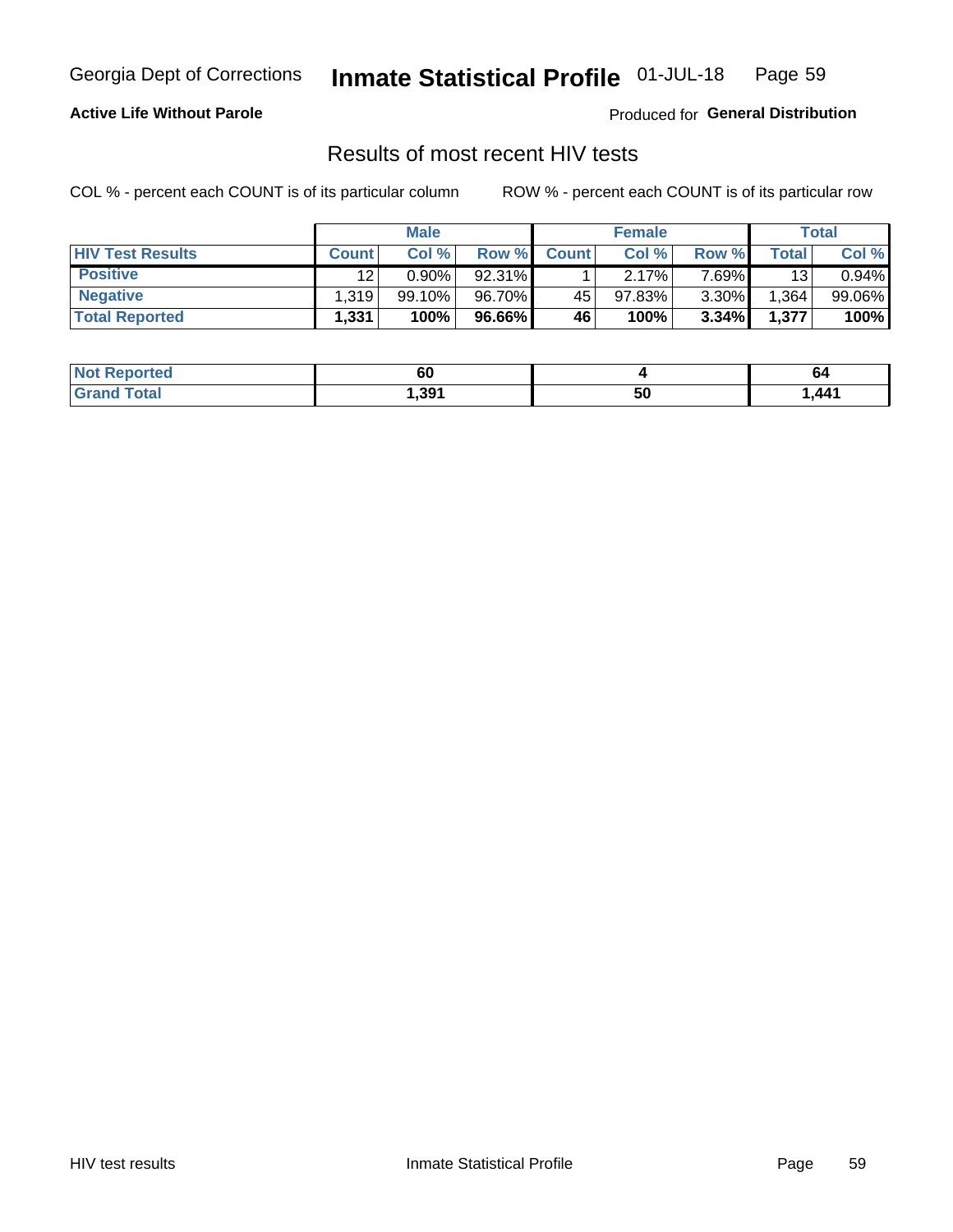Georgia Dept of Corrections **Inmate Statistical Profile** 01-JUL-18

**Active Life Without Parole**

Produced for **General Distribution**

## Results of most recent HIV tests

COL % - percent each COUNT is of its particular column

ROW % - percent each COUNT is of its particular row

| | Male | | | Female | | | Total | |
|---|---|---|---|---|---|---|---|---|
| **HIV Test Results** | **Count** | **Col %** | **Row %** | **Count** | **Col %** | **Row %** | **Total** | **Col %** |
| **Positive** | 12 | 0.90% | 92.31% | 1 | 2.17% | 7.69% | 13 | 0.94% |
| **Negative** | 1,319 | 99.10% | 96.70% | 45 | 97.83% | 3.30% | 1,364 | 99.06% |
| **Total Reported** | **1,331** | **100%** | **96.66%** | **46** | **100%** | **3.34%** | **1,377** | **100%** |

| | Male | Female | Total |
|---|---|---|---|
| **Not Reported** | **60** | **4** | **64** |
| **Grand Total** | **1,391** | **50** | **1,441** |

HIV test results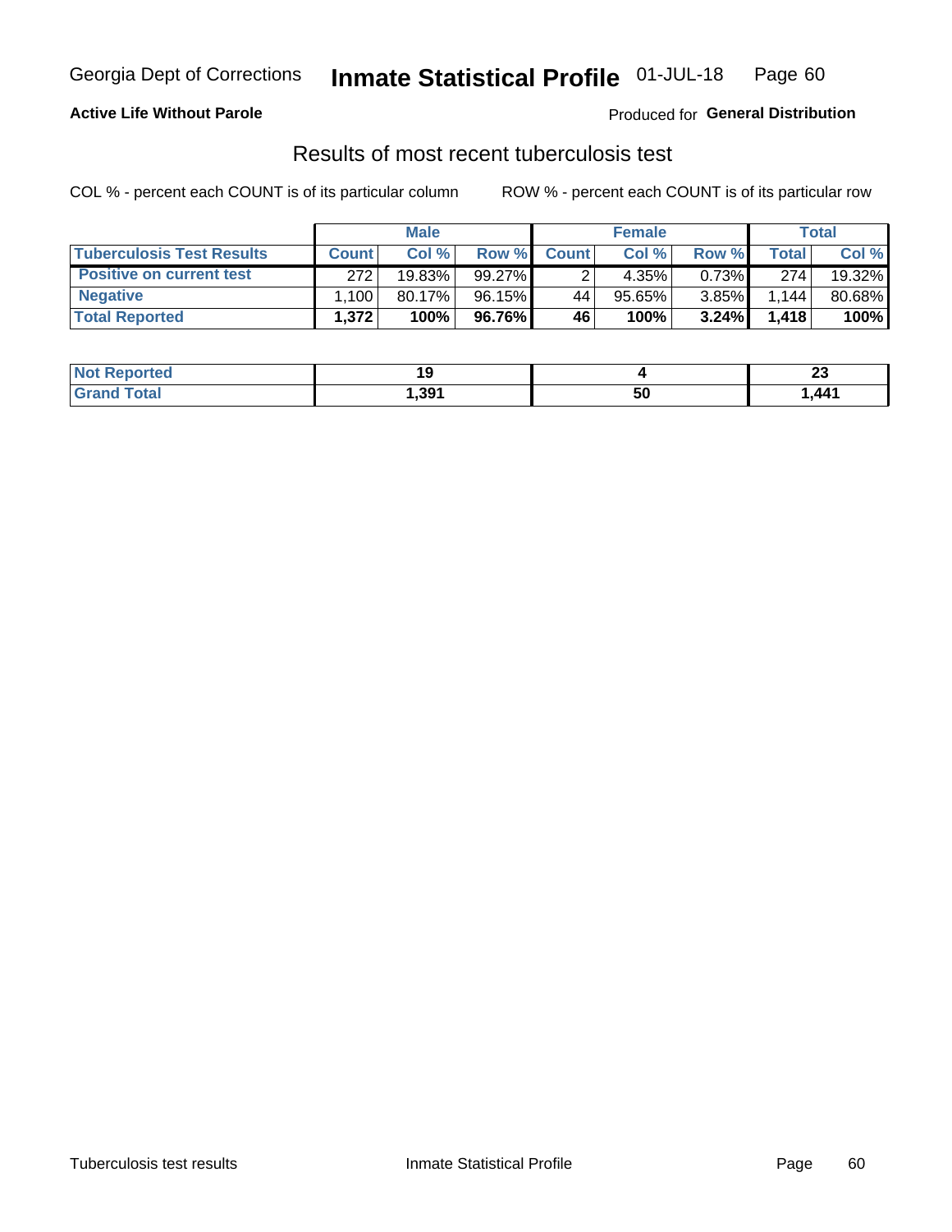Georgia Dept of Corrections **Inmate Statistical Profile** 01-JUL-18

**Active Life Without Parole**

Produced for **General Distribution**

## Results of most recent tuberculosis test

COL % - percent each COUNT is of its particular column

ROW % - percent each COUNT is of its particular row

| Tuberculosis Test Results | Male | | | Female | | | Total | |
|---|---|---|---|---|---|---|---|---|
| | Count | Col % | Row % | Count | Col % | Row % | Total | Col % |
| Positive on current test | 272 | 19.83% | 99.27% | 2 | 4.35% | 0.73% | 274 | 19.32% |
| Negative | 1,100 | 80.17% | 96.15% | 44 | 95.65% | 3.85% | 1,144 | 80.68% |
| **Total Reported** | **1,372** | **100%** | **96.76%** | **46** | **100%** | **3.24%** | **1,418** | **100%** |

| | Male | Female | Total |
|---|---|---|---|
| Not Reported | 19 | 4 | 23 |
| Grand Total | 1,391 | 50 | 1,441 |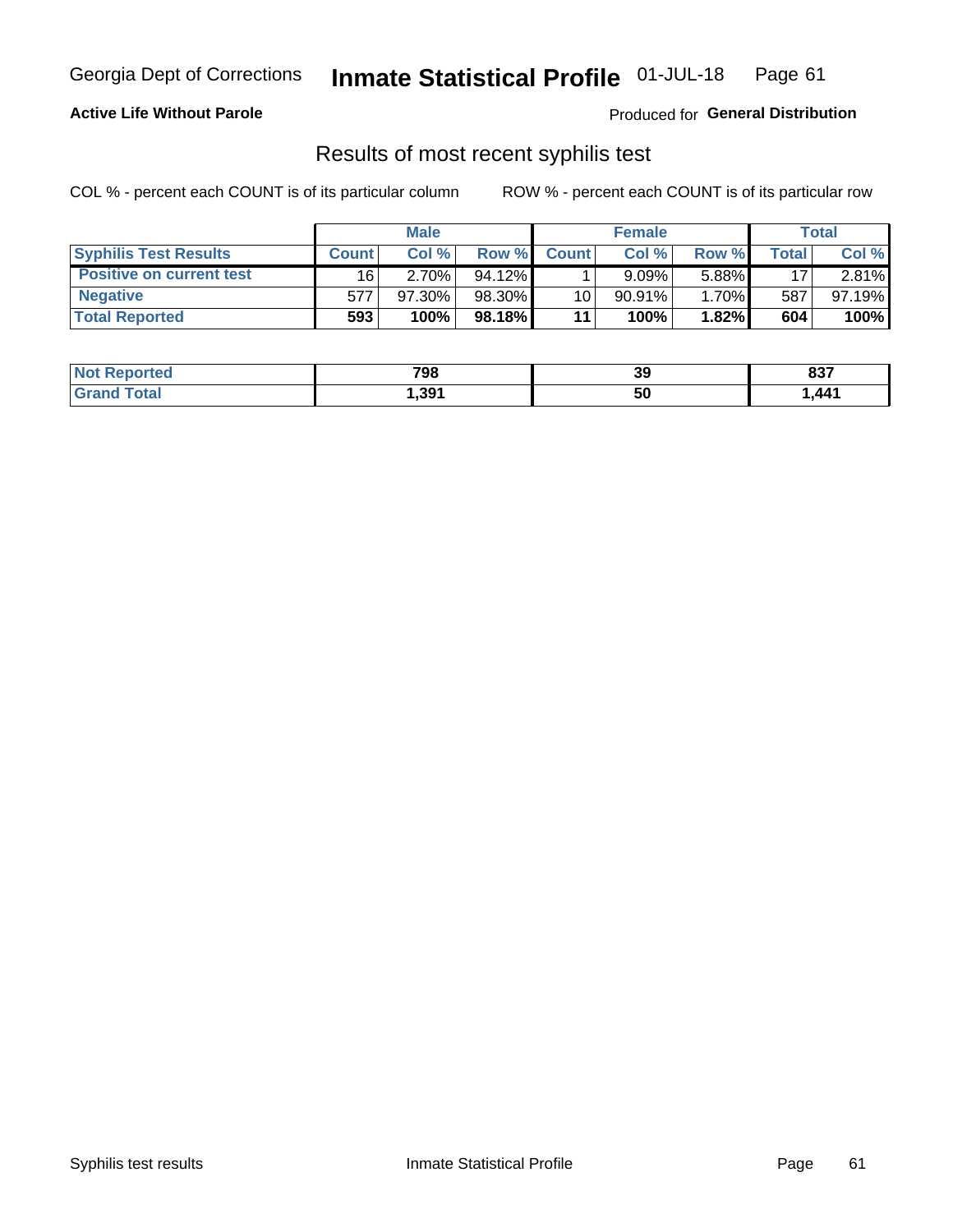Georgia Dept of Corrections **Inmate Statistical Profile** 01-JUL-18

**Active Life Without Parole**

Produced for **General Distribution**

## Results of most recent syphilis test

COL % - percent each COUNT is of its particular column

ROW % - percent each COUNT is of its particular row

| | Male | | | Female | | | Total | |
|---|---|---|---|---|---|---|---|---|
| **Syphilis Test Results** | **Count** | **Col %** | **Row %** | **Count** | **Col %** | **Row %** | **Total** | **Col %** |
| **Positive on current test** | 16 | 2.70% | 94.12% | 1 | 9.09% | 5.88% | 17 | 2.81% |
| **Negative** | 577 | 97.30% | 98.30% | 10 | 90.91% | 1.70% | 587 | 97.19% |
| **Total Reported** | **593** | **100%** | **98.18%** | **11** | **100%** | **1.82%** | **604** | **100%** |

| | Male | Female | Total |
|---|---|---|---|
| **Not Reported** | **798** | **39** | **837** |
| **Grand Total** | **1,391** | **50** | **1,441** |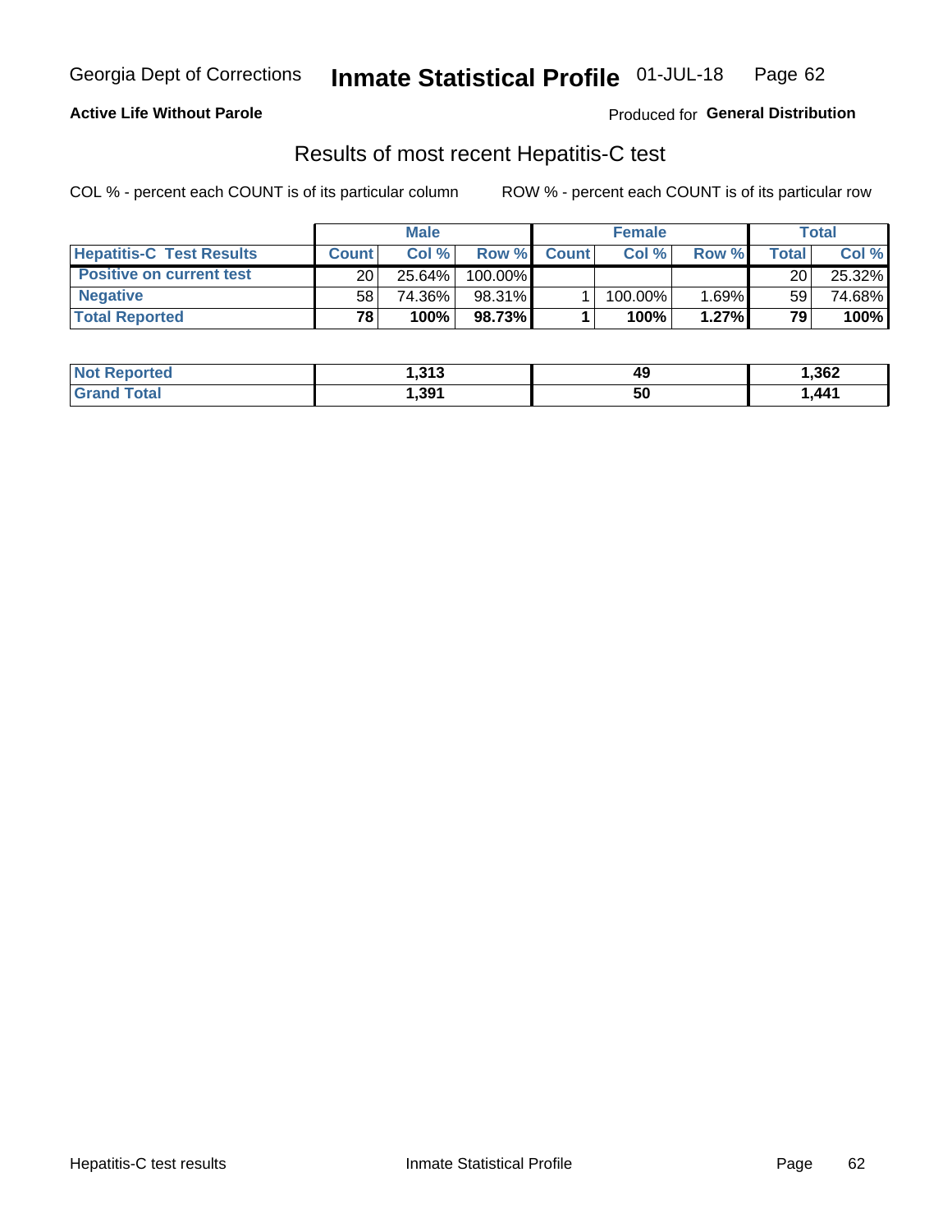Georgia Dept of Corrections **Inmate Statistical Profile** 01-JUL-18

**Active Life Without Parole**

Produced for **General Distribution**

## Results of most recent Hepatitis-C test

COL % - percent each COUNT is of its particular column

ROW % - percent each COUNT is of its particular row

| | Male | | | Female | | | Total | |
|---|---|---|---|---|---|---|---|---|
| **Hepatitis-C Test Results** | **Count** | **Col %** | **Row %** | **Count** | **Col %** | **Row %** | **Total** | **Col %** |
| **Positive on current test** | 20 | 25.64% | 100.00% | | | | 20 | 25.32% |
| **Negative** | 58 | 74.36% | 98.31% | 1 | 100.00% | 1.69% | 59 | 74.68% |
| **Total Reported** | **78** | **100%** | **98.73%** | **1** | **100%** | **1.27%** | **79** | **100%** |

| | Male | Female | Total |
|---|---|---|---|
| **Not Reported** | **1,313** | **49** | **1,362** |
| **Grand Total** | **1,391** | **50** | **1,441** |

Hepatitis-C test results